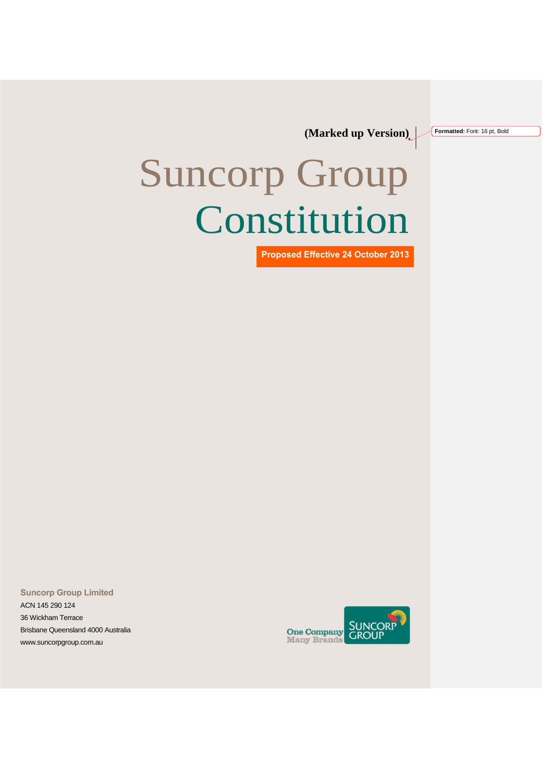**(Marked up Version)**

Formatted: Font: 16 pt, Bold

# Suncorp Group Constitution

**Proposed Effective 24 October 2013**

**Suncorp Group Limited**
ACN 145 290 124
36 Wickham Terrace
Brisbane Queensland 4000 Australia
www.suncorpgroup.com.au

One Company Many Brands SUNCORP GROUP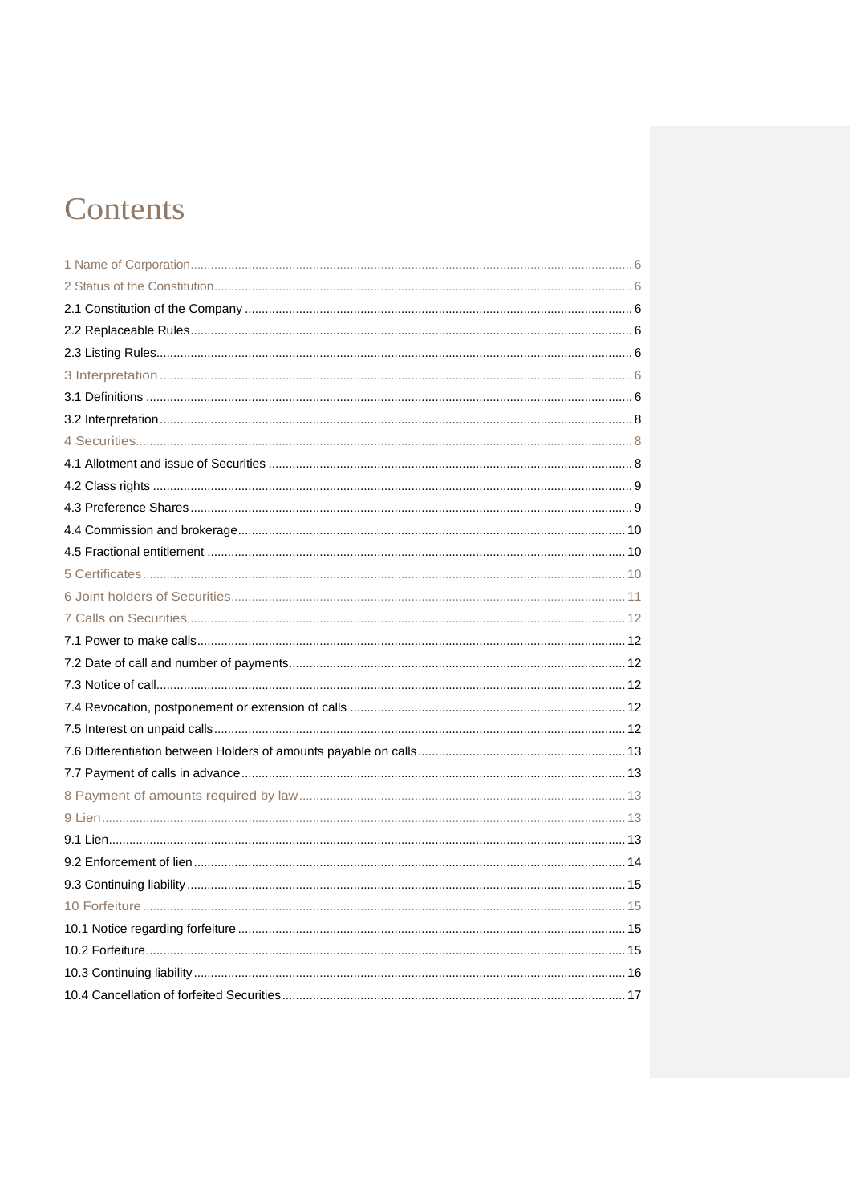# Contents

1 Name of Corporation ........ 6
2 Status of the Constitution ........ 6
2.1 Constitution of the Company ........ 6
2.2 Replaceable Rules ........ 6
2.3 Listing Rules ........ 6
3 Interpretation ........ 6
3.1 Definitions ........ 6
3.2 Interpretation ........ 8
4 Securities ........ 8
4.1 Allotment and issue of Securities ........ 8
4.2 Class rights ........ 9
4.3 Preference Shares ........ 9
4.4 Commission and brokerage ........ 10
4.5 Fractional entitlement ........ 10
5 Certificates ........ 10
6 Joint holders of Securities ........ 11
7 Calls on Securities ........ 12
7.1 Power to make calls ........ 12
7.2 Date of call and number of payments ........ 12
7.3 Notice of call ........ 12
7.4 Revocation, postponement or extension of calls ........ 12
7.5 Interest on unpaid calls ........ 12
7.6 Differentiation between Holders of amounts payable on calls ........ 13
7.7 Payment of calls in advance ........ 13
8 Payment of amounts required by law ........ 13
9 Lien ........ 13
9.1 Lien ........ 13
9.2 Enforcement of lien ........ 14
9.3 Continuing liability ........ 15
10 Forfeiture ........ 15
10.1 Notice regarding forfeiture ........ 15
10.2 Forfeiture ........ 15
10.3 Continuing liability ........ 16
10.4 Cancellation of forfeited Securities ........ 17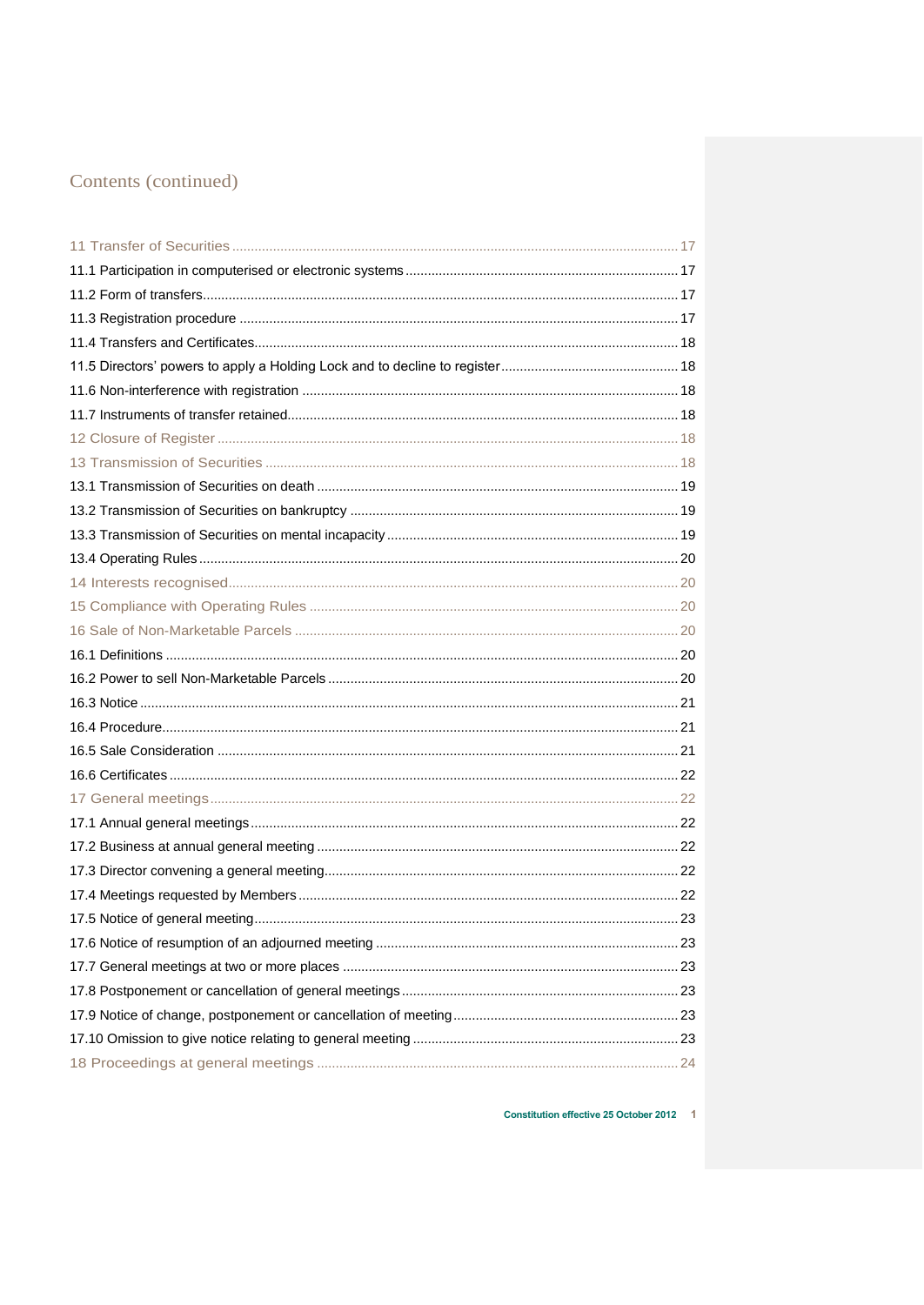# Contents (continued)

11 Transfer of Securities ..... 17

11.1 Participation in computerised or electronic systems ..... 17

11.2 Form of transfers ..... 17

11.3 Registration procedure ..... 17

11.4 Transfers and Certificates ..... 18

11.5 Directors' powers to apply a Holding Lock and to decline to register ..... 18

11.6 Non-interference with registration ..... 18

11.7 Instruments of transfer retained ..... 18

12 Closure of Register ..... 18

13 Transmission of Securities ..... 18

13.1 Transmission of Securities on death ..... 19

13.2 Transmission of Securities on bankruptcy ..... 19

13.3 Transmission of Securities on mental incapacity ..... 19

13.4 Operating Rules ..... 20

14 Interests recognised ..... 20

15 Compliance with Operating Rules ..... 20

16 Sale of Non-Marketable Parcels ..... 20

16.1 Definitions ..... 20

16.2 Power to sell Non-Marketable Parcels ..... 20

16.3 Notice ..... 21

16.4 Procedure ..... 21

16.5 Sale Consideration ..... 21

16.6 Certificates ..... 22

17 General meetings ..... 22

17.1 Annual general meetings ..... 22

17.2 Business at annual general meeting ..... 22

17.3 Director convening a general meeting ..... 22

17.4 Meetings requested by Members ..... 22

17.5 Notice of general meeting ..... 23

17.6 Notice of resumption of an adjourned meeting ..... 23

17.7 General meetings at two or more places ..... 23

17.8 Postponement or cancellation of general meetings ..... 23

17.9 Notice of change, postponement or cancellation of meeting ..... 23

17.10 Omission to give notice relating to general meeting ..... 23

18 Proceedings at general meetings ..... 24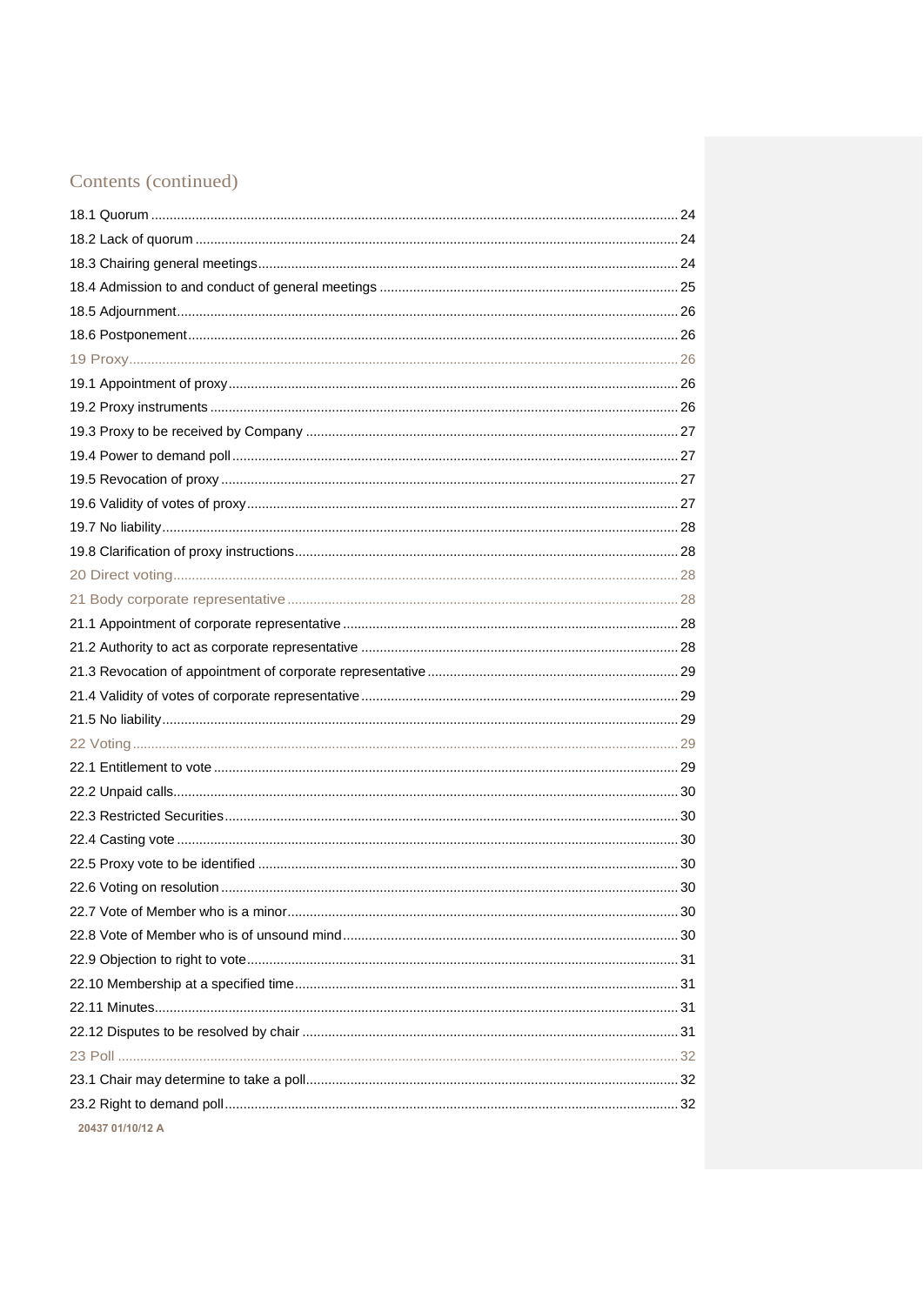## Contents (continued)

18.1 Quorum .......... 24
18.2 Lack of quorum .......... 24
18.3 Chairing general meetings .......... 24
18.4 Admission to and conduct of general meetings .......... 25
18.5 Adjournment .......... 26
18.6 Postponement .......... 26
19 Proxy .......... 26
19.1 Appointment of proxy .......... 26
19.2 Proxy instruments .......... 26
19.3 Proxy to be received by Company .......... 27
19.4 Power to demand poll .......... 27
19.5 Revocation of proxy .......... 27
19.6 Validity of votes of proxy .......... 27
19.7 No liability .......... 28
19.8 Clarification of proxy instructions .......... 28
20 Direct voting .......... 28
21 Body corporate representative .......... 28
21.1 Appointment of corporate representative .......... 28
21.2 Authority to act as corporate representative .......... 28
21.3 Revocation of appointment of corporate representative .......... 29
21.4 Validity of votes of corporate representative .......... 29
21.5 No liability .......... 29
22 Voting .......... 29
22.1 Entitlement to vote .......... 29
22.2 Unpaid calls .......... 30
22.3 Restricted Securities .......... 30
22.4 Casting vote .......... 30
22.5 Proxy vote to be identified .......... 30
22.6 Voting on resolution .......... 30
22.7 Vote of Member who is a minor .......... 30
22.8 Vote of Member who is of unsound mind .......... 30
22.9 Objection to right to vote .......... 31
22.10 Membership at a specified time .......... 31
22.11 Minutes .......... 31
22.12 Disputes to be resolved by chair .......... 31
23 Poll .......... 32
23.1 Chair may determine to take a poll .......... 32
23.2 Right to demand poll .......... 32

20437 01/10/12 A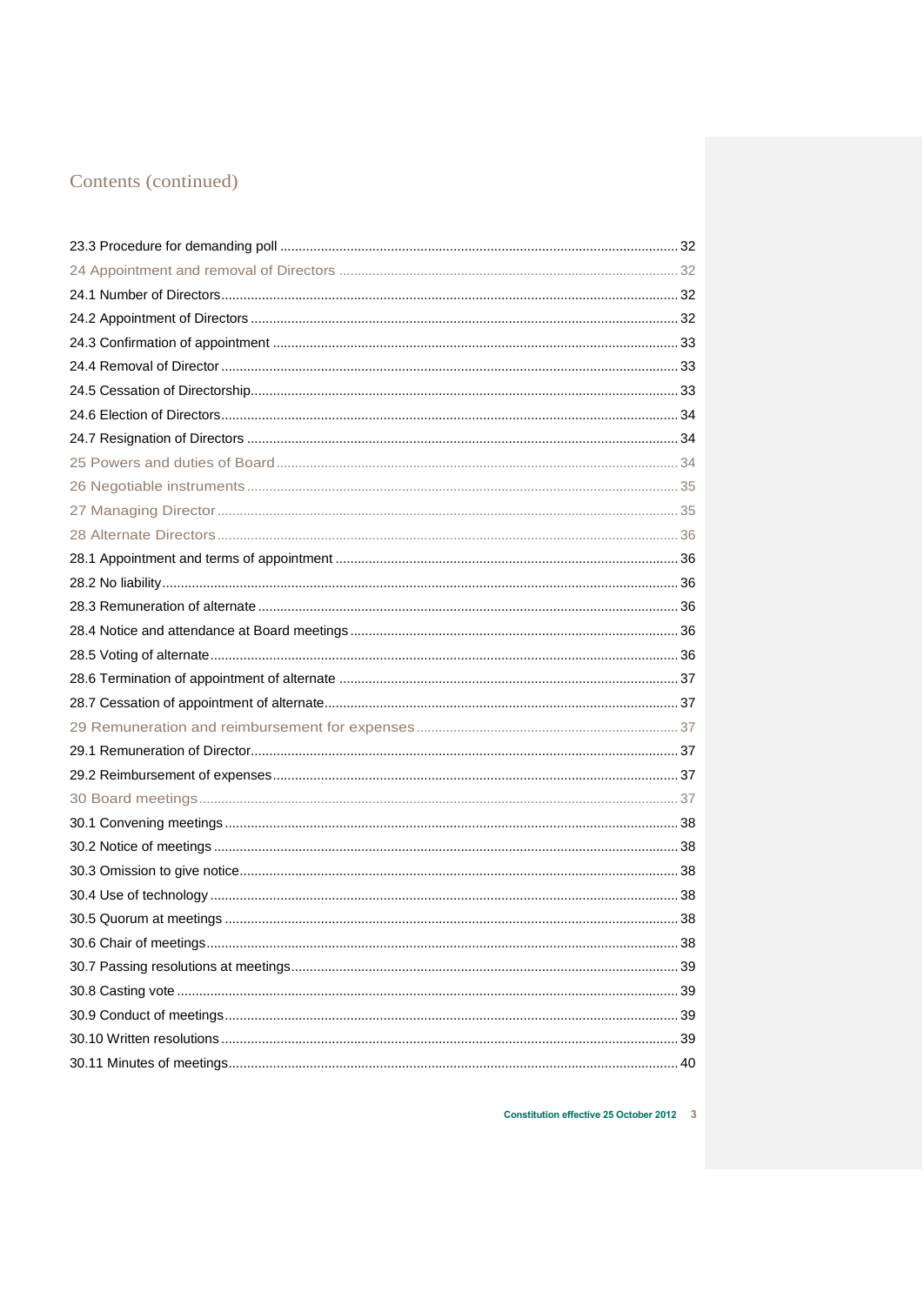# Contents (continued)

23.3 Procedure for demanding poll ........................................................................................................ 32

24 Appointment and removal of Directors ........................................................................................ 32

24.1 Number of Directors ........................................................................................................ 32

24.2 Appointment of Directors ........................................................................................................ 32

24.3 Confirmation of appointment ........................................................................................................ 33

24.4 Removal of Director ........................................................................................................ 33

24.5 Cessation of Directorship ........................................................................................................ 33

24.6 Election of Directors ........................................................................................................ 34

24.7 Resignation of Directors ........................................................................................................ 34

25 Powers and duties of Board ........................................................................................................ 34

26 Negotiable instruments ........................................................................................................ 35

27 Managing Director ........................................................................................................ 35

28 Alternate Directors ........................................................................................................ 36

28.1 Appointment and terms of appointment ........................................................................................................ 36

28.2 No liability ........................................................................................................ 36

28.3 Remuneration of alternate ........................................................................................................ 36

28.4 Notice and attendance at Board meetings ........................................................................................................ 36

28.5 Voting of alternate ........................................................................................................ 36

28.6 Termination of appointment of alternate ........................................................................................................ 37

28.7 Cessation of appointment of alternate ........................................................................................................ 37

29 Remuneration and reimbursement for expenses ........................................................................................................ 37

29.1 Remuneration of Director ........................................................................................................ 37

29.2 Reimbursement of expenses ........................................................................................................ 37

30 Board meetings ........................................................................................................ 37

30.1 Convening meetings ........................................................................................................ 38

30.2 Notice of meetings ........................................................................................................ 38

30.3 Omission to give notice ........................................................................................................ 38

30.4 Use of technology ........................................................................................................ 38

30.5 Quorum at meetings ........................................................................................................ 38

30.6 Chair of meetings ........................................................................................................ 38

30.7 Passing resolutions at meetings ........................................................................................................ 39

30.8 Casting vote ........................................................................................................ 39

30.9 Conduct of meetings ........................................................................................................ 39

30.10 Written resolutions ........................................................................................................ 39

30.11 Minutes of meetings ........................................................................................................ 40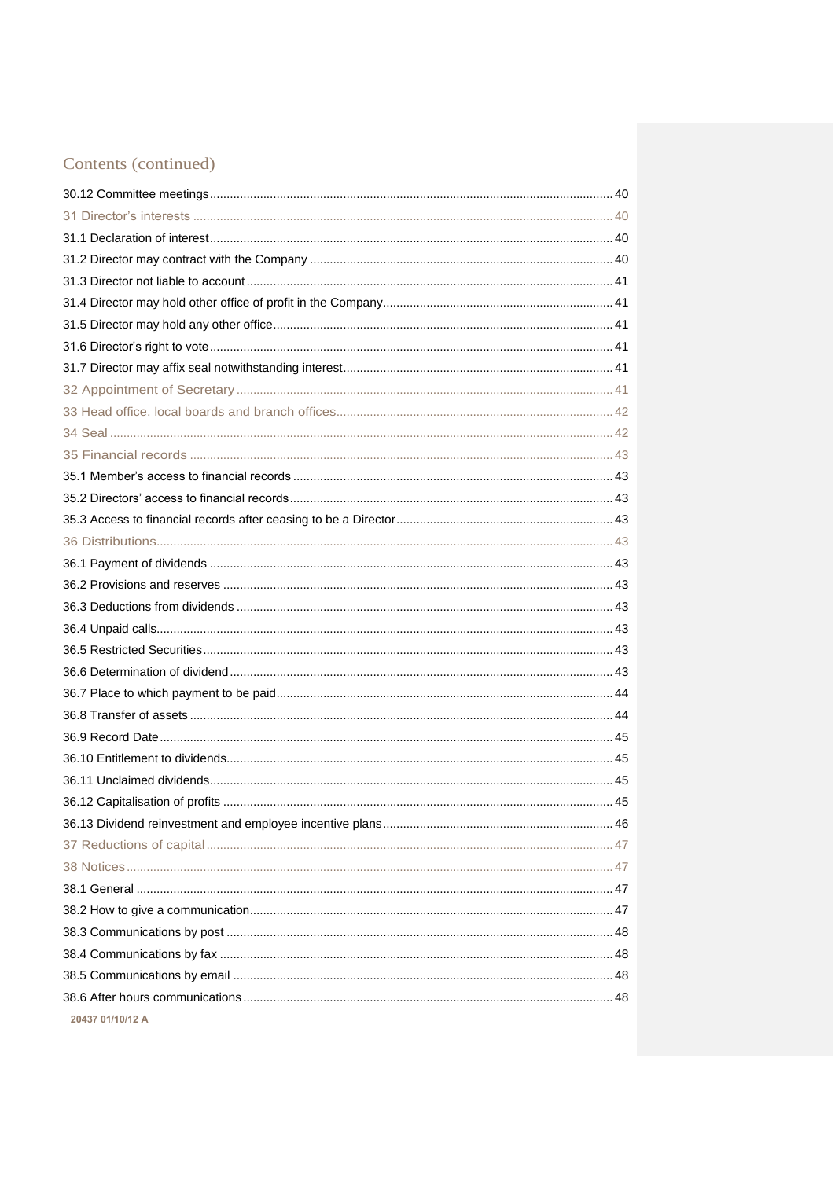## Contents (continued)

30.12 Committee meetings ... 40
31 Director's interests ... 40
31.1 Declaration of interest ... 40
31.2 Director may contract with the Company ... 40
31.3 Director not liable to account ... 41
31.4 Director may hold other office of profit in the Company ... 41
31.5 Director may hold any other office ... 41
31.6 Director's right to vote ... 41
31.7 Director may affix seal notwithstanding interest ... 41
32 Appointment of Secretary ... 41
33 Head office, local boards and branch offices ... 42
34 Seal ... 42
35 Financial records ... 43
35.1 Member's access to financial records ... 43
35.2 Directors' access to financial records ... 43
35.3 Access to financial records after ceasing to be a Director ... 43
36 Distributions ... 43
36.1 Payment of dividends ... 43
36.2 Provisions and reserves ... 43
36.3 Deductions from dividends ... 43
36.4 Unpaid calls ... 43
36.5 Restricted Securities ... 43
36.6 Determination of dividend ... 43
36.7 Place to which payment to be paid ... 44
36.8 Transfer of assets ... 44
36.9 Record Date ... 45
36.10 Entitlement to dividends ... 45
36.11 Unclaimed dividends ... 45
36.12 Capitalisation of profits ... 45
36.13 Dividend reinvestment and employee incentive plans ... 46
37 Reductions of capital ... 47
38 Notices ... 47
38.1 General ... 47
38.2 How to give a communication ... 47
38.3 Communications by post ... 48
38.4 Communications by fax ... 48
38.5 Communications by email ... 48
38.6 After hours communications ... 48

20437 01/10/12 A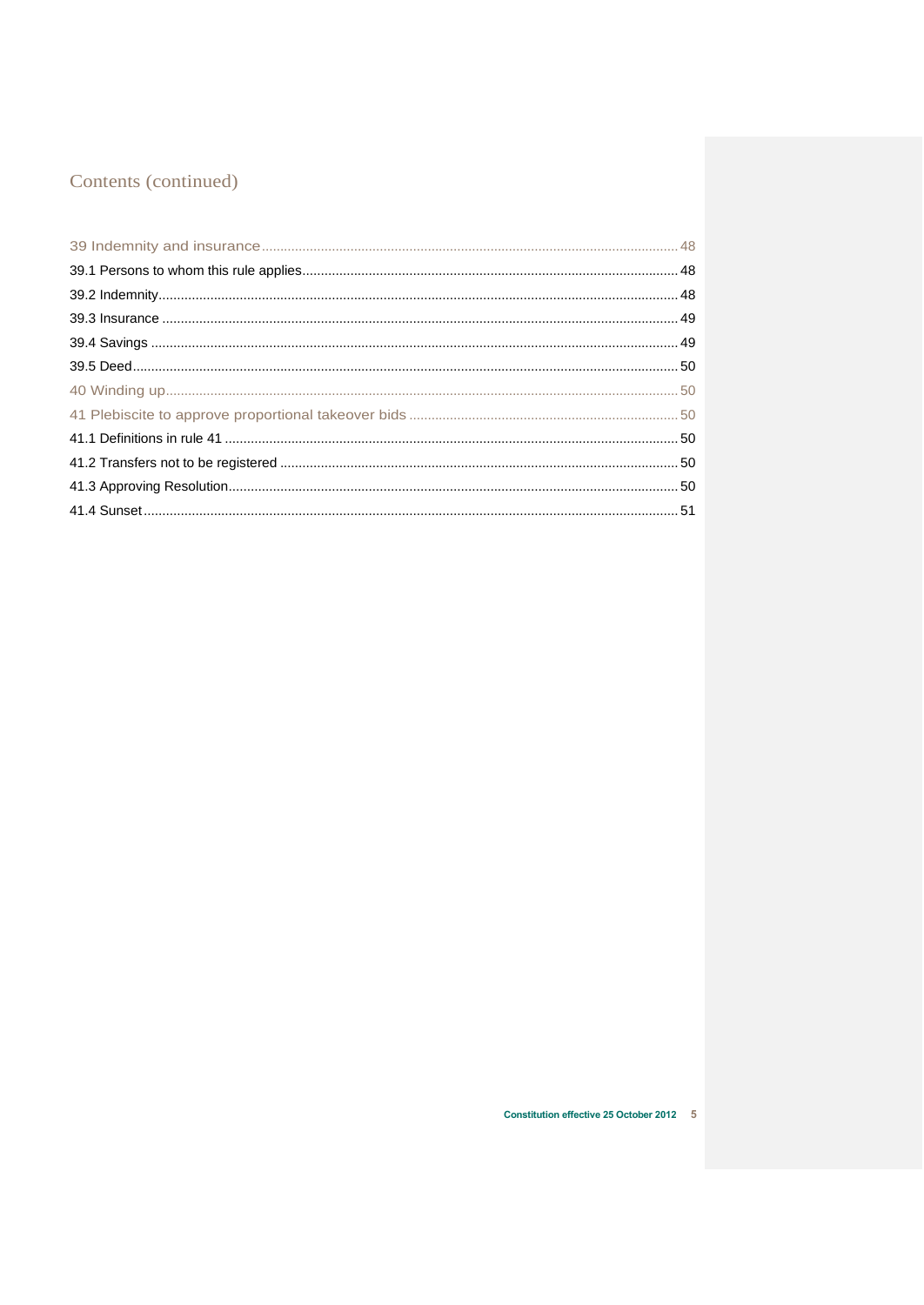# Contents (continued)

39 Indemnity and insurance ..... 48

39.1 Persons to whom this rule applies ..... 48

39.2 Indemnity ..... 48

39.3 Insurance ..... 49

39.4 Savings ..... 49

39.5 Deed ..... 50

40 Winding up ..... 50

41 Plebiscite to approve proportional takeover bids ..... 50

41.1 Definitions in rule 41 ..... 50

41.2 Transfers not to be registered ..... 50

41.3 Approving Resolution ..... 50

41.4 Sunset ..... 51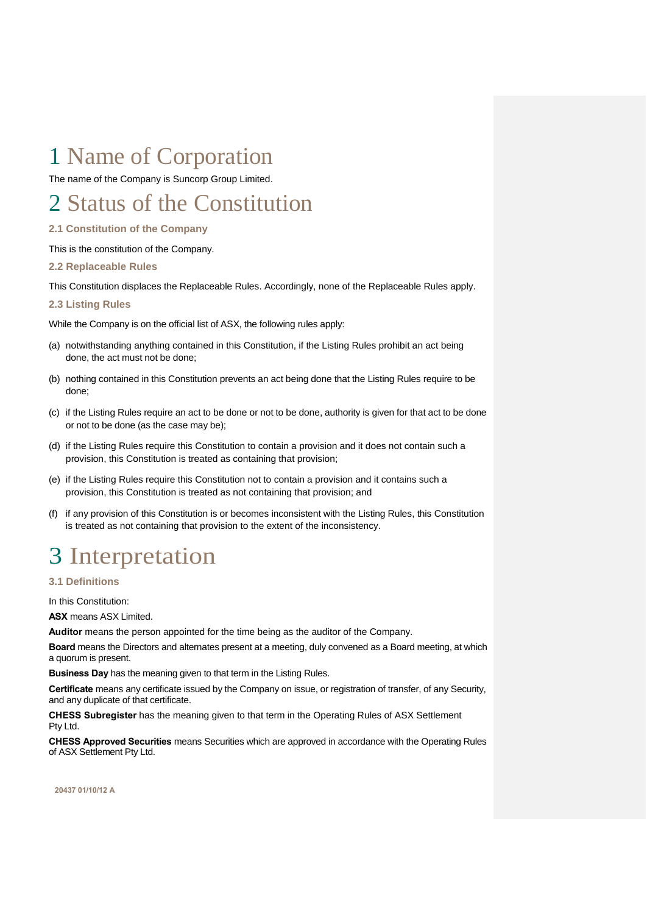# 1 Name of Corporation

The name of the Company is Suncorp Group Limited.

# 2 Status of the Constitution

### 2.1 Constitution of the Company

This is the constitution of the Company.

### 2.2 Replaceable Rules

This Constitution displaces the Replaceable Rules. Accordingly, none of the Replaceable Rules apply.

### 2.3 Listing Rules

While the Company is on the official list of ASX, the following rules apply:

(a) notwithstanding anything contained in this Constitution, if the Listing Rules prohibit an act being done, the act must not be done;

(b) nothing contained in this Constitution prevents an act being done that the Listing Rules require to be done;

(c) if the Listing Rules require an act to be done or not to be done, authority is given for that act to be done or not to be done (as the case may be);

(d) if the Listing Rules require this Constitution to contain a provision and it does not contain such a provision, this Constitution is treated as containing that provision;

(e) if the Listing Rules require this Constitution not to contain a provision and it contains such a provision, this Constitution is treated as not containing that provision; and

(f) if any provision of this Constitution is or becomes inconsistent with the Listing Rules, this Constitution is treated as not containing that provision to the extent of the inconsistency.

# 3 Interpretation

### 3.1 Definitions

In this Constitution:

**ASX** means ASX Limited.

**Auditor** means the person appointed for the time being as the auditor of the Company.

**Board** means the Directors and alternates present at a meeting, duly convened as a Board meeting, at which a quorum is present.

**Business Day** has the meaning given to that term in the Listing Rules.

**Certificate** means any certificate issued by the Company on issue, or registration of transfer, of any Security, and any duplicate of that certificate.

**CHESS Subregister** has the meaning given to that term in the Operating Rules of ASX Settlement Pty Ltd.

**CHESS Approved Securities** means Securities which are approved in accordance with the Operating Rules of ASX Settlement Pty Ltd.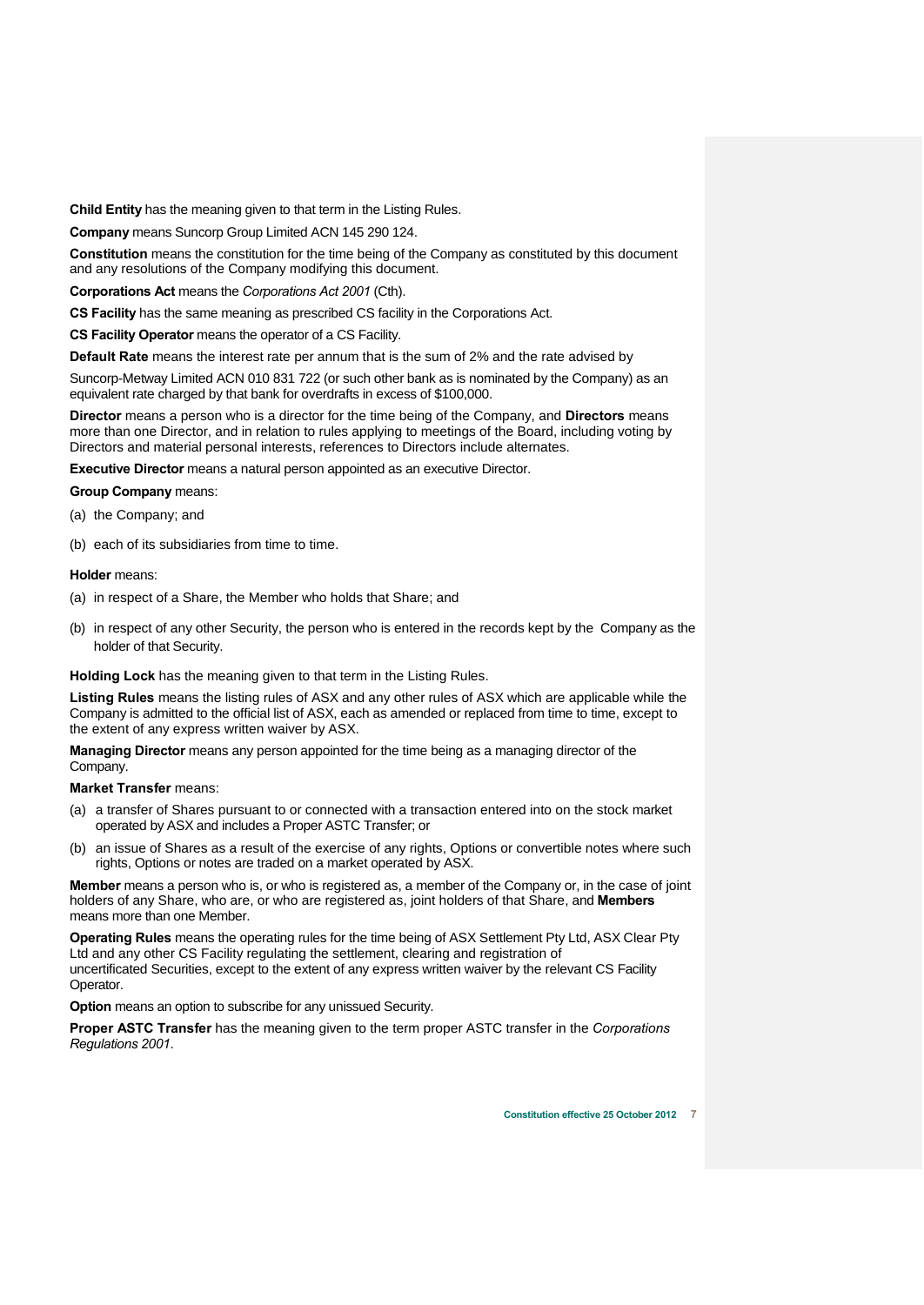**Child Entity** has the meaning given to that term in the Listing Rules.

**Company** means Suncorp Group Limited ACN 145 290 124.

**Constitution** means the constitution for the time being of the Company as constituted by this document and any resolutions of the Company modifying this document.

**Corporations Act** means the *Corporations Act 2001* (Cth).

**CS Facility** has the same meaning as prescribed CS facility in the Corporations Act.

**CS Facility Operator** means the operator of a CS Facility.

**Default Rate** means the interest rate per annum that is the sum of 2% and the rate advised by

Suncorp-Metway Limited ACN 010 831 722 (or such other bank as is nominated by the Company) as an equivalent rate charged by that bank for overdrafts in excess of $100,000.

**Director** means a person who is a director for the time being of the Company, and **Directors** means more than one Director, and in relation to rules applying to meetings of the Board, including voting by Directors and material personal interests, references to Directors include alternates.

**Executive Director** means a natural person appointed as an executive Director.

**Group Company** means:

(a) the Company; and

(b) each of its subsidiaries from time to time.

**Holder** means:

(a) in respect of a Share, the Member who holds that Share; and

(b) in respect of any other Security, the person who is entered in the records kept by the Company as the holder of that Security.

**Holding Lock** has the meaning given to that term in the Listing Rules.

**Listing Rules** means the listing rules of ASX and any other rules of ASX which are applicable while the Company is admitted to the official list of ASX, each as amended or replaced from time to time, except to the extent of any express written waiver by ASX.

**Managing Director** means any person appointed for the time being as a managing director of the Company.

**Market Transfer** means:

(a) a transfer of Shares pursuant to or connected with a transaction entered into on the stock market operated by ASX and includes a Proper ASTC Transfer; or

(b) an issue of Shares as a result of the exercise of any rights, Options or convertible notes where such rights, Options or notes are traded on a market operated by ASX.

**Member** means a person who is, or who is registered as, a member of the Company or, in the case of joint holders of any Share, who are, or who are registered as, joint holders of that Share, and **Members** means more than one Member.

**Operating Rules** means the operating rules for the time being of ASX Settlement Pty Ltd, ASX Clear Pty Ltd and any other CS Facility regulating the settlement, clearing and registration of uncertificated Securities, except to the extent of any express written waiver by the relevant CS Facility Operator.

**Option** means an option to subscribe for any unissued Security.

**Proper ASTC Transfer** has the meaning given to the term proper ASTC transfer in the *Corporations Regulations 2001*.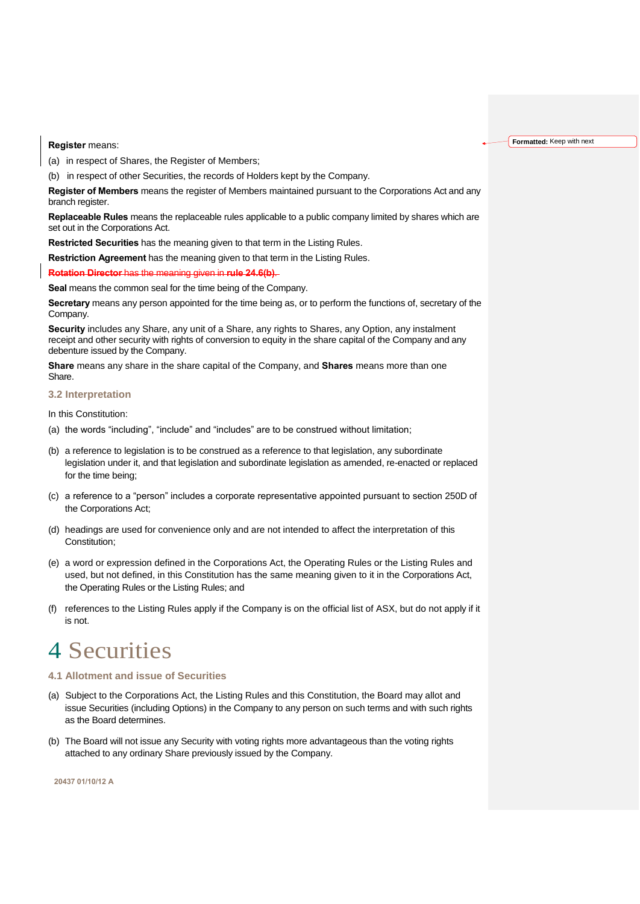**Register** means:

(a) in respect of Shares, the Register of Members;

(b) in respect of other Securities, the records of Holders kept by the Company.

**Register of Members** means the register of Members maintained pursuant to the Corporations Act and any branch register.

**Replaceable Rules** means the replaceable rules applicable to a public company limited by shares which are set out in the Corporations Act.

**Restricted Securities** has the meaning given to that term in the Listing Rules.

**Restriction Agreement** has the meaning given to that term in the Listing Rules.

~~**Rotation Director** has the meaning given in **rule 24.6(b)**.~~

**Seal** means the common seal for the time being of the Company.

**Secretary** means any person appointed for the time being as, or to perform the functions of, secretary of the Company.

**Security** includes any Share, any unit of a Share, any rights to Shares, any Option, any instalment receipt and other security with rights of conversion to equity in the share capital of the Company and any debenture issued by the Company.

**Share** means any share in the share capital of the Company, and **Shares** means more than one Share.

### 3.2 Interpretation

In this Constitution:

(a) the words "including", "include" and "includes" are to be construed without limitation;

(b) a reference to legislation is to be construed as a reference to that legislation, any subordinate legislation under it, and that legislation and subordinate legislation as amended, re-enacted or replaced for the time being;

(c) a reference to a "person" includes a corporate representative appointed pursuant to section 250D of the Corporations Act;

(d) headings are used for convenience only and are not intended to affect the interpretation of this Constitution;

(e) a word or expression defined in the Corporations Act, the Operating Rules or the Listing Rules and used, but not defined, in this Constitution has the same meaning given to it in the Corporations Act, the Operating Rules or the Listing Rules; and

(f) references to the Listing Rules apply if the Company is on the official list of ASX, but do not apply if it is not.

# 4 Securities

### 4.1 Allotment and issue of Securities

(a) Subject to the Corporations Act, the Listing Rules and this Constitution, the Board may allot and issue Securities (including Options) in the Company to any person on such terms and with such rights as the Board determines.

(b) The Board will not issue any Security with voting rights more advantageous than the voting rights attached to any ordinary Share previously issued by the Company.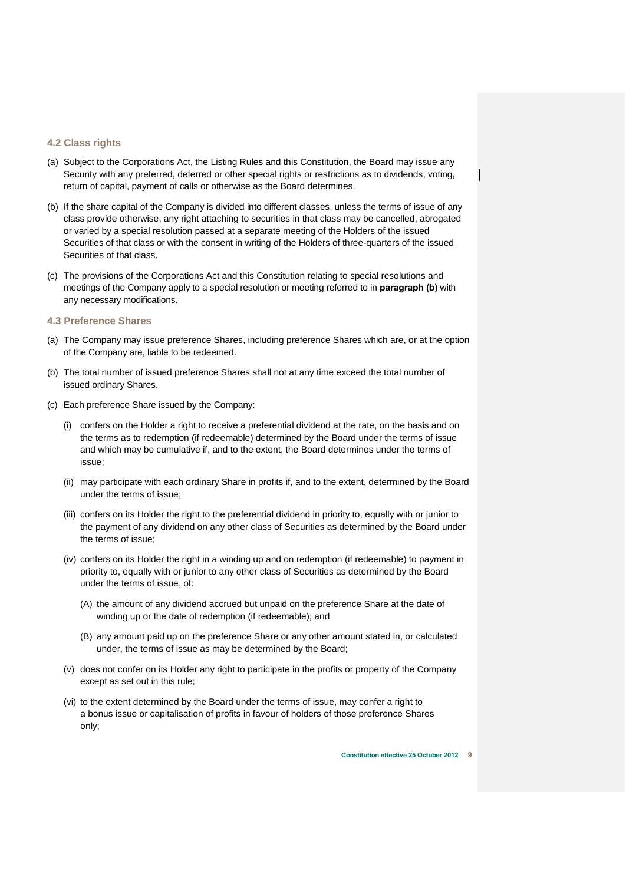### 4.2 Class rights

(a) Subject to the Corporations Act, the Listing Rules and this Constitution, the Board may issue any Security with any preferred, deferred or other special rights or restrictions as to dividends, voting, return of capital, payment of calls or otherwise as the Board determines.

(b) If the share capital of the Company is divided into different classes, unless the terms of issue of any class provide otherwise, any right attaching to securities in that class may be cancelled, abrogated or varied by a special resolution passed at a separate meeting of the Holders of the issued Securities of that class or with the consent in writing of the Holders of three-quarters of the issued Securities of that class.

(c) The provisions of the Corporations Act and this Constitution relating to special resolutions and meetings of the Company apply to a special resolution or meeting referred to in **paragraph (b)** with any necessary modifications.

### 4.3 Preference Shares

(a) The Company may issue preference Shares, including preference Shares which are, or at the option of the Company are, liable to be redeemed.

(b) The total number of issued preference Shares shall not at any time exceed the total number of issued ordinary Shares.

(c) Each preference Share issued by the Company:

   (i) confers on the Holder a right to receive a preferential dividend at the rate, on the basis and on the terms as to redemption (if redeemable) determined by the Board under the terms of issue and which may be cumulative if, and to the extent, the Board determines under the terms of issue;

   (ii) may participate with each ordinary Share in profits if, and to the extent, determined by the Board under the terms of issue;

   (iii) confers on its Holder the right to the preferential dividend in priority to, equally with or junior to the payment of any dividend on any other class of Securities as determined by the Board under the terms of issue;

   (iv) confers on its Holder the right in a winding up and on redemption (if redeemable) to payment in priority to, equally with or junior to any other class of Securities as determined by the Board under the terms of issue, of:

      (A) the amount of any dividend accrued but unpaid on the preference Share at the date of winding up or the date of redemption (if redeemable); and

      (B) any amount paid up on the preference Share or any other amount stated in, or calculated under, the terms of issue as may be determined by the Board;

   (v) does not confer on its Holder any right to participate in the profits or property of the Company except as set out in this rule;

   (vi) to the extent determined by the Board under the terms of issue, may confer a right to a bonus issue or capitalisation of profits in favour of holders of those preference Shares only;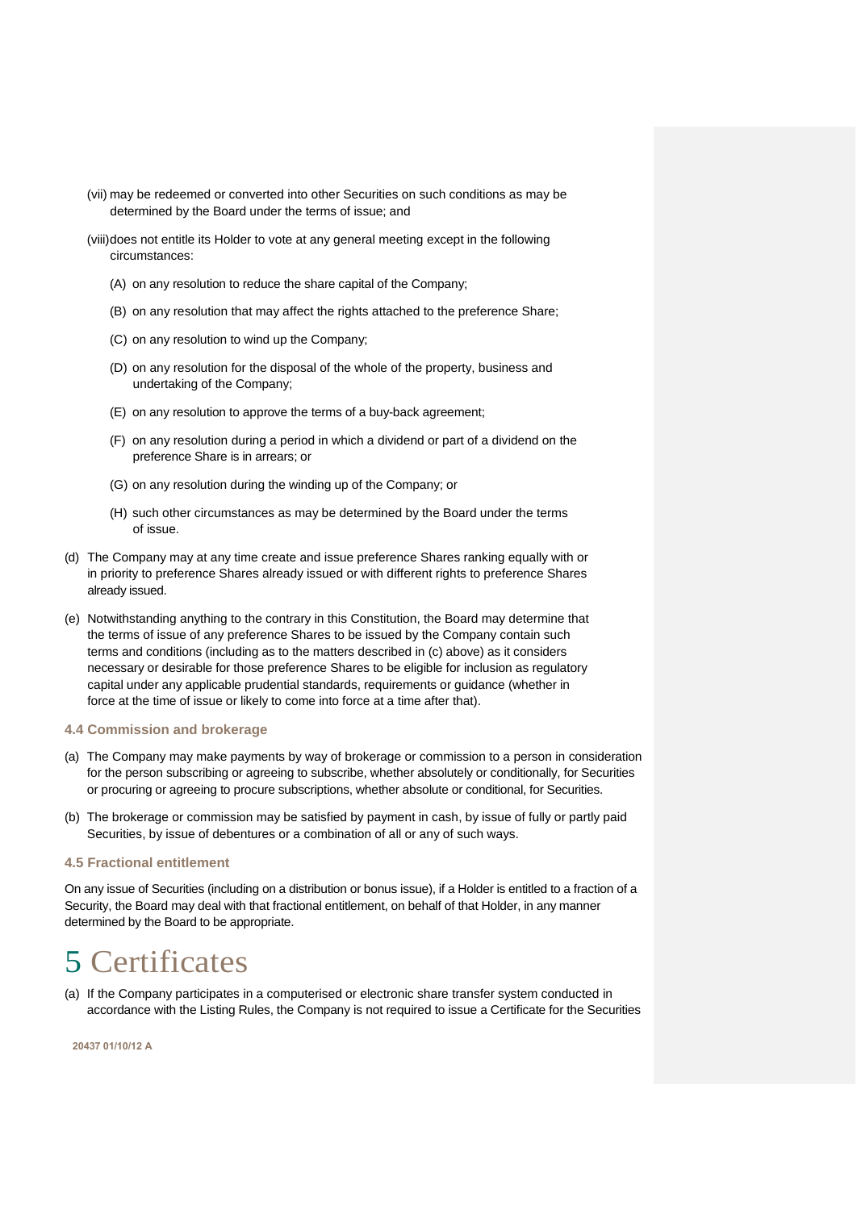(vii) may be redeemed or converted into other Securities on such conditions as may be determined by the Board under the terms of issue; and

(viii) does not entitle its Holder to vote at any general meeting except in the following circumstances:

(A) on any resolution to reduce the share capital of the Company;

(B) on any resolution that may affect the rights attached to the preference Share;

(C) on any resolution to wind up the Company;

(D) on any resolution for the disposal of the whole of the property, business and undertaking of the Company;

(E) on any resolution to approve the terms of a buy-back agreement;

(F) on any resolution during a period in which a dividend or part of a dividend on the preference Share is in arrears; or

(G) on any resolution during the winding up of the Company; or

(H) such other circumstances as may be determined by the Board under the terms of issue.

(d) The Company may at any time create and issue preference Shares ranking equally with or in priority to preference Shares already issued or with different rights to preference Shares already issued.

(e) Notwithstanding anything to the contrary in this Constitution, the Board may determine that the terms of issue of any preference Shares to be issued by the Company contain such terms and conditions (including as to the matters described in (c) above) as it considers necessary or desirable for those preference Shares to be eligible for inclusion as regulatory capital under any applicable prudential standards, requirements or guidance (whether in force at the time of issue or likely to come into force at a time after that).

### 4.4 Commission and brokerage

(a) The Company may make payments by way of brokerage or commission to a person in consideration for the person subscribing or agreeing to subscribe, whether absolutely or conditionally, for Securities or procuring or agreeing to procure subscriptions, whether absolute or conditional, for Securities.

(b) The brokerage or commission may be satisfied by payment in cash, by issue of fully or partly paid Securities, by issue of debentures or a combination of all or any of such ways.

### 4.5 Fractional entitlement

On any issue of Securities (including on a distribution or bonus issue), if a Holder is entitled to a fraction of a Security, the Board may deal with that fractional entitlement, on behalf of that Holder, in any manner determined by the Board to be appropriate.

# 5 Certificates

(a) If the Company participates in a computerised or electronic share transfer system conducted in accordance with the Listing Rules, the Company is not required to issue a Certificate for the Securities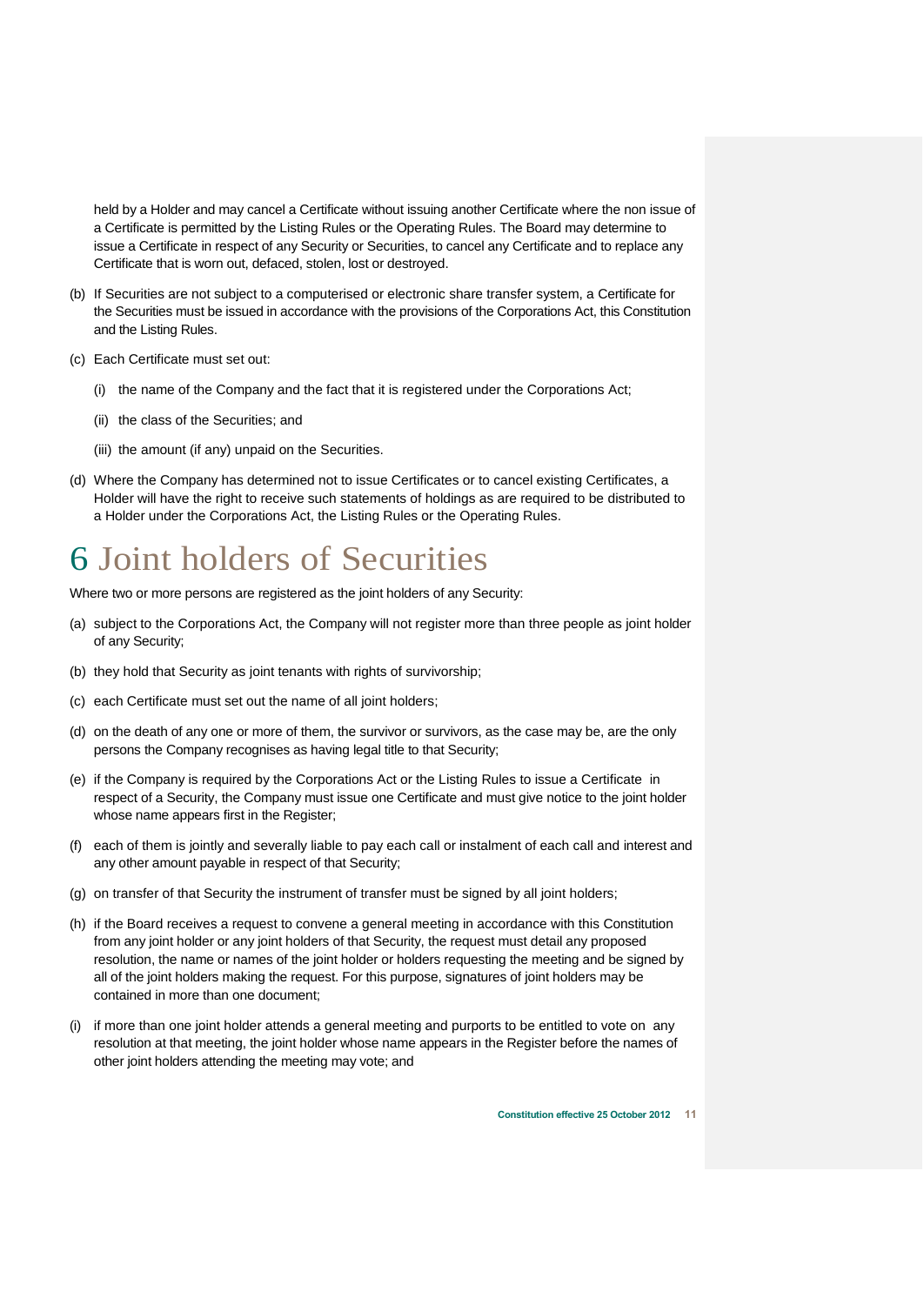held by a Holder and may cancel a Certificate without issuing another Certificate where the non issue of a Certificate is permitted by the Listing Rules or the Operating Rules. The Board may determine to issue a Certificate in respect of any Security or Securities, to cancel any Certificate and to replace any Certificate that is worn out, defaced, stolen, lost or destroyed.

(b) If Securities are not subject to a computerised or electronic share transfer system, a Certificate for the Securities must be issued in accordance with the provisions of the Corporations Act, this Constitution and the Listing Rules.

(c) Each Certificate must set out:

  (i) the name of the Company and the fact that it is registered under the Corporations Act;

  (ii) the class of the Securities; and

  (iii) the amount (if any) unpaid on the Securities.

(d) Where the Company has determined not to issue Certificates or to cancel existing Certificates, a Holder will have the right to receive such statements of holdings as are required to be distributed to a Holder under the Corporations Act, the Listing Rules or the Operating Rules.

# 6 Joint holders of Securities

Where two or more persons are registered as the joint holders of any Security:

(a) subject to the Corporations Act, the Company will not register more than three people as joint holder of any Security;

(b) they hold that Security as joint tenants with rights of survivorship;

(c) each Certificate must set out the name of all joint holders;

(d) on the death of any one or more of them, the survivor or survivors, as the case may be, are the only persons the Company recognises as having legal title to that Security;

(e) if the Company is required by the Corporations Act or the Listing Rules to issue a Certificate in respect of a Security, the Company must issue one Certificate and must give notice to the joint holder whose name appears first in the Register;

(f) each of them is jointly and severally liable to pay each call or instalment of each call and interest and any other amount payable in respect of that Security;

(g) on transfer of that Security the instrument of transfer must be signed by all joint holders;

(h) if the Board receives a request to convene a general meeting in accordance with this Constitution from any joint holder or any joint holders of that Security, the request must detail any proposed resolution, the name or names of the joint holder or holders requesting the meeting and be signed by all of the joint holders making the request. For this purpose, signatures of joint holders may be contained in more than one document;

(i) if more than one joint holder attends a general meeting and purports to be entitled to vote on any resolution at that meeting, the joint holder whose name appears in the Register before the names of other joint holders attending the meeting may vote; and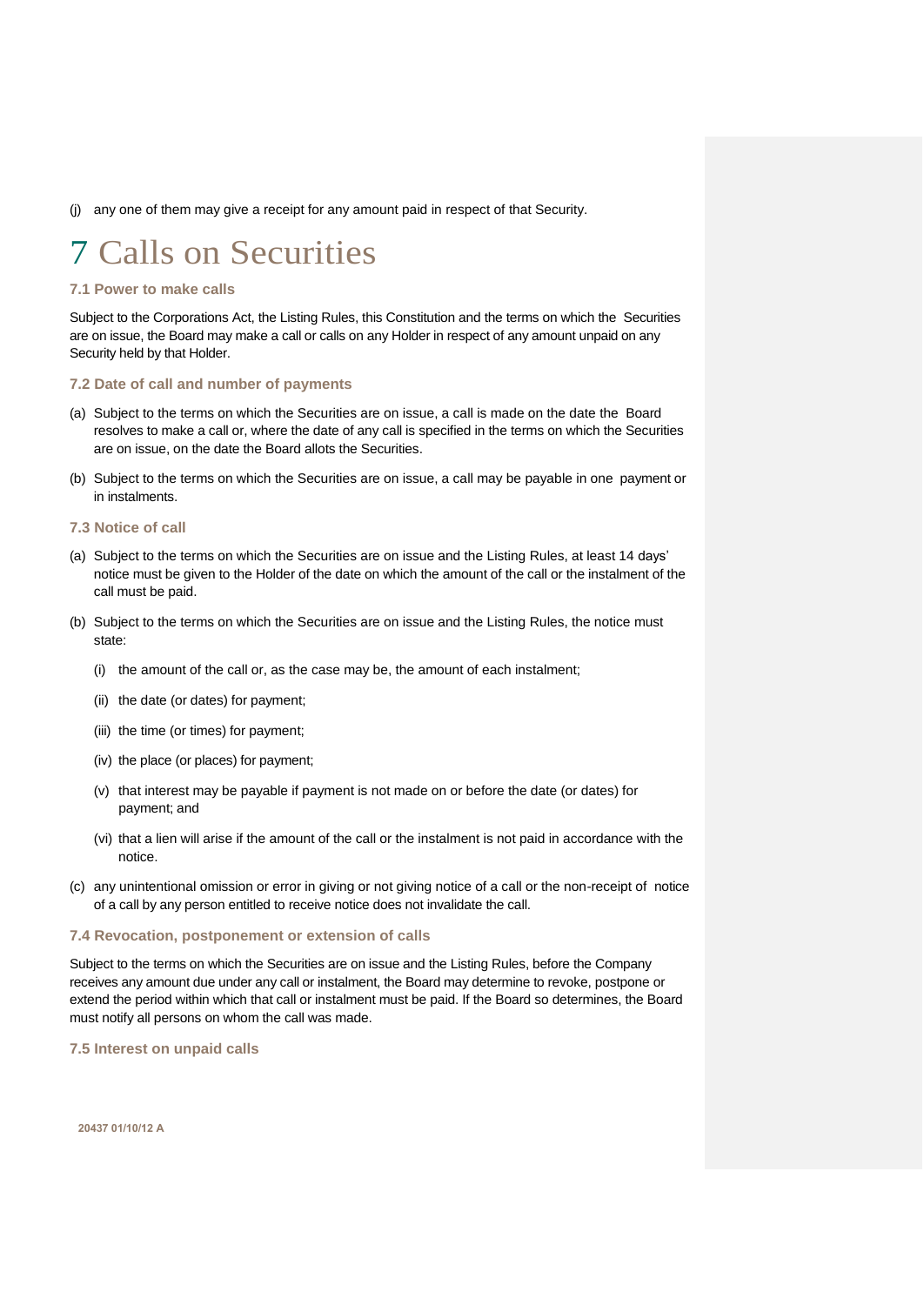(j) any one of them may give a receipt for any amount paid in respect of that Security.

# 7 Calls on Securities

### 7.1 Power to make calls

Subject to the Corporations Act, the Listing Rules, this Constitution and the terms on which the Securities are on issue, the Board may make a call or calls on any Holder in respect of any amount unpaid on any Security held by that Holder.

### 7.2 Date of call and number of payments

(a) Subject to the terms on which the Securities are on issue, a call is made on the date the Board resolves to make a call or, where the date of any call is specified in the terms on which the Securities are on issue, on the date the Board allots the Securities.

(b) Subject to the terms on which the Securities are on issue, a call may be payable in one payment or in instalments.

### 7.3 Notice of call

(a) Subject to the terms on which the Securities are on issue and the Listing Rules, at least 14 days' notice must be given to the Holder of the date on which the amount of the call or the instalment of the call must be paid.

(b) Subject to the terms on which the Securities are on issue and the Listing Rules, the notice must state:

   (i) the amount of the call or, as the case may be, the amount of each instalment;

   (ii) the date (or dates) for payment;

   (iii) the time (or times) for payment;

   (iv) the place (or places) for payment;

   (v) that interest may be payable if payment is not made on or before the date (or dates) for payment; and

   (vi) that a lien will arise if the amount of the call or the instalment is not paid in accordance with the notice.

(c) any unintentional omission or error in giving or not giving notice of a call or the non-receipt of notice of a call by any person entitled to receive notice does not invalidate the call.

### 7.4 Revocation, postponement or extension of calls

Subject to the terms on which the Securities are on issue and the Listing Rules, before the Company receives any amount due under any call or instalment, the Board may determine to revoke, postpone or extend the period within which that call or instalment must be paid. If the Board so determines, the Board must notify all persons on whom the call was made.

### 7.5 Interest on unpaid calls

20437 01/10/12 A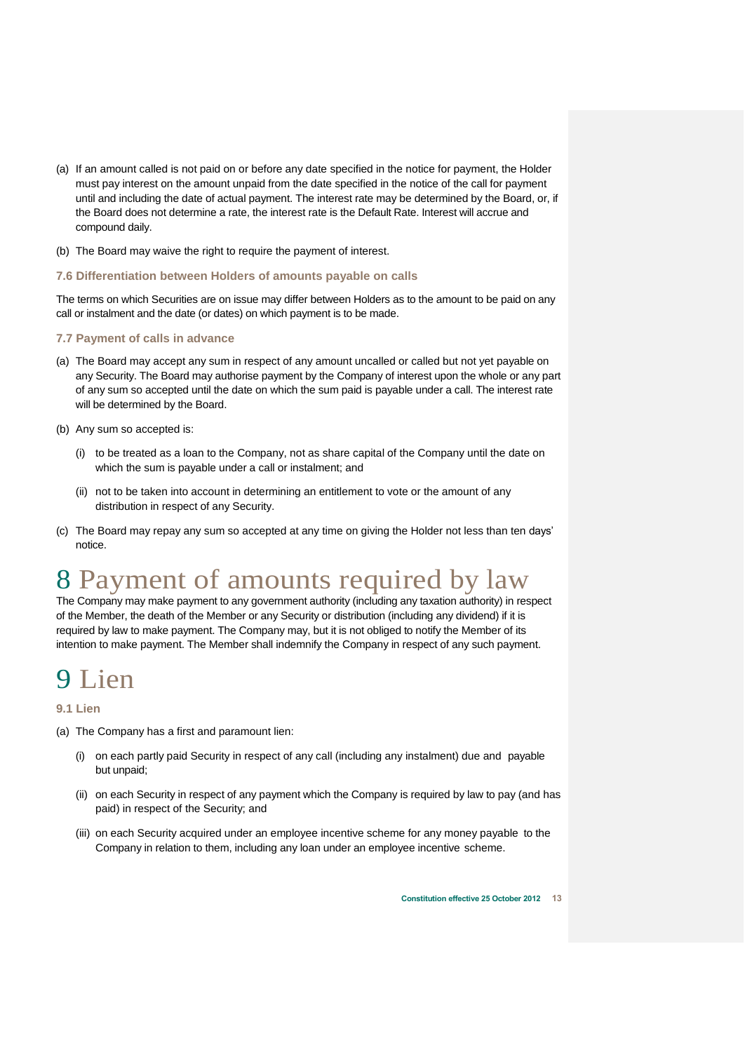(a) If an amount called is not paid on or before any date specified in the notice for payment, the Holder must pay interest on the amount unpaid from the date specified in the notice of the call for payment until and including the date of actual payment. The interest rate may be determined by the Board, or, if the Board does not determine a rate, the interest rate is the Default Rate. Interest will accrue and compound daily.

(b) The Board may waive the right to require the payment of interest.

### 7.6 Differentiation between Holders of amounts payable on calls

The terms on which Securities are on issue may differ between Holders as to the amount to be paid on any call or instalment and the date (or dates) on which payment is to be made.

### 7.7 Payment of calls in advance

(a) The Board may accept any sum in respect of any amount uncalled or called but not yet payable on any Security. The Board may authorise payment by the Company of interest upon the whole or any part of any sum so accepted until the date on which the sum paid is payable under a call. The interest rate will be determined by the Board.

(b) Any sum so accepted is:

  (i) to be treated as a loan to the Company, not as share capital of the Company until the date on which the sum is payable under a call or instalment; and

  (ii) not to be taken into account in determining an entitlement to vote or the amount of any distribution in respect of any Security.

(c) The Board may repay any sum so accepted at any time on giving the Holder not less than ten days' notice.

# 8 Payment of amounts required by law

The Company may make payment to any government authority (including any taxation authority) in respect of the Member, the death of the Member or any Security or distribution (including any dividend) if it is required by law to make payment. The Company may, but it is not obliged to notify the Member of its intention to make payment. The Member shall indemnify the Company in respect of any such payment.

# 9 Lien

### 9.1 Lien

(a) The Company has a first and paramount lien:

  (i) on each partly paid Security in respect of any call (including any instalment) due and payable but unpaid;

  (ii) on each Security in respect of any payment which the Company is required by law to pay (and has paid) in respect of the Security; and

  (iii) on each Security acquired under an employee incentive scheme for any money payable to the Company in relation to them, including any loan under an employee incentive scheme.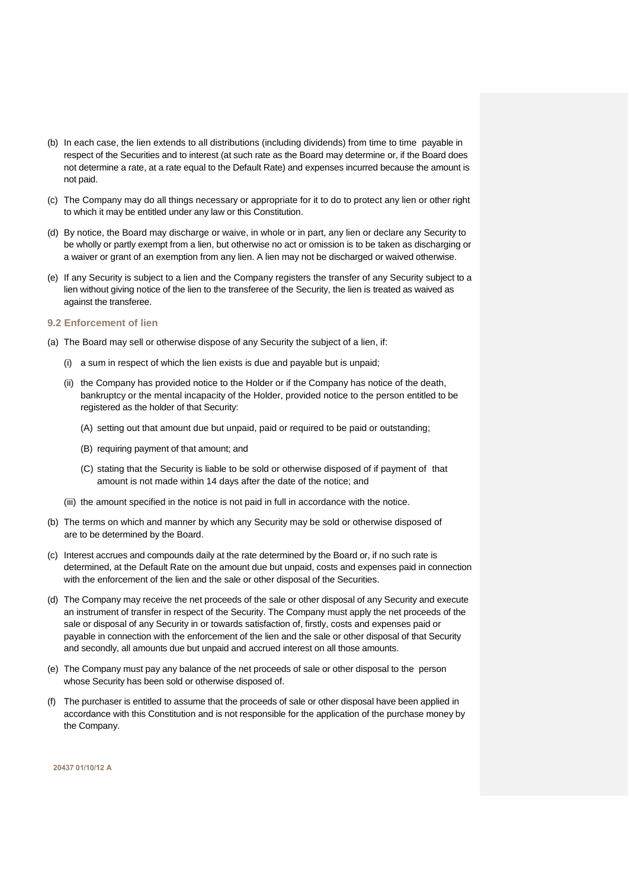(b) In each case, the lien extends to all distributions (including dividends) from time to time payable in respect of the Securities and to interest (at such rate as the Board may determine or, if the Board does not determine a rate, at a rate equal to the Default Rate) and expenses incurred because the amount is not paid.

(c) The Company may do all things necessary or appropriate for it to do to protect any lien or other right to which it may be entitled under any law or this Constitution.

(d) By notice, the Board may discharge or waive, in whole or in part, any lien or declare any Security to be wholly or partly exempt from a lien, but otherwise no act or omission is to be taken as discharging or a waiver or grant of an exemption from any lien. A lien may not be discharged or waived otherwise.

(e) If any Security is subject to a lien and the Company registers the transfer of any Security subject to a lien without giving notice of the lien to the transferee of the Security, the lien is treated as waived as against the transferee.

### 9.2 Enforcement of lien

(a) The Board may sell or otherwise dispose of any Security the subject of a lien, if:

  (i) a sum in respect of which the lien exists is due and payable but is unpaid;

  (ii) the Company has provided notice to the Holder or if the Company has notice of the death, bankruptcy or the mental incapacity of the Holder, provided notice to the person entitled to be registered as the holder of that Security:

    (A) setting out that amount due but unpaid, paid or required to be paid or outstanding;

    (B) requiring payment of that amount; and

    (C) stating that the Security is liable to be sold or otherwise disposed of if payment of that amount is not made within 14 days after the date of the notice; and

  (iii) the amount specified in the notice is not paid in full in accordance with the notice.

(b) The terms on which and manner by which any Security may be sold or otherwise disposed of are to be determined by the Board.

(c) Interest accrues and compounds daily at the rate determined by the Board or, if no such rate is determined, at the Default Rate on the amount due but unpaid, costs and expenses paid in connection with the enforcement of the lien and the sale or other disposal of the Securities.

(d) The Company may receive the net proceeds of the sale or other disposal of any Security and execute an instrument of transfer in respect of the Security. The Company must apply the net proceeds of the sale or disposal of any Security in or towards satisfaction of, firstly, costs and expenses paid or payable in connection with the enforcement of the lien and the sale or other disposal of that Security and secondly, all amounts due but unpaid and accrued interest on all those amounts.

(e) The Company must pay any balance of the net proceeds of sale or other disposal to the person whose Security has been sold or otherwise disposed of.

(f) The purchaser is entitled to assume that the proceeds of sale or other disposal have been applied in accordance with this Constitution and is not responsible for the application of the purchase money by the Company.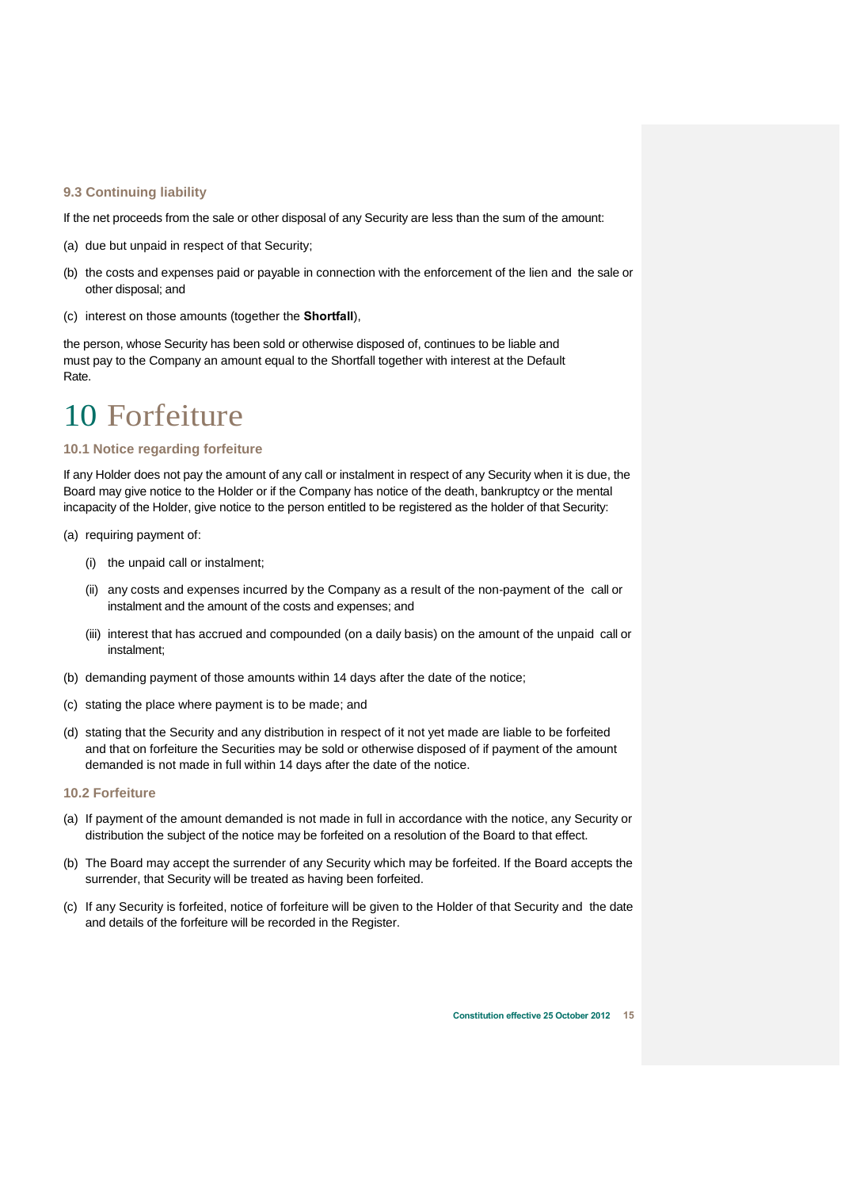### 9.3 Continuing liability

If the net proceeds from the sale or other disposal of any Security are less than the sum of the amount:

(a) due but unpaid in respect of that Security;

(b) the costs and expenses paid or payable in connection with the enforcement of the lien and the sale or other disposal; and

(c) interest on those amounts (together the **Shortfall**),

the person, whose Security has been sold or otherwise disposed of, continues to be liable and must pay to the Company an amount equal to the Shortfall together with interest at the Default Rate.

# 10 Forfeiture

### 10.1 Notice regarding forfeiture

If any Holder does not pay the amount of any call or instalment in respect of any Security when it is due, the Board may give notice to the Holder or if the Company has notice of the death, bankruptcy or the mental incapacity of the Holder, give notice to the person entitled to be registered as the holder of that Security:

(a) requiring payment of:

   (i) the unpaid call or instalment;

   (ii) any costs and expenses incurred by the Company as a result of the non-payment of the call or instalment and the amount of the costs and expenses; and

   (iii) interest that has accrued and compounded (on a daily basis) on the amount of the unpaid call or instalment;

(b) demanding payment of those amounts within 14 days after the date of the notice;

(c) stating the place where payment is to be made; and

(d) stating that the Security and any distribution in respect of it not yet made are liable to be forfeited and that on forfeiture the Securities may be sold or otherwise disposed of if payment of the amount demanded is not made in full within 14 days after the date of the notice.

### 10.2 Forfeiture

(a) If payment of the amount demanded is not made in full in accordance with the notice, any Security or distribution the subject of the notice may be forfeited on a resolution of the Board to that effect.

(b) The Board may accept the surrender of any Security which may be forfeited. If the Board accepts the surrender, that Security will be treated as having been forfeited.

(c) If any Security is forfeited, notice of forfeiture will be given to the Holder of that Security and the date and details of the forfeiture will be recorded in the Register.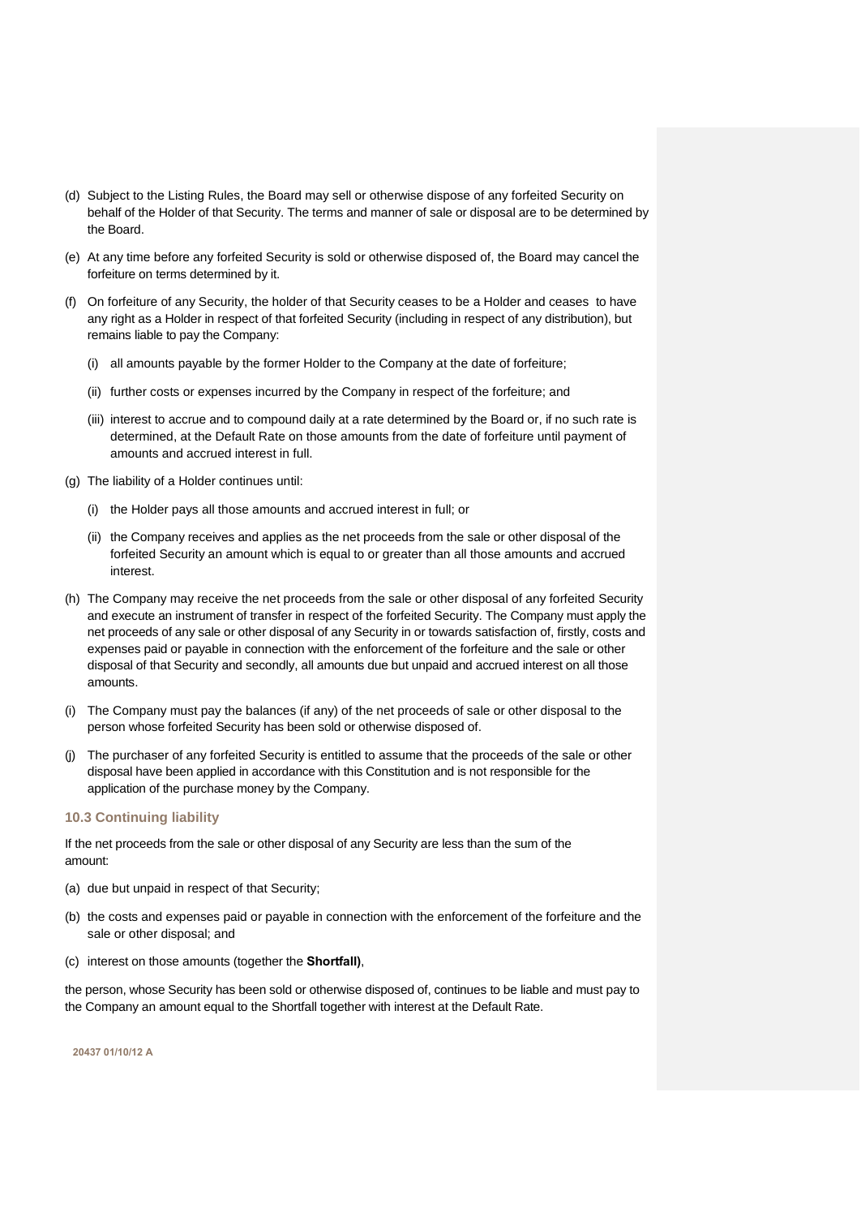(d) Subject to the Listing Rules, the Board may sell or otherwise dispose of any forfeited Security on behalf of the Holder of that Security. The terms and manner of sale or disposal are to be determined by the Board.

(e) At any time before any forfeited Security is sold or otherwise disposed of, the Board may cancel the forfeiture on terms determined by it.

(f) On forfeiture of any Security, the holder of that Security ceases to be a Holder and ceases to have any right as a Holder in respect of that forfeited Security (including in respect of any distribution), but remains liable to pay the Company:

 (i) all amounts payable by the former Holder to the Company at the date of forfeiture;

 (ii) further costs or expenses incurred by the Company in respect of the forfeiture; and

 (iii) interest to accrue and to compound daily at a rate determined by the Board or, if no such rate is determined, at the Default Rate on those amounts from the date of forfeiture until payment of amounts and accrued interest in full.

(g) The liability of a Holder continues until:

 (i) the Holder pays all those amounts and accrued interest in full; or

 (ii) the Company receives and applies as the net proceeds from the sale or other disposal of the forfeited Security an amount which is equal to or greater than all those amounts and accrued interest.

(h) The Company may receive the net proceeds from the sale or other disposal of any forfeited Security and execute an instrument of transfer in respect of the forfeited Security. The Company must apply the net proceeds of any sale or other disposal of any Security in or towards satisfaction of, firstly, costs and expenses paid or payable in connection with the enforcement of the forfeiture and the sale or other disposal of that Security and secondly, all amounts due but unpaid and accrued interest on all those amounts.

(i) The Company must pay the balances (if any) of the net proceeds of sale or other disposal to the person whose forfeited Security has been sold or otherwise disposed of.

(j) The purchaser of any forfeited Security is entitled to assume that the proceeds of the sale or other disposal have been applied in accordance with this Constitution and is not responsible for the application of the purchase money by the Company.

### 10.3 Continuing liability

If the net proceeds from the sale or other disposal of any Security are less than the sum of the amount:

(a) due but unpaid in respect of that Security;

(b) the costs and expenses paid or payable in connection with the enforcement of the forfeiture and the sale or other disposal; and

(c) interest on those amounts (together the **Shortfall**),

the person, whose Security has been sold or otherwise disposed of, continues to be liable and must pay to the Company an amount equal to the Shortfall together with interest at the Default Rate.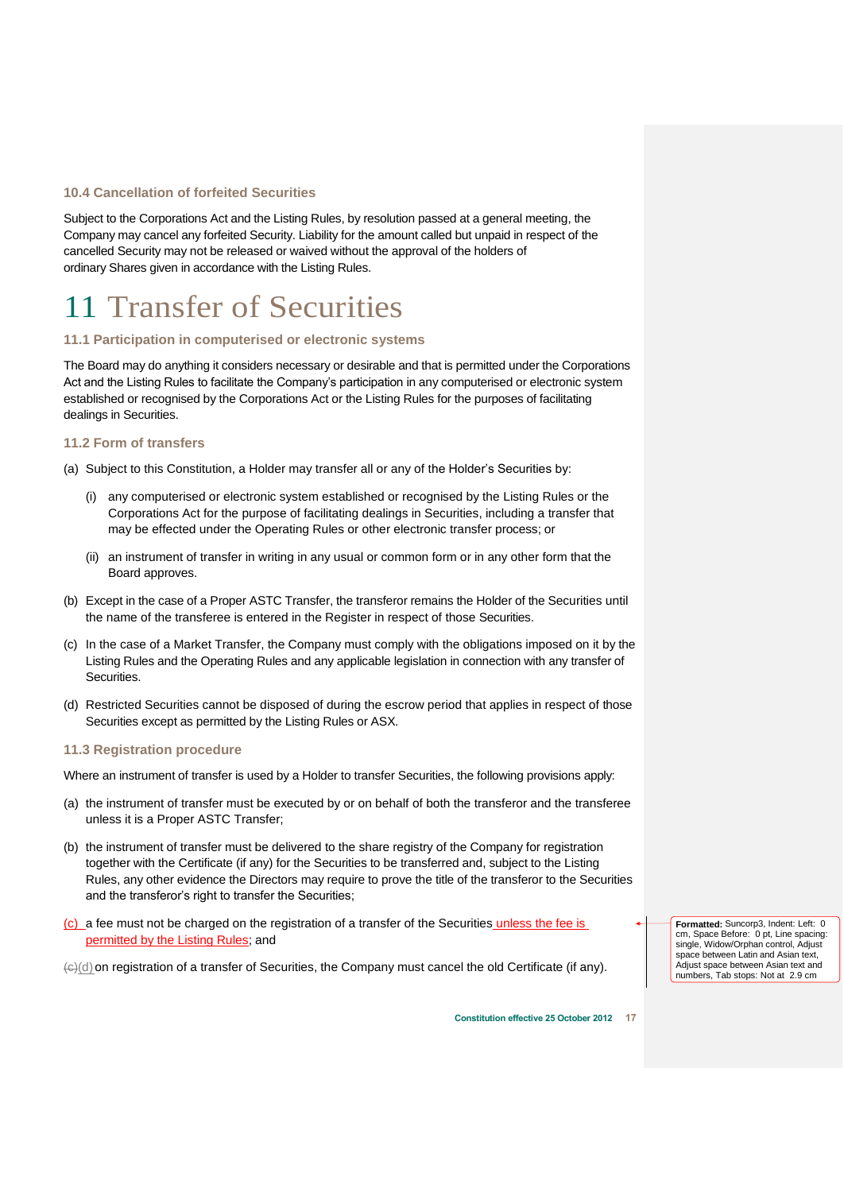### 10.4 Cancellation of forfeited Securities

Subject to the Corporations Act and the Listing Rules, by resolution passed at a general meeting, the Company may cancel any forfeited Security. Liability for the amount called but unpaid in respect of the cancelled Security may not be released or waived without the approval of the holders of ordinary Shares given in accordance with the Listing Rules.

# 11 Transfer of Securities

### 11.1 Participation in computerised or electronic systems

The Board may do anything it considers necessary or desirable and that is permitted under the Corporations Act and the Listing Rules to facilitate the Company's participation in any computerised or electronic system established or recognised by the Corporations Act or the Listing Rules for the purposes of facilitating dealings in Securities.

### 11.2 Form of transfers

(a) Subject to this Constitution, a Holder may transfer all or any of the Holder's Securities by:

    (i) any computerised or electronic system established or recognised by the Listing Rules or the Corporations Act for the purpose of facilitating dealings in Securities, including a transfer that may be effected under the Operating Rules or other electronic transfer process; or

    (ii) an instrument of transfer in writing in any usual or common form or in any other form that the Board approves.

(b) Except in the case of a Proper ASTC Transfer, the transferor remains the Holder of the Securities until the name of the transferee is entered in the Register in respect of those Securities.

(c) In the case of a Market Transfer, the Company must comply with the obligations imposed on it by the Listing Rules and the Operating Rules and any applicable legislation in connection with any transfer of Securities.

(d) Restricted Securities cannot be disposed of during the escrow period that applies in respect of those Securities except as permitted by the Listing Rules or ASX.

### 11.3 Registration procedure

Where an instrument of transfer is used by a Holder to transfer Securities, the following provisions apply:

(a) the instrument of transfer must be executed by or on behalf of both the transferor and the transferee unless it is a Proper ASTC Transfer;

(b) the instrument of transfer must be delivered to the share registry of the Company for registration together with the Certificate (if any) for the Securities to be transferred and, subject to the Listing Rules, any other evidence the Directors may require to prove the title of the transferor to the Securities and the transferor's right to transfer the Securities;

(c) a fee must not be charged on the registration of a transfer of the Securities unless the fee is permitted by the Listing Rules; and

~~(c)~~(d) on registration of a transfer of Securities, the Company must cancel the old Certificate (if any).

**Formatted:** Suncorp3, Indent: Left: 0 cm, Space Before: 0 pt, Line spacing: single, Widow/Orphan control, Adjust space between Latin and Asian text, Adjust space between Asian text and numbers, Tab stops: Not at 2.9 cm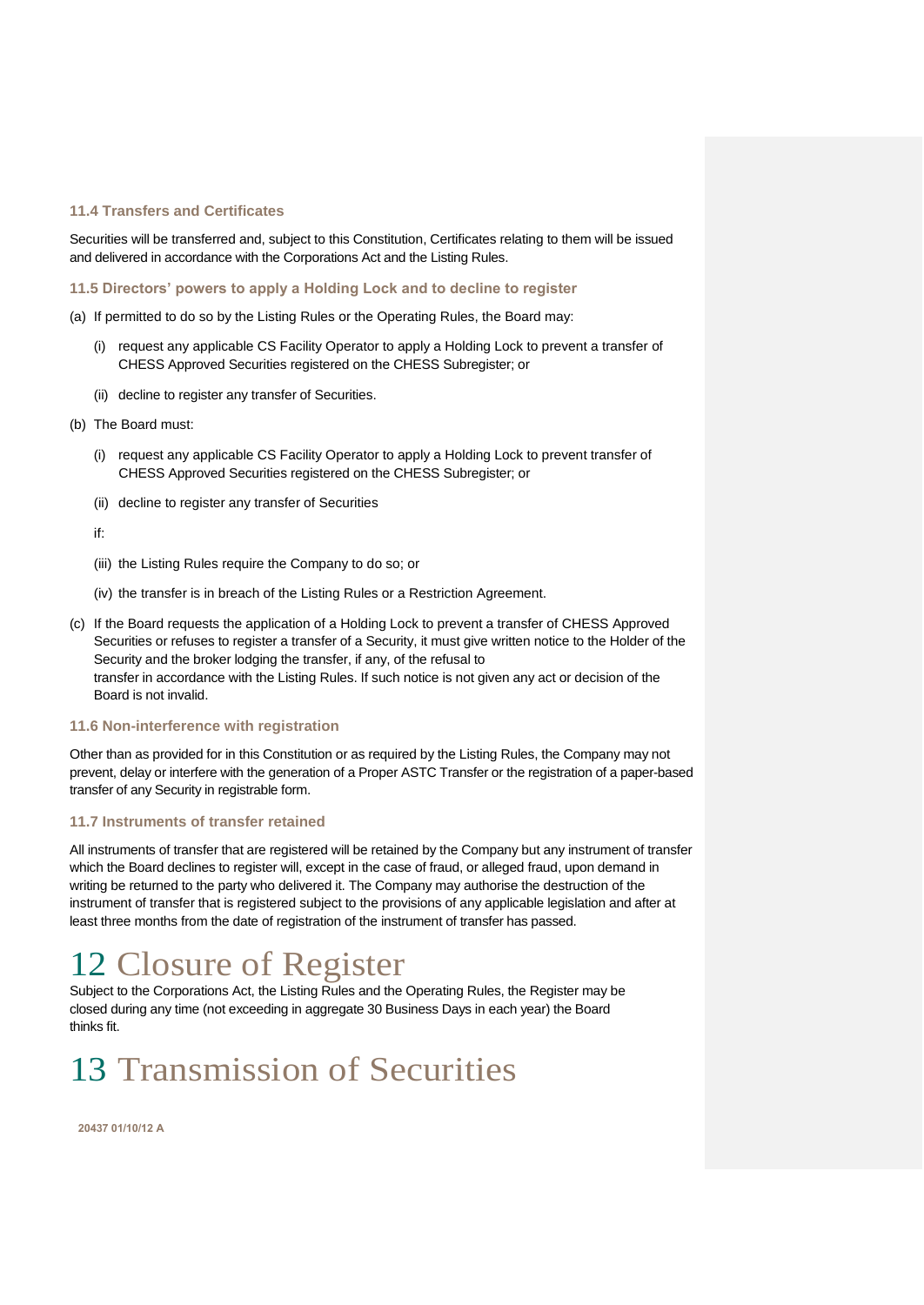### 11.4 Transfers and Certificates

Securities will be transferred and, subject to this Constitution, Certificates relating to them will be issued and delivered in accordance with the Corporations Act and the Listing Rules.

### 11.5 Directors' powers to apply a Holding Lock and to decline to register

(a) If permitted to do so by the Listing Rules or the Operating Rules, the Board may:

(i) request any applicable CS Facility Operator to apply a Holding Lock to prevent a transfer of CHESS Approved Securities registered on the CHESS Subregister; or

(ii) decline to register any transfer of Securities.

(b) The Board must:

(i) request any applicable CS Facility Operator to apply a Holding Lock to prevent transfer of CHESS Approved Securities registered on the CHESS Subregister; or

(ii) decline to register any transfer of Securities

if:

(iii) the Listing Rules require the Company to do so; or

(iv) the transfer is in breach of the Listing Rules or a Restriction Agreement.

(c) If the Board requests the application of a Holding Lock to prevent a transfer of CHESS Approved Securities or refuses to register a transfer of a Security, it must give written notice to the Holder of the Security and the broker lodging the transfer, if any, of the refusal to transfer in accordance with the Listing Rules. If such notice is not given any act or decision of the Board is not invalid.

### 11.6 Non-interference with registration

Other than as provided for in this Constitution or as required by the Listing Rules, the Company may not prevent, delay or interfere with the generation of a Proper ASTC Transfer or the registration of a paper-based transfer of any Security in registrable form.

### 11.7 Instruments of transfer retained

All instruments of transfer that are registered will be retained by the Company but any instrument of transfer which the Board declines to register will, except in the case of fraud, or alleged fraud, upon demand in writing be returned to the party who delivered it. The Company may authorise the destruction of the instrument of transfer that is registered subject to the provisions of any applicable legislation and after at least three months from the date of registration of the instrument of transfer has passed.

# 12 Closure of Register

Subject to the Corporations Act, the Listing Rules and the Operating Rules, the Register may be closed during any time (not exceeding in aggregate 30 Business Days in each year) the Board thinks fit.

# 13 Transmission of Securities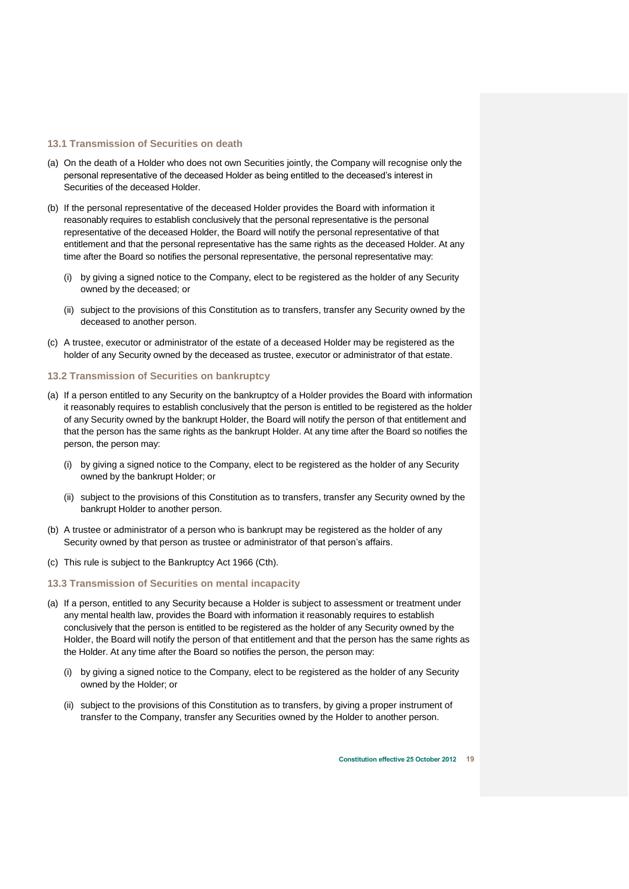### 13.1 Transmission of Securities on death

(a) On the death of a Holder who does not own Securities jointly, the Company will recognise only the personal representative of the deceased Holder as being entitled to the deceased's interest in Securities of the deceased Holder.

(b) If the personal representative of the deceased Holder provides the Board with information it reasonably requires to establish conclusively that the personal representative is the personal representative of the deceased Holder, the Board will notify the personal representative of that entitlement and that the personal representative has the same rights as the deceased Holder. At any time after the Board so notifies the personal representative, the personal representative may:

   (i) by giving a signed notice to the Company, elect to be registered as the holder of any Security owned by the deceased; or

   (ii) subject to the provisions of this Constitution as to transfers, transfer any Security owned by the deceased to another person.

(c) A trustee, executor or administrator of the estate of a deceased Holder may be registered as the holder of any Security owned by the deceased as trustee, executor or administrator of that estate.

### 13.2 Transmission of Securities on bankruptcy

(a) If a person entitled to any Security on the bankruptcy of a Holder provides the Board with information it reasonably requires to establish conclusively that the person is entitled to be registered as the holder of any Security owned by the bankrupt Holder, the Board will notify the person of that entitlement and that the person has the same rights as the bankrupt Holder. At any time after the Board so notifies the person, the person may:

   (i) by giving a signed notice to the Company, elect to be registered as the holder of any Security owned by the bankrupt Holder; or

   (ii) subject to the provisions of this Constitution as to transfers, transfer any Security owned by the bankrupt Holder to another person.

(b) A trustee or administrator of a person who is bankrupt may be registered as the holder of any Security owned by that person as trustee or administrator of that person's affairs.

(c) This rule is subject to the Bankruptcy Act 1966 (Cth).

### 13.3 Transmission of Securities on mental incapacity

(a) If a person, entitled to any Security because a Holder is subject to assessment or treatment under any mental health law, provides the Board with information it reasonably requires to establish conclusively that the person is entitled to be registered as the holder of any Security owned by the Holder, the Board will notify the person of that entitlement and that the person has the same rights as the Holder. At any time after the Board so notifies the person, the person may:

   (i) by giving a signed notice to the Company, elect to be registered as the holder of any Security owned by the Holder; or

   (ii) subject to the provisions of this Constitution as to transfers, by giving a proper instrument of transfer to the Company, transfer any Securities owned by the Holder to another person.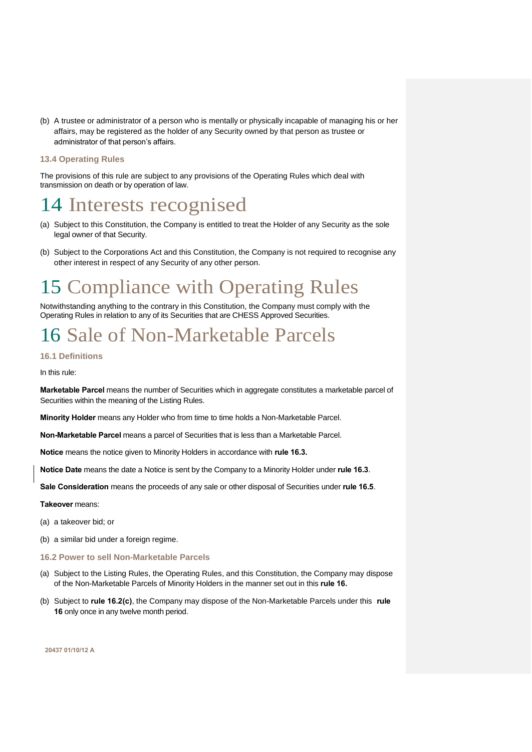(b) A trustee or administrator of a person who is mentally or physically incapable of managing his or her affairs, may be registered as the holder of any Security owned by that person as trustee or administrator of that person's affairs.

### 13.4 Operating Rules

The provisions of this rule are subject to any provisions of the Operating Rules which deal with transmission on death or by operation of law.

# 14 Interests recognised

(a) Subject to this Constitution, the Company is entitled to treat the Holder of any Security as the sole legal owner of that Security.

(b) Subject to the Corporations Act and this Constitution, the Company is not required to recognise any other interest in respect of any Security of any other person.

# 15 Compliance with Operating Rules

Notwithstanding anything to the contrary in this Constitution, the Company must comply with the Operating Rules in relation to any of its Securities that are CHESS Approved Securities.

# 16 Sale of Non-Marketable Parcels

### 16.1 Definitions

In this rule:

**Marketable Parcel** means the number of Securities which in aggregate constitutes a marketable parcel of Securities within the meaning of the Listing Rules.

**Minority Holder** means any Holder who from time to time holds a Non-Marketable Parcel.

**Non-Marketable Parcel** means a parcel of Securities that is less than a Marketable Parcel.

**Notice** means the notice given to Minority Holders in accordance with **rule 16.3.**

**Notice Date** means the date a Notice is sent by the Company to a Minority Holder under **rule 16.3**.

**Sale Consideration** means the proceeds of any sale or other disposal of Securities under **rule 16.5**.

**Takeover** means:

(a) a takeover bid; or

(b) a similar bid under a foreign regime.

### 16.2 Power to sell Non-Marketable Parcels

(a) Subject to the Listing Rules, the Operating Rules, and this Constitution, the Company may dispose of the Non-Marketable Parcels of Minority Holders in the manner set out in this **rule 16.**

(b) Subject to **rule 16.2(c)**, the Company may dispose of the Non-Marketable Parcels under this **rule 16** only once in any twelve month period.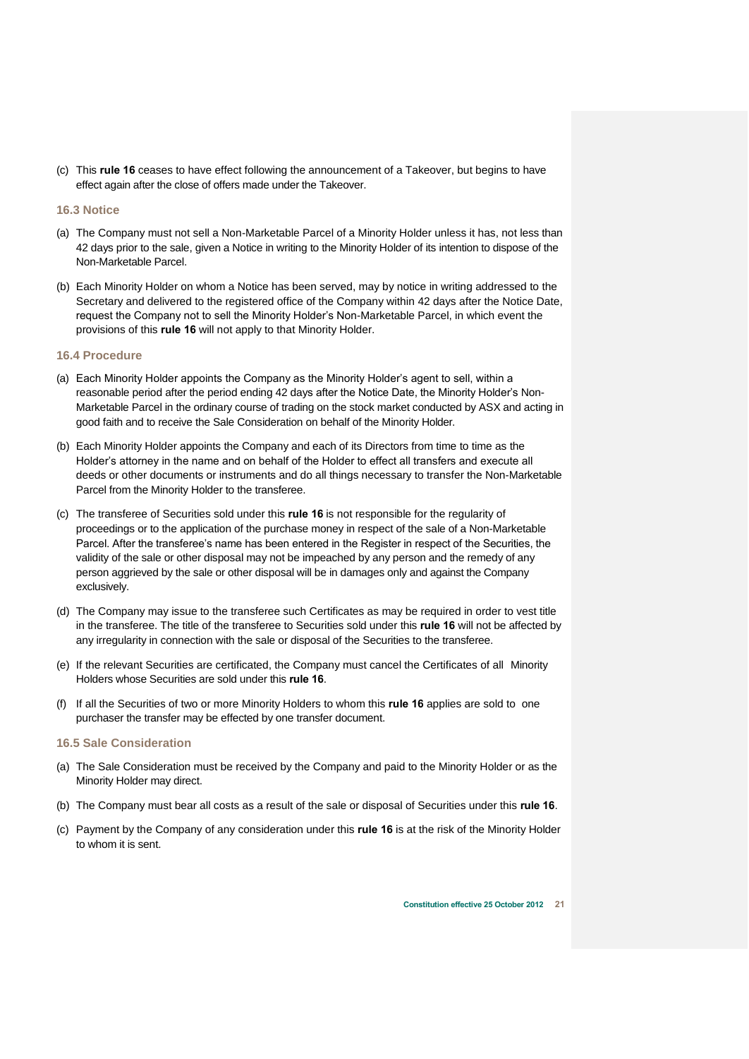(c) This **rule 16** ceases to have effect following the announcement of a Takeover, but begins to have effect again after the close of offers made under the Takeover.

### 16.3 Notice

(a) The Company must not sell a Non-Marketable Parcel of a Minority Holder unless it has, not less than 42 days prior to the sale, given a Notice in writing to the Minority Holder of its intention to dispose of the Non-Marketable Parcel.

(b) Each Minority Holder on whom a Notice has been served, may by notice in writing addressed to the Secretary and delivered to the registered office of the Company within 42 days after the Notice Date, request the Company not to sell the Minority Holder's Non-Marketable Parcel, in which event the provisions of this **rule 16** will not apply to that Minority Holder.

### 16.4 Procedure

(a) Each Minority Holder appoints the Company as the Minority Holder's agent to sell, within a reasonable period after the period ending 42 days after the Notice Date, the Minority Holder's Non-Marketable Parcel in the ordinary course of trading on the stock market conducted by ASX and acting in good faith and to receive the Sale Consideration on behalf of the Minority Holder.

(b) Each Minority Holder appoints the Company and each of its Directors from time to time as the Holder's attorney in the name and on behalf of the Holder to effect all transfers and execute all deeds or other documents or instruments and do all things necessary to transfer the Non-Marketable Parcel from the Minority Holder to the transferee.

(c) The transferee of Securities sold under this **rule 16** is not responsible for the regularity of proceedings or to the application of the purchase money in respect of the sale of a Non-Marketable Parcel. After the transferee's name has been entered in the Register in respect of the Securities, the validity of the sale or other disposal may not be impeached by any person and the remedy of any person aggrieved by the sale or other disposal will be in damages only and against the Company exclusively.

(d) The Company may issue to the transferee such Certificates as may be required in order to vest title in the transferee. The title of the transferee to Securities sold under this **rule 16** will not be affected by any irregularity in connection with the sale or disposal of the Securities to the transferee.

(e) If the relevant Securities are certificated, the Company must cancel the Certificates of all Minority Holders whose Securities are sold under this **rule 16**.

(f) If all the Securities of two or more Minority Holders to whom this **rule 16** applies are sold to one purchaser the transfer may be effected by one transfer document.

### 16.5 Sale Consideration

(a) The Sale Consideration must be received by the Company and paid to the Minority Holder or as the Minority Holder may direct.

(b) The Company must bear all costs as a result of the sale or disposal of Securities under this **rule 16**.

(c) Payment by the Company of any consideration under this **rule 16** is at the risk of the Minority Holder to whom it is sent.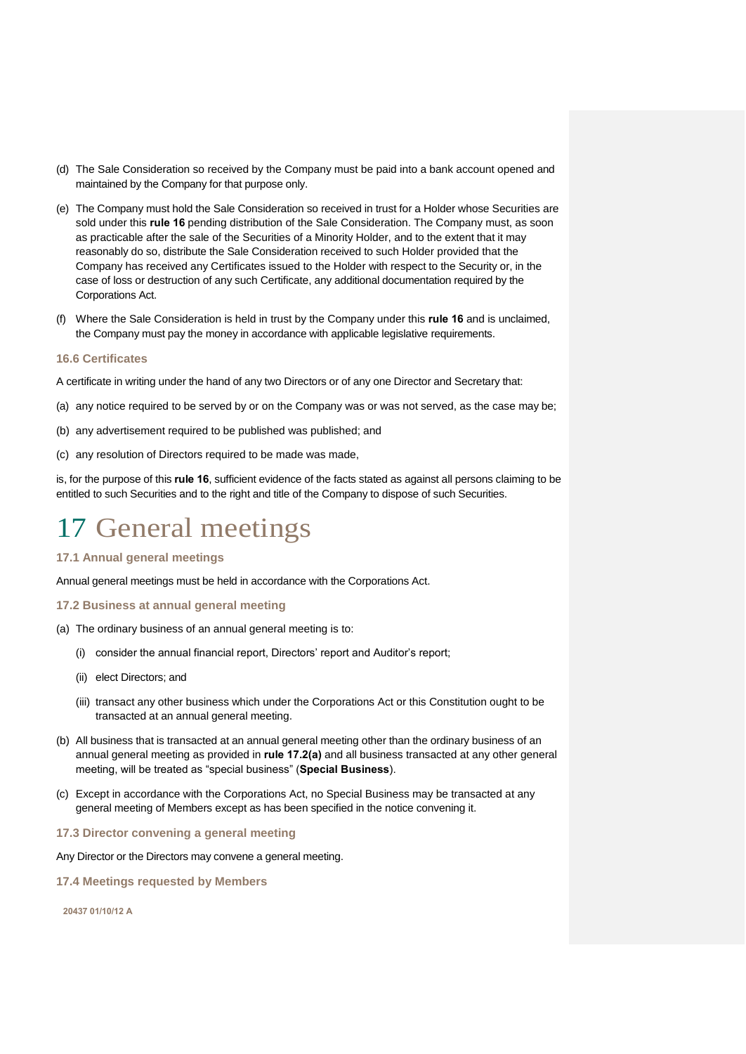(d) The Sale Consideration so received by the Company must be paid into a bank account opened and maintained by the Company for that purpose only.

(e) The Company must hold the Sale Consideration so received in trust for a Holder whose Securities are sold under this **rule 16** pending distribution of the Sale Consideration. The Company must, as soon as practicable after the sale of the Securities of a Minority Holder, and to the extent that it may reasonably do so, distribute the Sale Consideration received to such Holder provided that the Company has received any Certificates issued to the Holder with respect to the Security or, in the case of loss or destruction of any such Certificate, any additional documentation required by the Corporations Act.

(f) Where the Sale Consideration is held in trust by the Company under this **rule 16** and is unclaimed, the Company must pay the money in accordance with applicable legislative requirements.

### 16.6 Certificates

A certificate in writing under the hand of any two Directors or of any one Director and Secretary that:

(a) any notice required to be served by or on the Company was or was not served, as the case may be;

(b) any advertisement required to be published was published; and

(c) any resolution of Directors required to be made was made,

is, for the purpose of this **rule 16**, sufficient evidence of the facts stated as against all persons claiming to be entitled to such Securities and to the right and title of the Company to dispose of such Securities.

# 17 General meetings

### 17.1 Annual general meetings

Annual general meetings must be held in accordance with the Corporations Act.

### 17.2 Business at annual general meeting

(a) The ordinary business of an annual general meeting is to:

   (i) consider the annual financial report, Directors' report and Auditor's report;

   (ii) elect Directors; and

   (iii) transact any other business which under the Corporations Act or this Constitution ought to be transacted at an annual general meeting.

(b) All business that is transacted at an annual general meeting other than the ordinary business of an annual general meeting as provided in **rule 17.2(a)** and all business transacted at any other general meeting, will be treated as "special business" (**Special Business**).

(c) Except in accordance with the Corporations Act, no Special Business may be transacted at any general meeting of Members except as has been specified in the notice convening it.

### 17.3 Director convening a general meeting

Any Director or the Directors may convene a general meeting.

### 17.4 Meetings requested by Members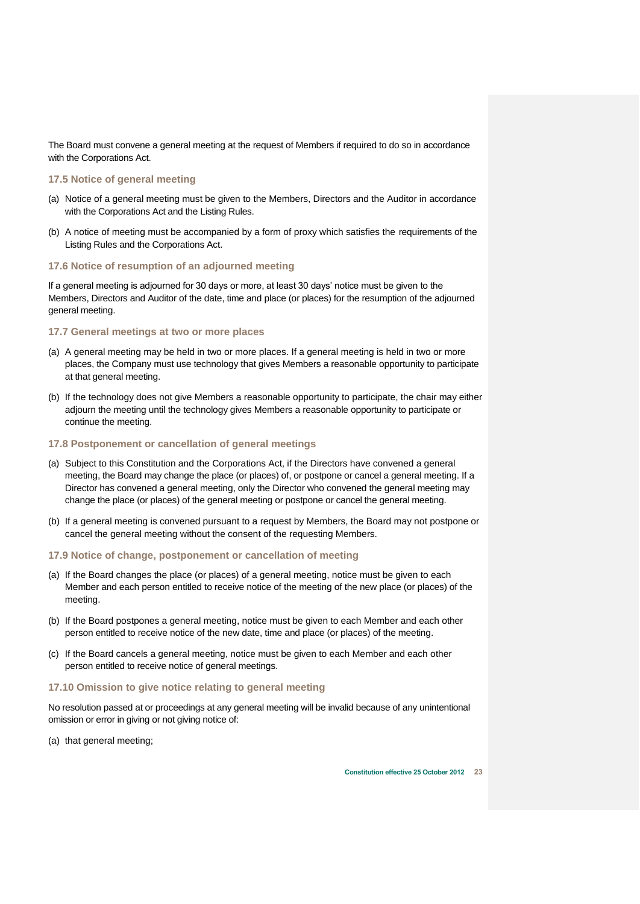The Board must convene a general meeting at the request of Members if required to do so in accordance with the Corporations Act.

### 17.5 Notice of general meeting

(a) Notice of a general meeting must be given to the Members, Directors and the Auditor in accordance with the Corporations Act and the Listing Rules.

(b) A notice of meeting must be accompanied by a form of proxy which satisfies the requirements of the Listing Rules and the Corporations Act.

### 17.6 Notice of resumption of an adjourned meeting

If a general meeting is adjourned for 30 days or more, at least 30 days' notice must be given to the Members, Directors and Auditor of the date, time and place (or places) for the resumption of the adjourned general meeting.

### 17.7 General meetings at two or more places

(a) A general meeting may be held in two or more places. If a general meeting is held in two or more places, the Company must use technology that gives Members a reasonable opportunity to participate at that general meeting.

(b) If the technology does not give Members a reasonable opportunity to participate, the chair may either adjourn the meeting until the technology gives Members a reasonable opportunity to participate or continue the meeting.

### 17.8 Postponement or cancellation of general meetings

(a) Subject to this Constitution and the Corporations Act, if the Directors have convened a general meeting, the Board may change the place (or places) of, or postpone or cancel a general meeting. If a Director has convened a general meeting, only the Director who convened the general meeting may change the place (or places) of the general meeting or postpone or cancel the general meeting.

(b) If a general meeting is convened pursuant to a request by Members, the Board may not postpone or cancel the general meeting without the consent of the requesting Members.

### 17.9 Notice of change, postponement or cancellation of meeting

(a) If the Board changes the place (or places) of a general meeting, notice must be given to each Member and each person entitled to receive notice of the meeting of the new place (or places) of the meeting.

(b) If the Board postpones a general meeting, notice must be given to each Member and each other person entitled to receive notice of the new date, time and place (or places) of the meeting.

(c) If the Board cancels a general meeting, notice must be given to each Member and each other person entitled to receive notice of general meetings.

### 17.10 Omission to give notice relating to general meeting

No resolution passed at or proceedings at any general meeting will be invalid because of any unintentional omission or error in giving or not giving notice of:

(a) that general meeting;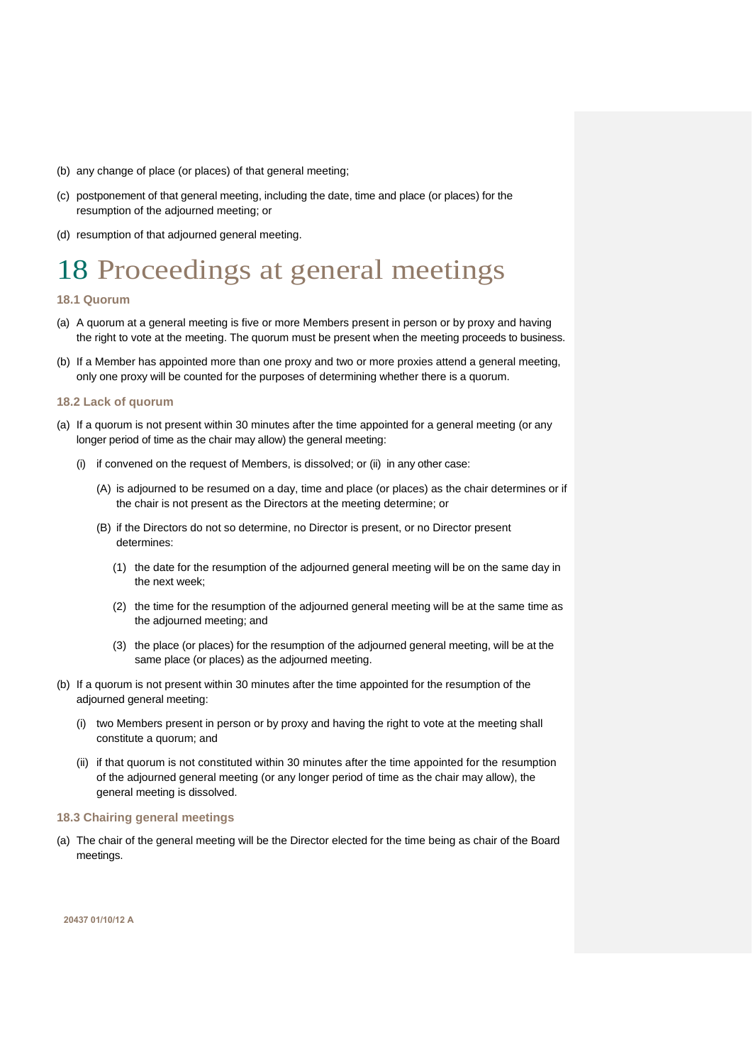(b) any change of place (or places) of that general meeting;

(c) postponement of that general meeting, including the date, time and place (or places) for the resumption of the adjourned meeting; or

(d) resumption of that adjourned general meeting.

# 18 Proceedings at general meetings

### 18.1 Quorum

(a) A quorum at a general meeting is five or more Members present in person or by proxy and having the right to vote at the meeting. The quorum must be present when the meeting proceeds to business.

(b) If a Member has appointed more than one proxy and two or more proxies attend a general meeting, only one proxy will be counted for the purposes of determining whether there is a quorum.

### 18.2 Lack of quorum

(a) If a quorum is not present within 30 minutes after the time appointed for a general meeting (or any longer period of time as the chair may allow) the general meeting:

  (i) if convened on the request of Members, is dissolved; or (ii) in any other case:

    (A) is adjourned to be resumed on a day, time and place (or places) as the chair determines or if the chair is not present as the Directors at the meeting determine; or

    (B) if the Directors do not so determine, no Director is present, or no Director present determines:

      (1) the date for the resumption of the adjourned general meeting will be on the same day in the next week;

      (2) the time for the resumption of the adjourned general meeting will be at the same time as the adjourned meeting; and

      (3) the place (or places) for the resumption of the adjourned general meeting, will be at the same place (or places) as the adjourned meeting.

(b) If a quorum is not present within 30 minutes after the time appointed for the resumption of the adjourned general meeting:

  (i) two Members present in person or by proxy and having the right to vote at the meeting shall constitute a quorum; and

  (ii) if that quorum is not constituted within 30 minutes after the time appointed for the resumption of the adjourned general meeting (or any longer period of time as the chair may allow), the general meeting is dissolved.

### 18.3 Chairing general meetings

(a) The chair of the general meeting will be the Director elected for the time being as chair of the Board meetings.

**20437 01/10/12 A**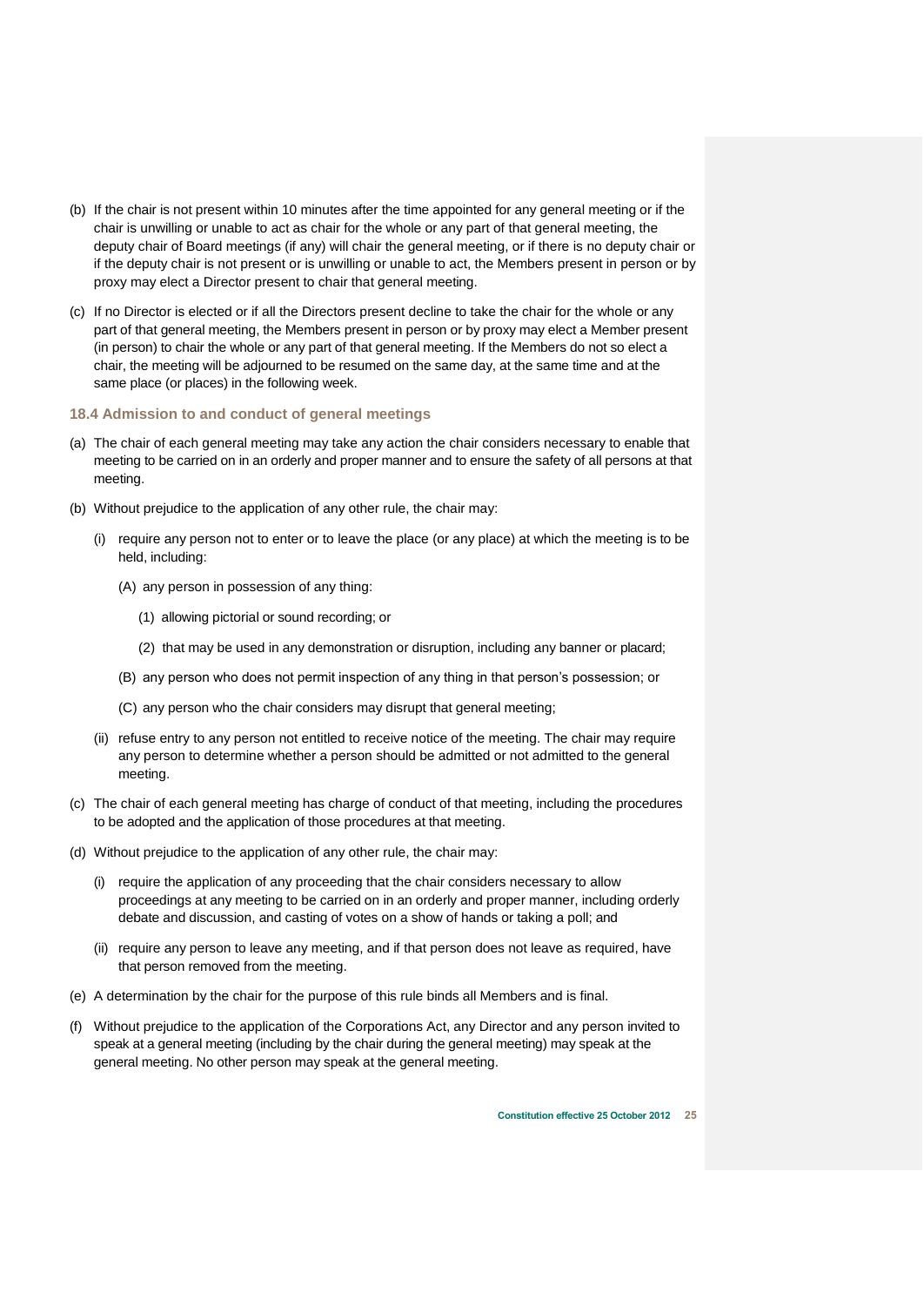(b) If the chair is not present within 10 minutes after the time appointed for any general meeting or if the chair is unwilling or unable to act as chair for the whole or any part of that general meeting, the deputy chair of Board meetings (if any) will chair the general meeting, or if there is no deputy chair or if the deputy chair is not present or is unwilling or unable to act, the Members present in person or by proxy may elect a Director present to chair that general meeting.

(c) If no Director is elected or if all the Directors present decline to take the chair for the whole or any part of that general meeting, the Members present in person or by proxy may elect a Member present (in person) to chair the whole or any part of that general meeting. If the Members do not so elect a chair, the meeting will be adjourned to be resumed on the same day, at the same time and at the same place (or places) in the following week.

### 18.4 Admission to and conduct of general meetings

(a) The chair of each general meeting may take any action the chair considers necessary to enable that meeting to be carried on in an orderly and proper manner and to ensure the safety of all persons at that meeting.

(b) Without prejudice to the application of any other rule, the chair may:

   (i) require any person not to enter or to leave the place (or any place) at which the meeting is to be held, including:

      (A) any person in possession of any thing:

         (1) allowing pictorial or sound recording; or

         (2) that may be used in any demonstration or disruption, including any banner or placard;

      (B) any person who does not permit inspection of any thing in that person's possession; or

      (C) any person who the chair considers may disrupt that general meeting;

   (ii) refuse entry to any person not entitled to receive notice of the meeting. The chair may require any person to determine whether a person should be admitted or not admitted to the general meeting.

(c) The chair of each general meeting has charge of conduct of that meeting, including the procedures to be adopted and the application of those procedures at that meeting.

(d) Without prejudice to the application of any other rule, the chair may:

   (i) require the application of any proceeding that the chair considers necessary to allow proceedings at any meeting to be carried on in an orderly and proper manner, including orderly debate and discussion, and casting of votes on a show of hands or taking a poll; and

   (ii) require any person to leave any meeting, and if that person does not leave as required, have that person removed from the meeting.

(e) A determination by the chair for the purpose of this rule binds all Members and is final.

(f) Without prejudice to the application of the Corporations Act, any Director and any person invited to speak at a general meeting (including by the chair during the general meeting) may speak at the general meeting. No other person may speak at the general meeting.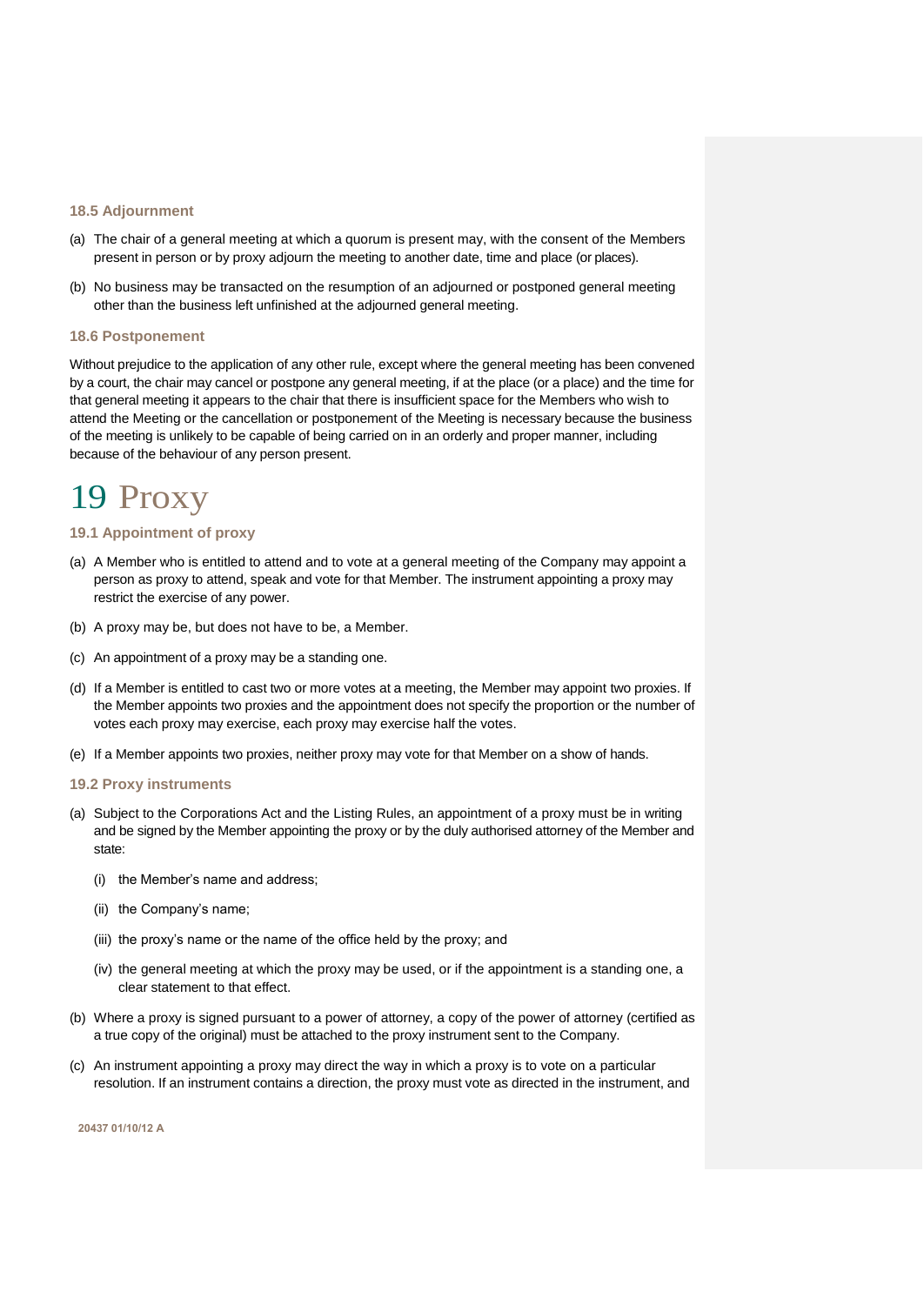### 18.5 Adjournment

(a) The chair of a general meeting at which a quorum is present may, with the consent of the Members present in person or by proxy adjourn the meeting to another date, time and place (or places).

(b) No business may be transacted on the resumption of an adjourned or postponed general meeting other than the business left unfinished at the adjourned general meeting.

### 18.6 Postponement

Without prejudice to the application of any other rule, except where the general meeting has been convened by a court, the chair may cancel or postpone any general meeting, if at the place (or a place) and the time for that general meeting it appears to the chair that there is insufficient space for the Members who wish to attend the Meeting or the cancellation or postponement of the Meeting is necessary because the business of the meeting is unlikely to be capable of being carried on in an orderly and proper manner, including because of the behaviour of any person present.

# 19 Proxy

### 19.1 Appointment of proxy

(a) A Member who is entitled to attend and to vote at a general meeting of the Company may appoint a person as proxy to attend, speak and vote for that Member. The instrument appointing a proxy may restrict the exercise of any power.

(b) A proxy may be, but does not have to be, a Member.

(c) An appointment of a proxy may be a standing one.

(d) If a Member is entitled to cast two or more votes at a meeting, the Member may appoint two proxies. If the Member appoints two proxies and the appointment does not specify the proportion or the number of votes each proxy may exercise, each proxy may exercise half the votes.

(e) If a Member appoints two proxies, neither proxy may vote for that Member on a show of hands.

### 19.2 Proxy instruments

(a) Subject to the Corporations Act and the Listing Rules, an appointment of a proxy must be in writing and be signed by the Member appointing the proxy or by the duly authorised attorney of the Member and state:

   (i) the Member's name and address;

   (ii) the Company's name;

   (iii) the proxy's name or the name of the office held by the proxy; and

   (iv) the general meeting at which the proxy may be used, or if the appointment is a standing one, a clear statement to that effect.

(b) Where a proxy is signed pursuant to a power of attorney, a copy of the power of attorney (certified as a true copy of the original) must be attached to the proxy instrument sent to the Company.

(c) An instrument appointing a proxy may direct the way in which a proxy is to vote on a particular resolution. If an instrument contains a direction, the proxy must vote as directed in the instrument, and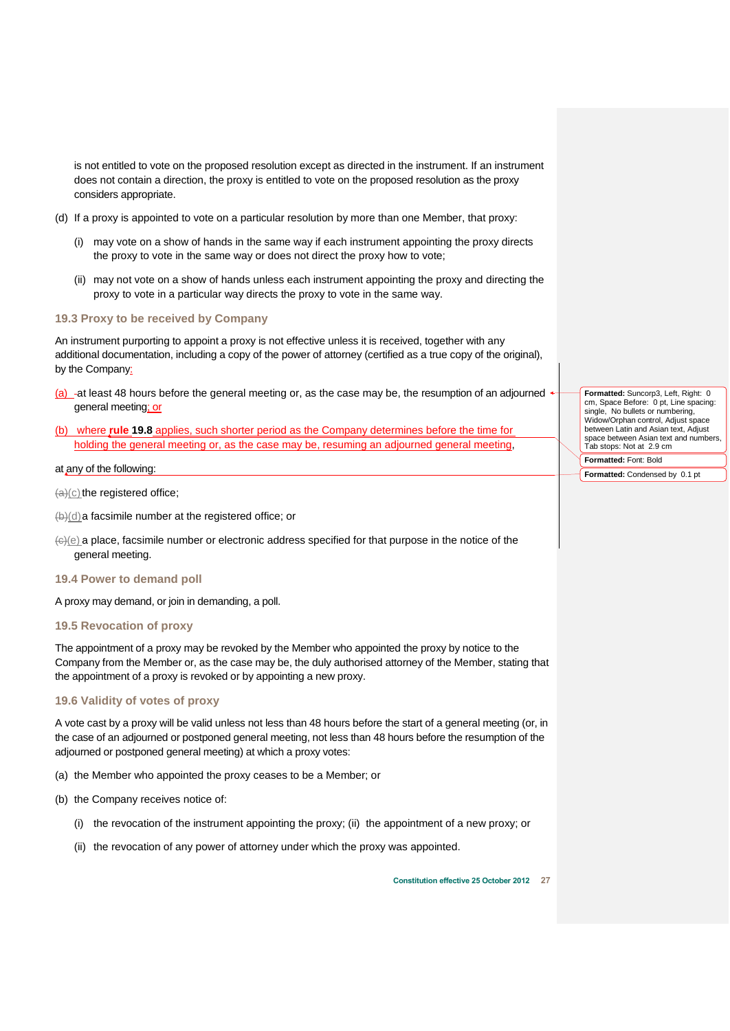is not entitled to vote on the proposed resolution except as directed in the instrument. If an instrument does not contain a direction, the proxy is entitled to vote on the proposed resolution as the proxy considers appropriate.

(d) If a proxy is appointed to vote on a particular resolution by more than one Member, that proxy:

(i) may vote on a show of hands in the same way if each instrument appointing the proxy directs the proxy to vote in the same way or does not direct the proxy how to vote;

(ii) may not vote on a show of hands unless each instrument appointing the proxy and directing the proxy to vote in a particular way directs the proxy to vote in the same way.

### 19.3 Proxy to be received by Company

An instrument purporting to appoint a proxy is not effective unless it is received, together with any additional documentation, including a copy of the power of attorney (certified as a true copy of the original), by the Company:

(a) at least 48 hours before the general meeting or, as the case may be, the resumption of an adjourned general meeting; or

(b) where **rule 19.8** applies, such shorter period as the Company determines before the time for holding the general meeting or, as the case may be, resuming an adjourned general meeting,

at any of the following:

(c) the registered office;

(d) a facsimile number at the registered office; or

(e) a place, facsimile number or electronic address specified for that purpose in the notice of the general meeting.

### 19.4 Power to demand poll

A proxy may demand, or join in demanding, a poll.

### 19.5 Revocation of proxy

The appointment of a proxy may be revoked by the Member who appointed the proxy by notice to the Company from the Member or, as the case may be, the duly authorised attorney of the Member, stating that the appointment of a proxy is revoked or by appointing a new proxy.

### 19.6 Validity of votes of proxy

A vote cast by a proxy will be valid unless not less than 48 hours before the start of a general meeting (or, in the case of an adjourned or postponed general meeting, not less than 48 hours before the resumption of the adjourned or postponed general meeting) at which a proxy votes:

(a) the Member who appointed the proxy ceases to be a Member; or

(b) the Company receives notice of:

(i) the revocation of the instrument appointing the proxy; (ii) the appointment of a new proxy; or

(ii) the revocation of any power of attorney under which the proxy was appointed.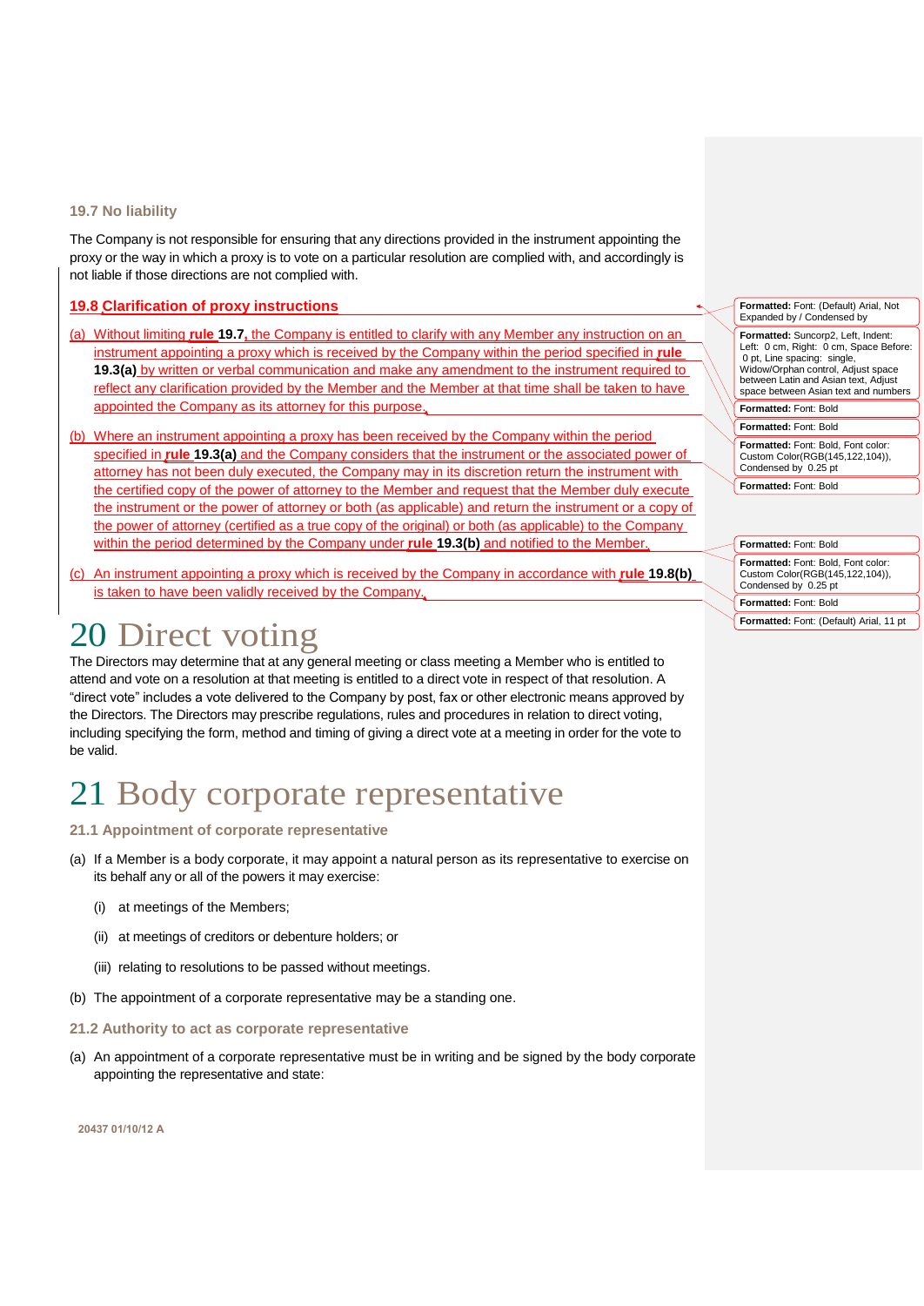### 19.7 No liability

The Company is not responsible for ensuring that any directions provided in the instrument appointing the proxy or the way in which a proxy is to vote on a particular resolution are complied with, and accordingly is not liable if those directions are not complied with.

### 19.8 Clarification of proxy instructions

(a) Without limiting **rule 19.7**, the Company is entitled to clarify with any Member any instruction on an instrument appointing a proxy which is received by the Company within the period specified in **rule 19.3(a)** by written or verbal communication and make any amendment to the instrument required to reflect any clarification provided by the Member and the Member at that time shall be taken to have appointed the Company as its attorney for this purpose.

(b) Where an instrument appointing a proxy has been received by the Company within the period specified in **rule 19.3(a)** and the Company considers that the instrument or the associated power of attorney has not been duly executed, the Company may in its discretion return the instrument with the certified copy of the power of attorney to the Member and request that the Member duly execute the instrument or the power of attorney or both (as applicable) and return the instrument or a copy of the power of attorney (certified as a true copy of the original) or both (as applicable) to the Company within the period determined by the Company under **rule 19.3(b)** and notified to the Member.

(c) An instrument appointing a proxy which is received by the Company in accordance with **rule 19.8(b)** is taken to have been validly received by the Company.

# 20 Direct voting

The Directors may determine that at any general meeting or class meeting a Member who is entitled to attend and vote on a resolution at that meeting is entitled to a direct vote in respect of that resolution. A "direct vote" includes a vote delivered to the Company by post, fax or other electronic means approved by the Directors. The Directors may prescribe regulations, rules and procedures in relation to direct voting, including specifying the form, method and timing of giving a direct vote at a meeting in order for the vote to be valid.

# 21 Body corporate representative

### 21.1 Appointment of corporate representative

(a) If a Member is a body corporate, it may appoint a natural person as its representative to exercise on its behalf any or all of the powers it may exercise:

  (i) at meetings of the Members;

  (ii) at meetings of creditors or debenture holders; or

  (iii) relating to resolutions to be passed without meetings.

(b) The appointment of a corporate representative may be a standing one.

### 21.2 Authority to act as corporate representative

(a) An appointment of a corporate representative must be in writing and be signed by the body corporate appointing the representative and state: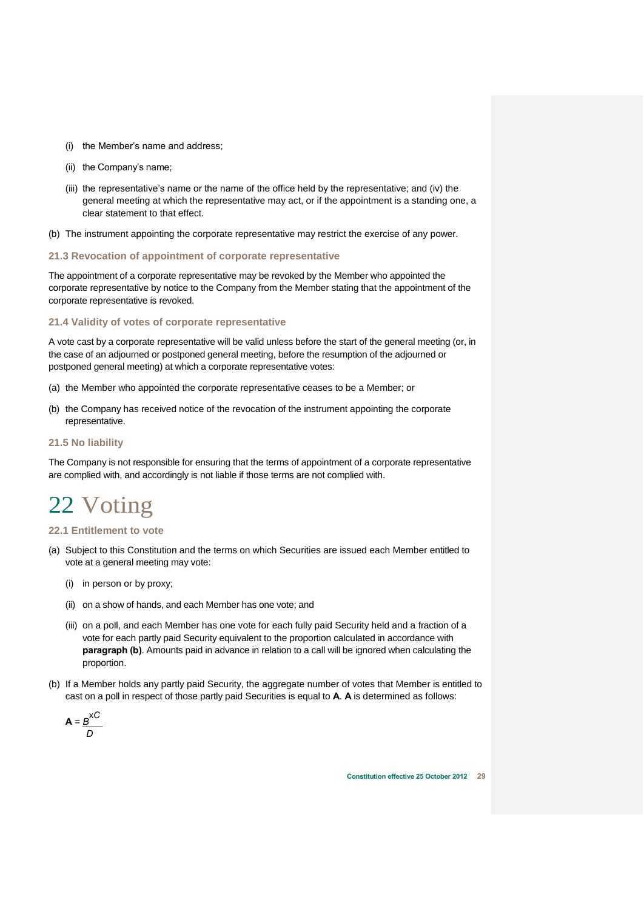(i) the Member's name and address;

(ii) the Company's name;

(iii) the representative's name or the name of the office held by the representative; and (iv) the general meeting at which the representative may act, or if the appointment is a standing one, a clear statement to that effect.

(b) The instrument appointing the corporate representative may restrict the exercise of any power.

### 21.3 Revocation of appointment of corporate representative

The appointment of a corporate representative may be revoked by the Member who appointed the corporate representative by notice to the Company from the Member stating that the appointment of the corporate representative is revoked.

### 21.4 Validity of votes of corporate representative

A vote cast by a corporate representative will be valid unless before the start of the general meeting (or, in the case of an adjourned or postponed general meeting, before the resumption of the adjourned or postponed general meeting) at which a corporate representative votes:

(a) the Member who appointed the corporate representative ceases to be a Member; or

(b) the Company has received notice of the revocation of the instrument appointing the corporate representative.

### 21.5 No liability

The Company is not responsible for ensuring that the terms of appointment of a corporate representative are complied with, and accordingly is not liable if those terms are not complied with.

# 22 Voting

### 22.1 Entitlement to vote

(a) Subject to this Constitution and the terms on which Securities are issued each Member entitled to vote at a general meeting may vote:

(i) in person or by proxy;

(ii) on a show of hands, and each Member has one vote; and

(iii) on a poll, and each Member has one vote for each fully paid Security held and a fraction of a vote for each partly paid Security equivalent to the proportion calculated in accordance with **paragraph (b)**. Amounts paid in advance in relation to a call will be ignored when calculating the proportion.

(b) If a Member holds any partly paid Security, the aggregate number of votes that Member is entitled to cast on a poll in respect of those partly paid Securities is equal to **A**. **A** is determined as follows:

$$\mathbf{A} = \frac{B \times C}{D}$$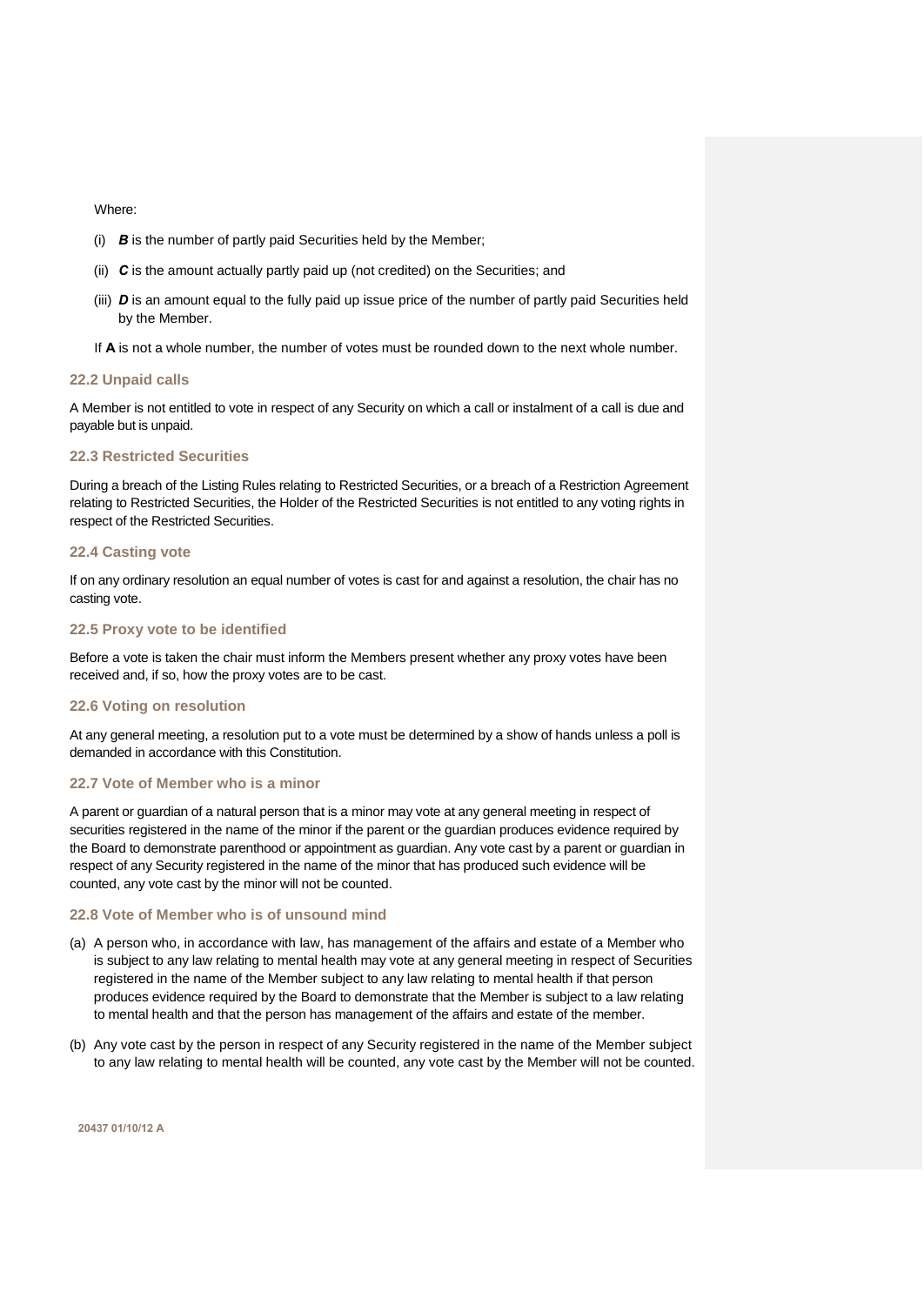Where:

(i) ***B*** is the number of partly paid Securities held by the Member;

(ii) ***C*** is the amount actually partly paid up (not credited) on the Securities; and

(iii) ***D*** is an amount equal to the fully paid up issue price of the number of partly paid Securities held by the Member.

If **A** is not a whole number, the number of votes must be rounded down to the next whole number.

### 22.2 Unpaid calls

A Member is not entitled to vote in respect of any Security on which a call or instalment of a call is due and payable but is unpaid.

### 22.3 Restricted Securities

During a breach of the Listing Rules relating to Restricted Securities, or a breach of a Restriction Agreement relating to Restricted Securities, the Holder of the Restricted Securities is not entitled to any voting rights in respect of the Restricted Securities.

### 22.4 Casting vote

If on any ordinary resolution an equal number of votes is cast for and against a resolution, the chair has no casting vote.

### 22.5 Proxy vote to be identified

Before a vote is taken the chair must inform the Members present whether any proxy votes have been received and, if so, how the proxy votes are to be cast.

### 22.6 Voting on resolution

At any general meeting, a resolution put to a vote must be determined by a show of hands unless a poll is demanded in accordance with this Constitution.

### 22.7 Vote of Member who is a minor

A parent or guardian of a natural person that is a minor may vote at any general meeting in respect of securities registered in the name of the minor if the parent or the guardian produces evidence required by the Board to demonstrate parenthood or appointment as guardian. Any vote cast by a parent or guardian in respect of any Security registered in the name of the minor that has produced such evidence will be counted, any vote cast by the minor will not be counted.

### 22.8 Vote of Member who is of unsound mind

(a) A person who, in accordance with law, has management of the affairs and estate of a Member who is subject to any law relating to mental health may vote at any general meeting in respect of Securities registered in the name of the Member subject to any law relating to mental health if that person produces evidence required by the Board to demonstrate that the Member is subject to a law relating to mental health and that the person has management of the affairs and estate of the member.

(b) Any vote cast by the person in respect of any Security registered in the name of the Member subject to any law relating to mental health will be counted, any vote cast by the Member will not be counted.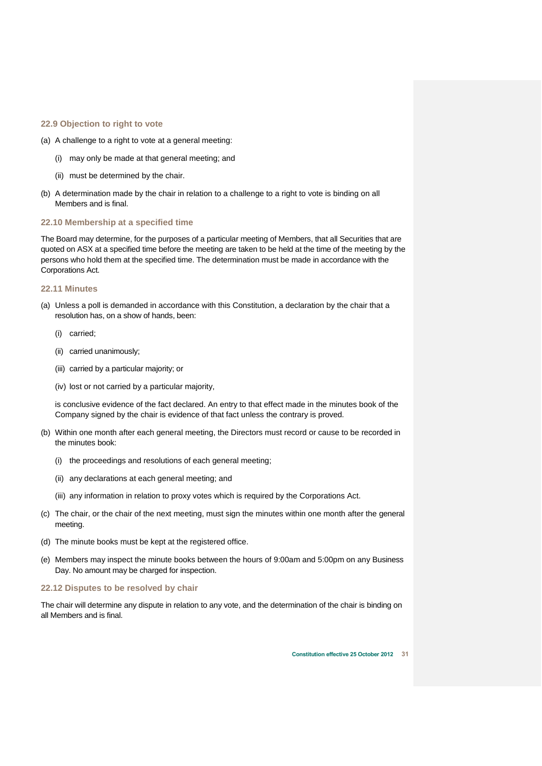### 22.9 Objection to right to vote

(a) A challenge to a right to vote at a general meeting:

  (i) may only be made at that general meeting; and

  (ii) must be determined by the chair.

(b) A determination made by the chair in relation to a challenge to a right to vote is binding on all Members and is final.

### 22.10 Membership at a specified time

The Board may determine, for the purposes of a particular meeting of Members, that all Securities that are quoted on ASX at a specified time before the meeting are taken to be held at the time of the meeting by the persons who hold them at the specified time. The determination must be made in accordance with the Corporations Act.

### 22.11 Minutes

(a) Unless a poll is demanded in accordance with this Constitution, a declaration by the chair that a resolution has, on a show of hands, been:

  (i) carried;

  (ii) carried unanimously;

  (iii) carried by a particular majority; or

  (iv) lost or not carried by a particular majority,

  is conclusive evidence of the fact declared. An entry to that effect made in the minutes book of the Company signed by the chair is evidence of that fact unless the contrary is proved.

(b) Within one month after each general meeting, the Directors must record or cause to be recorded in the minutes book:

  (i) the proceedings and resolutions of each general meeting;

  (ii) any declarations at each general meeting; and

  (iii) any information in relation to proxy votes which is required by the Corporations Act.

(c) The chair, or the chair of the next meeting, must sign the minutes within one month after the general meeting.

(d) The minute books must be kept at the registered office.

(e) Members may inspect the minute books between the hours of 9:00am and 5:00pm on any Business Day. No amount may be charged for inspection.

### 22.12 Disputes to be resolved by chair

The chair will determine any dispute in relation to any vote, and the determination of the chair is binding on all Members and is final.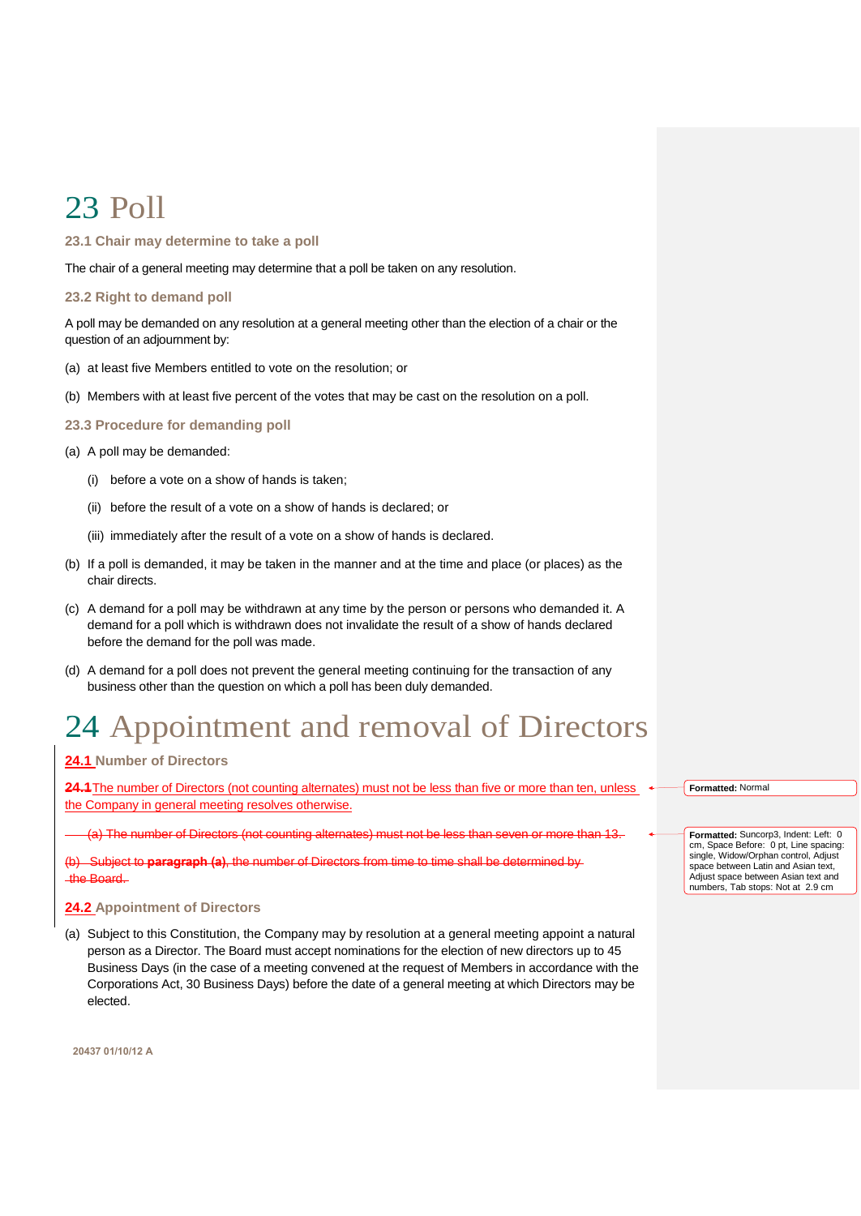# 23 Poll

### 23.1 Chair may determine to take a poll

The chair of a general meeting may determine that a poll be taken on any resolution.

### 23.2 Right to demand poll

A poll may be demanded on any resolution at a general meeting other than the election of a chair or the question of an adjournment by:

(a) at least five Members entitled to vote on the resolution; or

(b) Members with at least five percent of the votes that may be cast on the resolution on a poll.

### 23.3 Procedure for demanding poll

(a) A poll may be demanded:

(i) before a vote on a show of hands is taken;

(ii) before the result of a vote on a show of hands is declared; or

(iii) immediately after the result of a vote on a show of hands is declared.

(b) If a poll is demanded, it may be taken in the manner and at the time and place (or places) as the chair directs.

(c) A demand for a poll may be withdrawn at any time by the person or persons who demanded it. A demand for a poll which is withdrawn does not invalidate the result of a show of hands declared before the demand for the poll was made.

(d) A demand for a poll does not prevent the general meeting continuing for the transaction of any business other than the question on which a poll has been duly demanded.

# 24 Appointment and removal of Directors

### 24.1 Number of Directors

**24.1** The number of Directors (not counting alternates) must not be less than five or more than ten, unless the Company in general meeting resolves otherwise.

~~(a) The number of Directors (not counting alternates) must not be less than seven or more than 13.~~

~~(b) Subject to **paragraph (a)**, the number of Directors from time to time shall be determined by the Board.~~

### 24.2 Appointment of Directors

(a) Subject to this Constitution, the Company may by resolution at a general meeting appoint a natural person as a Director. The Board must accept nominations for the election of new directors up to 45 Business Days (in the case of a meeting convened at the request of Members in accordance with the Corporations Act, 30 Business Days) before the date of a general meeting at which Directors may be elected.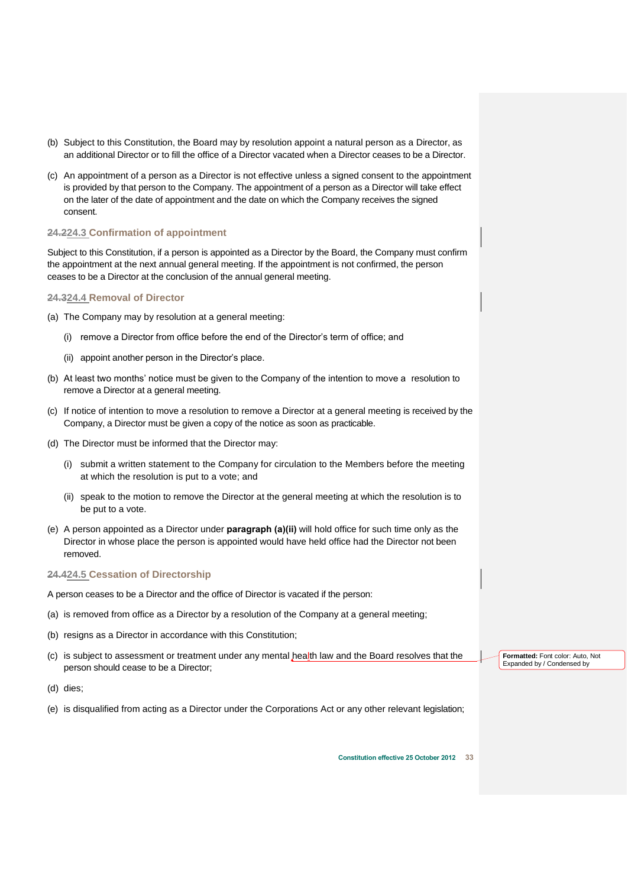(b) Subject to this Constitution, the Board may by resolution appoint a natural person as a Director, as an additional Director or to fill the office of a Director vacated when a Director ceases to be a Director.

(c) An appointment of a person as a Director is not effective unless a signed consent to the appointment is provided by that person to the Company. The appointment of a person as a Director will take effect on the later of the date of appointment and the date on which the Company receives the signed consent.

### ~~24.2~~24.3 Confirmation of appointment

Subject to this Constitution, if a person is appointed as a Director by the Board, the Company must confirm the appointment at the next annual general meeting. If the appointment is not confirmed, the person ceases to be a Director at the conclusion of the annual general meeting.

### ~~24.3~~24.4 Removal of Director

(a) The Company may by resolution at a general meeting:

  (i) remove a Director from office before the end of the Director's term of office; and

  (ii) appoint another person in the Director's place.

(b) At least two months' notice must be given to the Company of the intention to move a resolution to remove a Director at a general meeting.

(c) If notice of intention to move a resolution to remove a Director at a general meeting is received by the Company, a Director must be given a copy of the notice as soon as practicable.

(d) The Director must be informed that the Director may:

  (i) submit a written statement to the Company for circulation to the Members before the meeting at which the resolution is put to a vote; and

  (ii) speak to the motion to remove the Director at the general meeting at which the resolution is to be put to a vote.

(e) A person appointed as a Director under **paragraph (a)(ii)** will hold office for such time only as the Director in whose place the person is appointed would have held office had the Director not been removed.

### ~~24.4~~24.5 Cessation of Directorship

A person ceases to be a Director and the office of Director is vacated if the person:

(a) is removed from office as a Director by a resolution of the Company at a general meeting;

(b) resigns as a Director in accordance with this Constitution;

(c) is subject to assessment or treatment under any mental health law and the Board resolves that the person should cease to be a Director;

(d) dies;

(e) is disqualified from acting as a Director under the Corporations Act or any other relevant legislation;

**Formatted:** Font color: Auto, Not Expanded by / Condensed by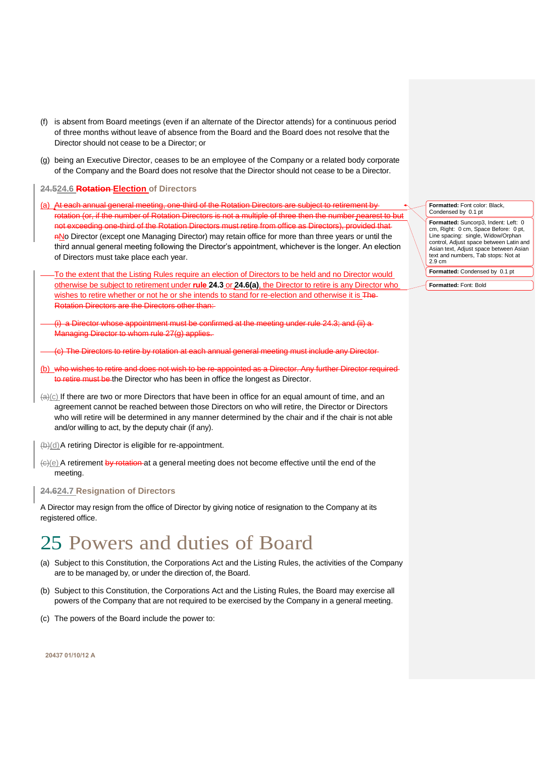(f) is absent from Board meetings (even if an alternate of the Director attends) for a continuous period of three months without leave of absence from the Board and the Board does not resolve that the Director should not cease to be a Director; or

(g) being an Executive Director, ceases to be an employee of the Company or a related body corporate of the Company and the Board does not resolve that the Director should not cease to be a Director.

### ~~24.5~~24.6 ~~Rotation~~ Election of Directors

(a) ~~At each annual general meeting, one-third of the Rotation Directors are subject to retirement by rotation (or, if the number of Rotation Directors is not a multiple of three then the number nearest to but not exceeding one-third of the Rotation Directors must retire from office as Directors), provided that n~~No Director (except one Managing Director) may retain office for more than three years or until the third annual general meeting following the Director's appointment, whichever is the longer. An election of Directors must take place each year.

To the extent that the Listing Rules require an election of Directors to be held and no Director would otherwise be subject to retirement under **rule 24.3** or **24.6(a)**, the Director to retire is any Director who wishes to retire whether or not he or she intends to stand for re-election and otherwise it is ~~The Rotation Directors are the Directors other than:~~

~~(i) a Director whose appointment must be confirmed at the meeting under rule 24.3; and (ii) a Managing Director to whom rule 27(g) applies.~~

~~(c) The Directors to retire by rotation at each annual general meeting must include any Director~~

(b) ~~who wishes to retire and does not wish to be re-appointed as a Director. Any further Director required to retire must be~~ the Director who has been in office the longest as Director.

~~(a)~~(c) If there are two or more Directors that have been in office for an equal amount of time, and an agreement cannot be reached between those Directors on who will retire, the Director or Directors who will retire will be determined in any manner determined by the chair and if the chair is not able and/or willing to act, by the deputy chair (if any).

~~(b)~~(d) A retiring Director is eligible for re-appointment.

~~(c)~~(e) A retirement ~~by rotation~~ at a general meeting does not become effective until the end of the meeting.

### ~~24.6~~24.7 Resignation of Directors

A Director may resign from the office of Director by giving notice of resignation to the Company at its registered office.

# 25 Powers and duties of Board

(a) Subject to this Constitution, the Corporations Act and the Listing Rules, the activities of the Company are to be managed by, or under the direction of, the Board.

(b) Subject to this Constitution, the Corporations Act and the Listing Rules, the Board may exercise all powers of the Company that are not required to be exercised by the Company in a general meeting.

(c) The powers of the Board include the power to: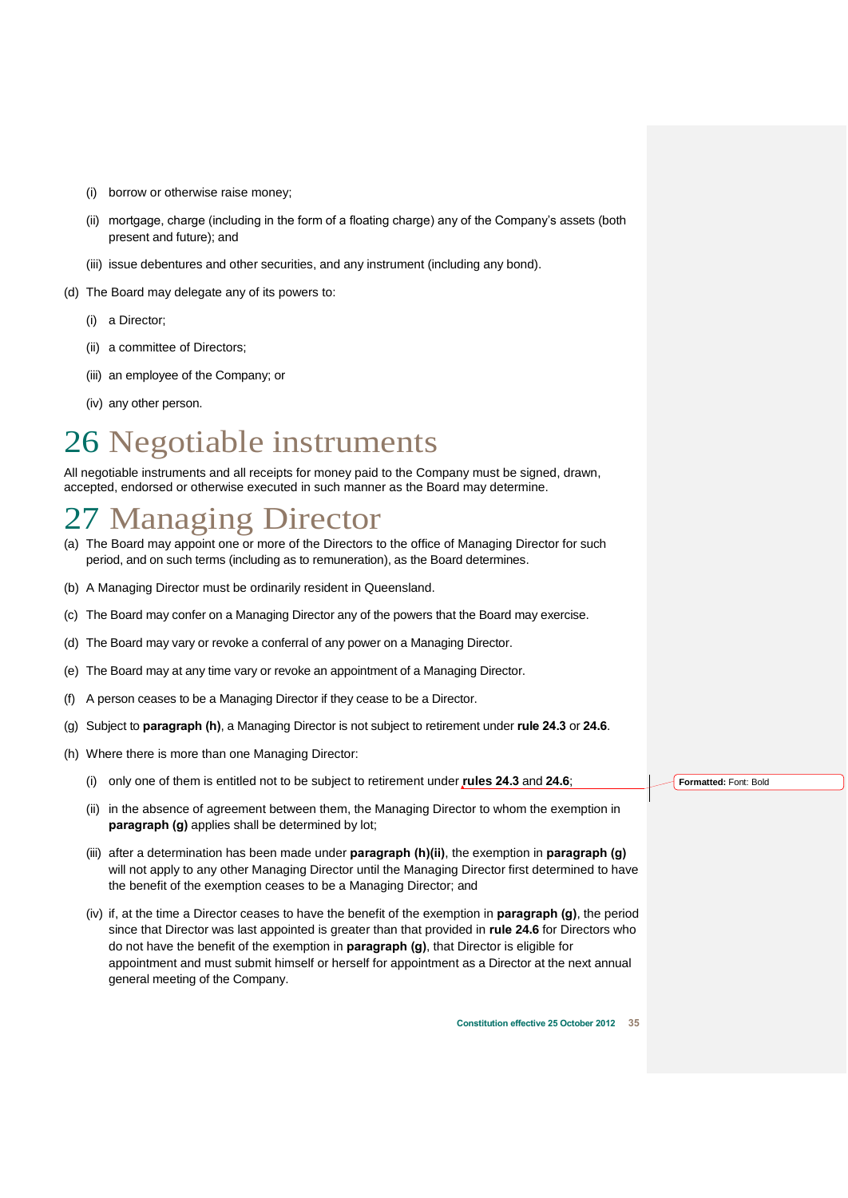(i) borrow or otherwise raise money;

(ii) mortgage, charge (including in the form of a floating charge) any of the Company's assets (both present and future); and

(iii) issue debentures and other securities, and any instrument (including any bond).

(d) The Board may delegate any of its powers to:

(i) a Director;

(ii) a committee of Directors;

(iii) an employee of the Company; or

(iv) any other person.

# 26 Negotiable instruments

All negotiable instruments and all receipts for money paid to the Company must be signed, drawn, accepted, endorsed or otherwise executed in such manner as the Board may determine.

# 27 Managing Director

(a) The Board may appoint one or more of the Directors to the office of Managing Director for such period, and on such terms (including as to remuneration), as the Board determines.

(b) A Managing Director must be ordinarily resident in Queensland.

(c) The Board may confer on a Managing Director any of the powers that the Board may exercise.

(d) The Board may vary or revoke a conferral of any power on a Managing Director.

(e) The Board may at any time vary or revoke an appointment of a Managing Director.

(f) A person ceases to be a Managing Director if they cease to be a Director.

(g) Subject to **paragraph (h)**, a Managing Director is not subject to retirement under **rule 24.3** or **24.6**.

(h) Where there is more than one Managing Director:

(i) only one of them is entitled not to be subject to retirement under **rules 24.3** and **24.6**;

(ii) in the absence of agreement between them, the Managing Director to whom the exemption in **paragraph (g)** applies shall be determined by lot;

(iii) after a determination has been made under **paragraph (h)(ii)**, the exemption in **paragraph (g)** will not apply to any other Managing Director until the Managing Director first determined to have the benefit of the exemption ceases to be a Managing Director; and

(iv) if, at the time a Director ceases to have the benefit of the exemption in **paragraph (g)**, the period since that Director was last appointed is greater than that provided in **rule 24.6** for Directors who do not have the benefit of the exemption in **paragraph (g)**, that Director is eligible for appointment and must submit himself or herself for appointment as a Director at the next annual general meeting of the Company.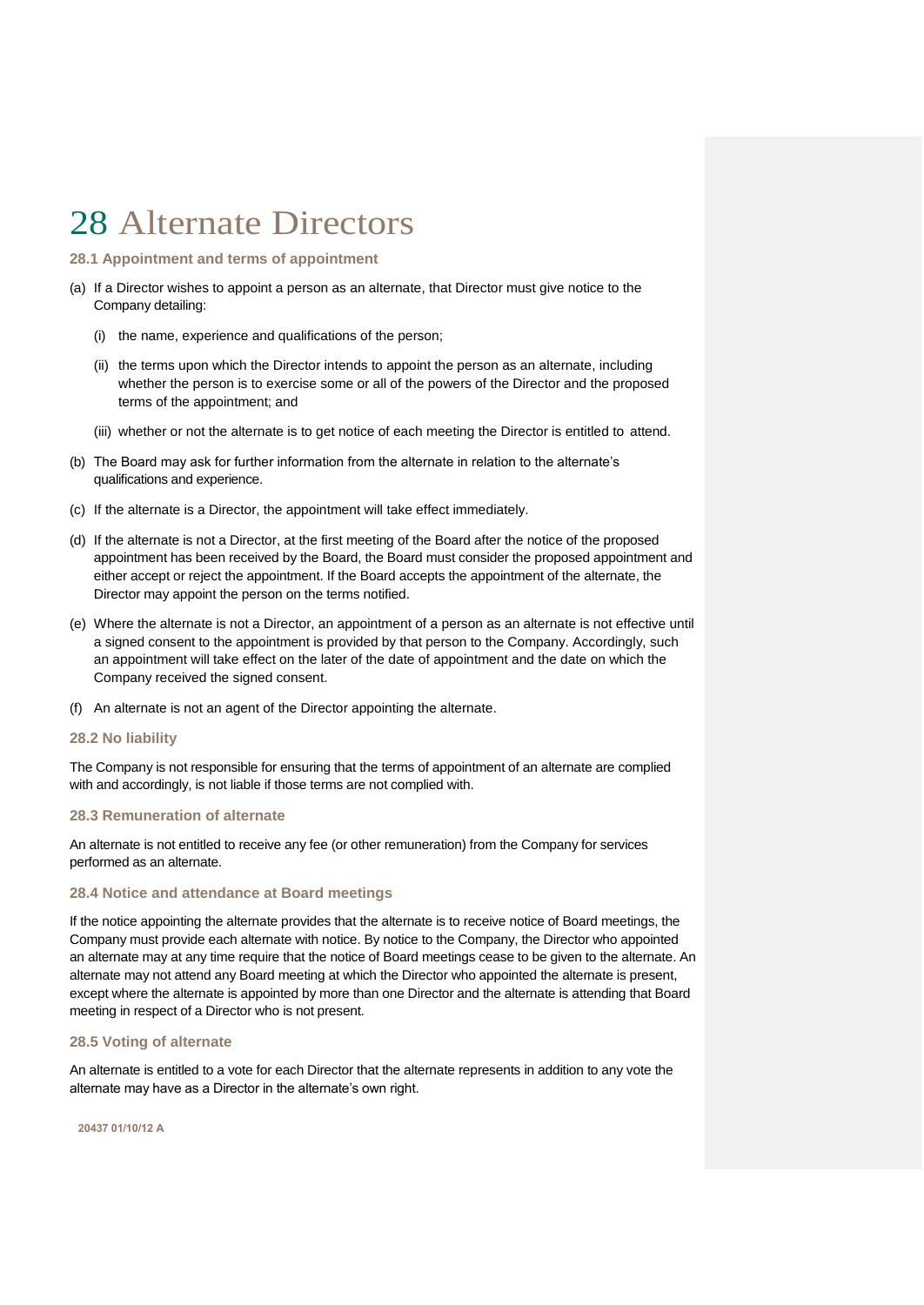# 28 Alternate Directors

### 28.1 Appointment and terms of appointment

(a) If a Director wishes to appoint a person as an alternate, that Director must give notice to the Company detailing:

   (i) the name, experience and qualifications of the person;

   (ii) the terms upon which the Director intends to appoint the person as an alternate, including whether the person is to exercise some or all of the powers of the Director and the proposed terms of the appointment; and

   (iii) whether or not the alternate is to get notice of each meeting the Director is entitled to attend.

(b) The Board may ask for further information from the alternate in relation to the alternate's qualifications and experience.

(c) If the alternate is a Director, the appointment will take effect immediately.

(d) If the alternate is not a Director, at the first meeting of the Board after the notice of the proposed appointment has been received by the Board, the Board must consider the proposed appointment and either accept or reject the appointment. If the Board accepts the appointment of the alternate, the Director may appoint the person on the terms notified.

(e) Where the alternate is not a Director, an appointment of a person as an alternate is not effective until a signed consent to the appointment is provided by that person to the Company. Accordingly, such an appointment will take effect on the later of the date of appointment and the date on which the Company received the signed consent.

(f) An alternate is not an agent of the Director appointing the alternate.

### 28.2 No liability

The Company is not responsible for ensuring that the terms of appointment of an alternate are complied with and accordingly, is not liable if those terms are not complied with.

### 28.3 Remuneration of alternate

An alternate is not entitled to receive any fee (or other remuneration) from the Company for services performed as an alternate.

### 28.4 Notice and attendance at Board meetings

If the notice appointing the alternate provides that the alternate is to receive notice of Board meetings, the Company must provide each alternate with notice. By notice to the Company, the Director who appointed an alternate may at any time require that the notice of Board meetings cease to be given to the alternate. An alternate may not attend any Board meeting at which the Director who appointed the alternate is present, except where the alternate is appointed by more than one Director and the alternate is attending that Board meeting in respect of a Director who is not present.

### 28.5 Voting of alternate

An alternate is entitled to a vote for each Director that the alternate represents in addition to any vote the alternate may have as a Director in the alternate's own right.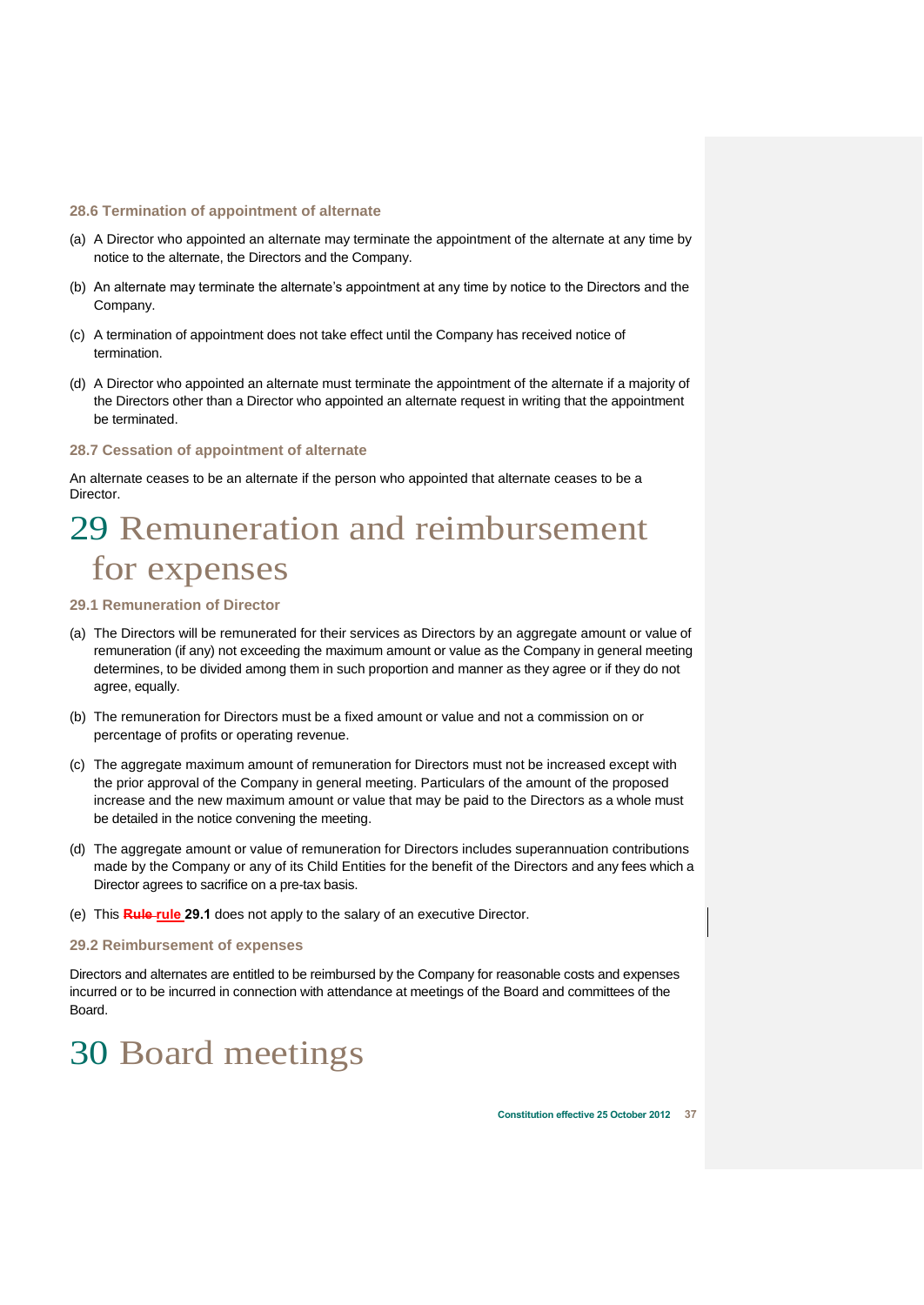### 28.6 Termination of appointment of alternate

(a) A Director who appointed an alternate may terminate the appointment of the alternate at any time by notice to the alternate, the Directors and the Company.

(b) An alternate may terminate the alternate's appointment at any time by notice to the Directors and the Company.

(c) A termination of appointment does not take effect until the Company has received notice of termination.

(d) A Director who appointed an alternate must terminate the appointment of the alternate if a majority of the Directors other than a Director who appointed an alternate request in writing that the appointment be terminated.

### 28.7 Cessation of appointment of alternate

An alternate ceases to be an alternate if the person who appointed that alternate ceases to be a Director.

# 29 Remuneration and reimbursement for expenses

### 29.1 Remuneration of Director

(a) The Directors will be remunerated for their services as Directors by an aggregate amount or value of remuneration (if any) not exceeding the maximum amount or value as the Company in general meeting determines, to be divided among them in such proportion and manner as they agree or if they do not agree, equally.

(b) The remuneration for Directors must be a fixed amount or value and not a commission on or percentage of profits or operating revenue.

(c) The aggregate maximum amount of remuneration for Directors must not be increased except with the prior approval of the Company in general meeting. Particulars of the amount of the proposed increase and the new maximum amount or value that may be paid to the Directors as a whole must be detailed in the notice convening the meeting.

(d) The aggregate amount or value of remuneration for Directors includes superannuation contributions made by the Company or any of its Child Entities for the benefit of the Directors and any fees which a Director agrees to sacrifice on a pre-tax basis.

(e) This ~~Rule~~ rule **29.1** does not apply to the salary of an executive Director.

### 29.2 Reimbursement of expenses

Directors and alternates are entitled to be reimbursed by the Company for reasonable costs and expenses incurred or to be incurred in connection with attendance at meetings of the Board and committees of the Board.

# 30 Board meetings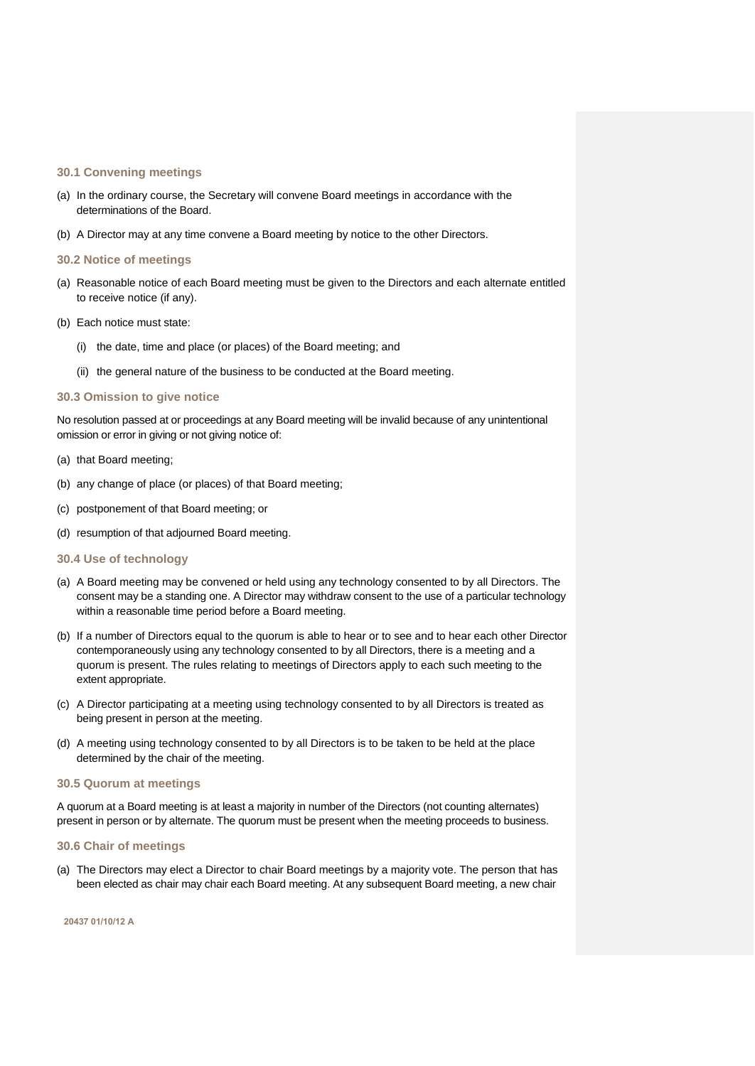### 30.1 Convening meetings

(a) In the ordinary course, the Secretary will convene Board meetings in accordance with the determinations of the Board.

(b) A Director may at any time convene a Board meeting by notice to the other Directors.

### 30.2 Notice of meetings

(a) Reasonable notice of each Board meeting must be given to the Directors and each alternate entitled to receive notice (if any).

(b) Each notice must state:

  (i) the date, time and place (or places) of the Board meeting; and

  (ii) the general nature of the business to be conducted at the Board meeting.

### 30.3 Omission to give notice

No resolution passed at or proceedings at any Board meeting will be invalid because of any unintentional omission or error in giving or not giving notice of:

(a) that Board meeting;

(b) any change of place (or places) of that Board meeting;

(c) postponement of that Board meeting; or

(d) resumption of that adjourned Board meeting.

### 30.4 Use of technology

(a) A Board meeting may be convened or held using any technology consented to by all Directors. The consent may be a standing one. A Director may withdraw consent to the use of a particular technology within a reasonable time period before a Board meeting.

(b) If a number of Directors equal to the quorum is able to hear or to see and to hear each other Director contemporaneously using any technology consented to by all Directors, there is a meeting and a quorum is present. The rules relating to meetings of Directors apply to each such meeting to the extent appropriate.

(c) A Director participating at a meeting using technology consented to by all Directors is treated as being present in person at the meeting.

(d) A meeting using technology consented to by all Directors is to be taken to be held at the place determined by the chair of the meeting.

### 30.5 Quorum at meetings

A quorum at a Board meeting is at least a majority in number of the Directors (not counting alternates) present in person or by alternate. The quorum must be present when the meeting proceeds to business.

### 30.6 Chair of meetings

(a) The Directors may elect a Director to chair Board meetings by a majority vote. The person that has been elected as chair may chair each Board meeting. At any subsequent Board meeting, a new chair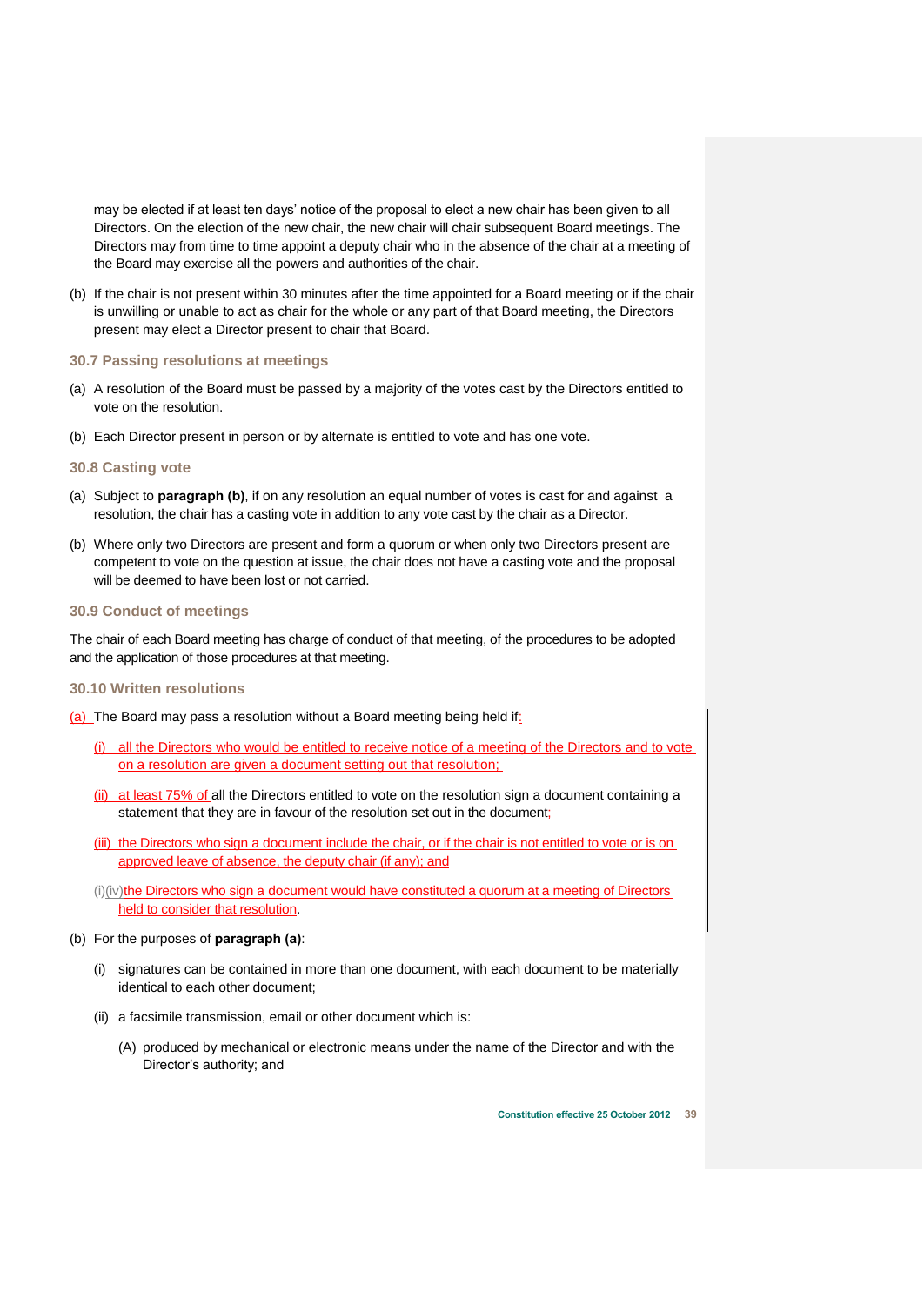may be elected if at least ten days' notice of the proposal to elect a new chair has been given to all Directors. On the election of the new chair, the new chair will chair subsequent Board meetings. The Directors may from time to time appoint a deputy chair who in the absence of the chair at a meeting of the Board may exercise all the powers and authorities of the chair.

(b) If the chair is not present within 30 minutes after the time appointed for a Board meeting or if the chair is unwilling or unable to act as chair for the whole or any part of that Board meeting, the Directors present may elect a Director present to chair that Board.

### 30.7 Passing resolutions at meetings

(a) A resolution of the Board must be passed by a majority of the votes cast by the Directors entitled to vote on the resolution.

(b) Each Director present in person or by alternate is entitled to vote and has one vote.

### 30.8 Casting vote

(a) Subject to **paragraph (b)**, if on any resolution an equal number of votes is cast for and against a resolution, the chair has a casting vote in addition to any vote cast by the chair as a Director.

(b) Where only two Directors are present and form a quorum or when only two Directors present are competent to vote on the question at issue, the chair does not have a casting vote and the proposal will be deemed to have been lost or not carried.

### 30.9 Conduct of meetings

The chair of each Board meeting has charge of conduct of that meeting, of the procedures to be adopted and the application of those procedures at that meeting.

### 30.10 Written resolutions

(a) The Board may pass a resolution without a Board meeting being held if:

- (i) all the Directors who would be entitled to receive notice of a meeting of the Directors and to vote on a resolution are given a document setting out that resolution;
- (ii) at least 75% of all the Directors entitled to vote on the resolution sign a document containing a statement that they are in favour of the resolution set out in the document;
- (iii) the Directors who sign a document include the chair, or if the chair is not entitled to vote or is on approved leave of absence, the deputy chair (if any); and
- ~~(i)~~(iv) the Directors who sign a document would have constituted a quorum at a meeting of Directors held to consider that resolution.

(b) For the purposes of **paragraph (a)**:

- (i) signatures can be contained in more than one document, with each document to be materially identical to each other document;
- (ii) a facsimile transmission, email or other document which is:
  - (A) produced by mechanical or electronic means under the name of the Director and with the Director's authority; and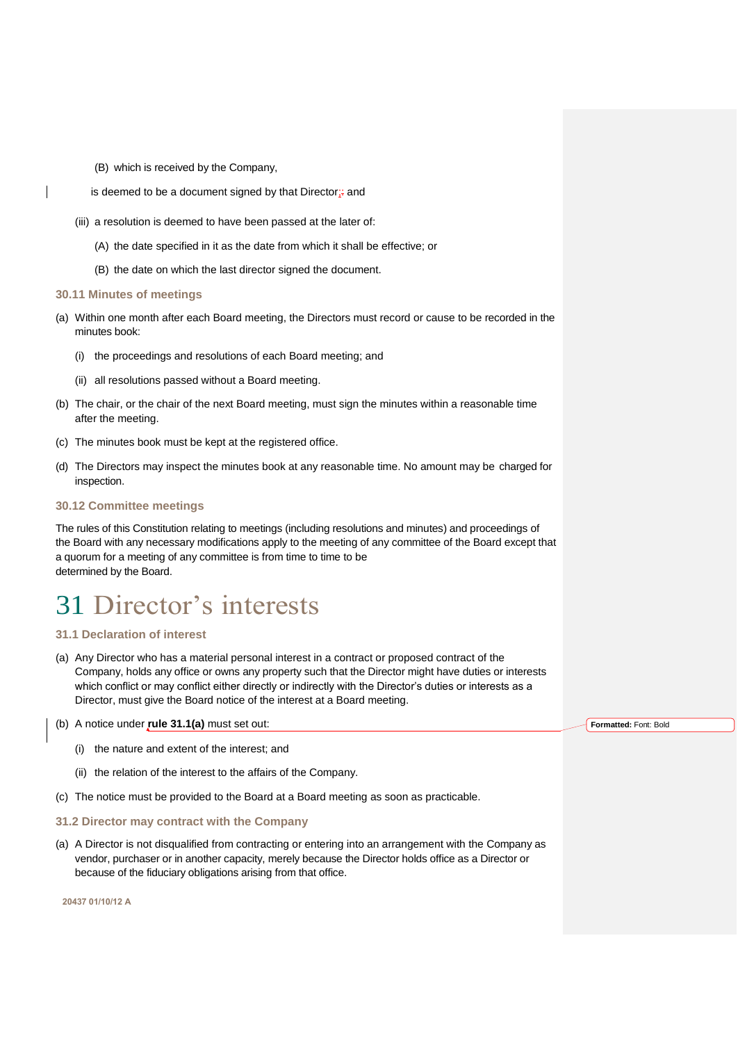(B) which is received by the Company,

is deemed to be a document signed by that Director; and

(iii) a resolution is deemed to have been passed at the later of:

(A) the date specified in it as the date from which it shall be effective; or

(B) the date on which the last director signed the document.

### 30.11 Minutes of meetings

(a) Within one month after each Board meeting, the Directors must record or cause to be recorded in the minutes book:

(i) the proceedings and resolutions of each Board meeting; and

(ii) all resolutions passed without a Board meeting.

(b) The chair, or the chair of the next Board meeting, must sign the minutes within a reasonable time after the meeting.

(c) The minutes book must be kept at the registered office.

(d) The Directors may inspect the minutes book at any reasonable time. No amount may be charged for inspection.

### 30.12 Committee meetings

The rules of this Constitution relating to meetings (including resolutions and minutes) and proceedings of the Board with any necessary modifications apply to the meeting of any committee of the Board except that a quorum for a meeting of any committee is from time to time to be determined by the Board.

# 31 Director's interests

### 31.1 Declaration of interest

(a) Any Director who has a material personal interest in a contract or proposed contract of the Company, holds any office or owns any property such that the Director might have duties or interests which conflict or may conflict either directly or indirectly with the Director's duties or interests as a Director, must give the Board notice of the interest at a Board meeting.

(b) A notice under **rule 31.1(a)** must set out:

(i) the nature and extent of the interest; and

(ii) the relation of the interest to the affairs of the Company.

(c) The notice must be provided to the Board at a Board meeting as soon as practicable.

### 31.2 Director may contract with the Company

(a) A Director is not disqualified from contracting or entering into an arrangement with the Company as vendor, purchaser or in another capacity, merely because the Director holds office as a Director or because of the fiduciary obligations arising from that office.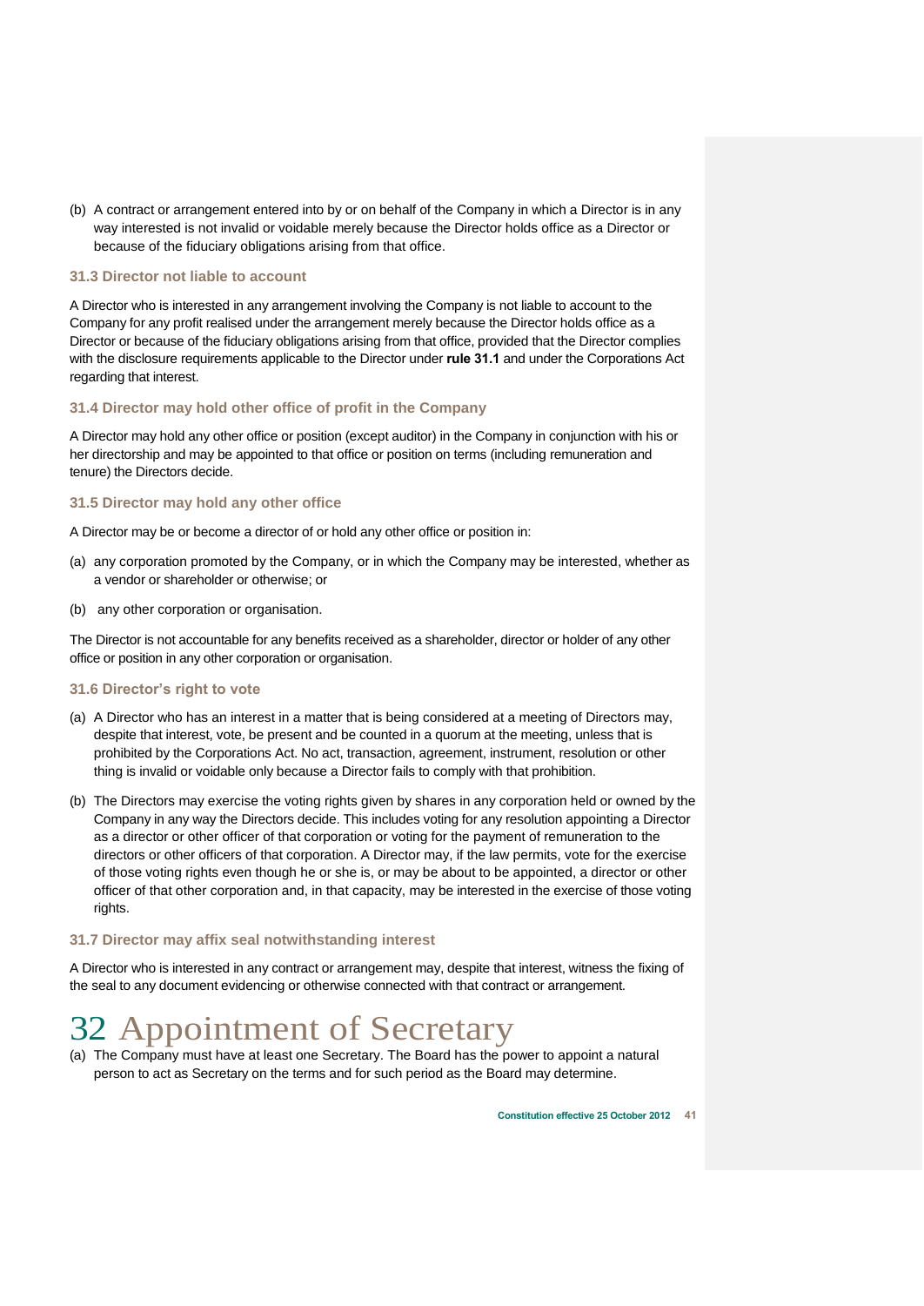(b) A contract or arrangement entered into by or on behalf of the Company in which a Director is in any way interested is not invalid or voidable merely because the Director holds office as a Director or because of the fiduciary obligations arising from that office.

### 31.3 Director not liable to account

A Director who is interested in any arrangement involving the Company is not liable to account to the Company for any profit realised under the arrangement merely because the Director holds office as a Director or because of the fiduciary obligations arising from that office, provided that the Director complies with the disclosure requirements applicable to the Director under **rule 31.1** and under the Corporations Act regarding that interest.

### 31.4 Director may hold other office of profit in the Company

A Director may hold any other office or position (except auditor) in the Company in conjunction with his or her directorship and may be appointed to that office or position on terms (including remuneration and tenure) the Directors decide.

### 31.5 Director may hold any other office

A Director may be or become a director of or hold any other office or position in:

(a) any corporation promoted by the Company, or in which the Company may be interested, whether as a vendor or shareholder or otherwise; or

(b) any other corporation or organisation.

The Director is not accountable for any benefits received as a shareholder, director or holder of any other office or position in any other corporation or organisation.

### 31.6 Director's right to vote

(a) A Director who has an interest in a matter that is being considered at a meeting of Directors may, despite that interest, vote, be present and be counted in a quorum at the meeting, unless that is prohibited by the Corporations Act. No act, transaction, agreement, instrument, resolution or other thing is invalid or voidable only because a Director fails to comply with that prohibition.

(b) The Directors may exercise the voting rights given by shares in any corporation held or owned by the Company in any way the Directors decide. This includes voting for any resolution appointing a Director as a director or other officer of that corporation or voting for the payment of remuneration to the directors or other officers of that corporation. A Director may, if the law permits, vote for the exercise of those voting rights even though he or she is, or may be about to be appointed, a director or other officer of that other corporation and, in that capacity, may be interested in the exercise of those voting rights.

### 31.7 Director may affix seal notwithstanding interest

A Director who is interested in any contract or arrangement may, despite that interest, witness the fixing of the seal to any document evidencing or otherwise connected with that contract or arrangement.

# 32 Appointment of Secretary

(a) The Company must have at least one Secretary. The Board has the power to appoint a natural person to act as Secretary on the terms and for such period as the Board may determine.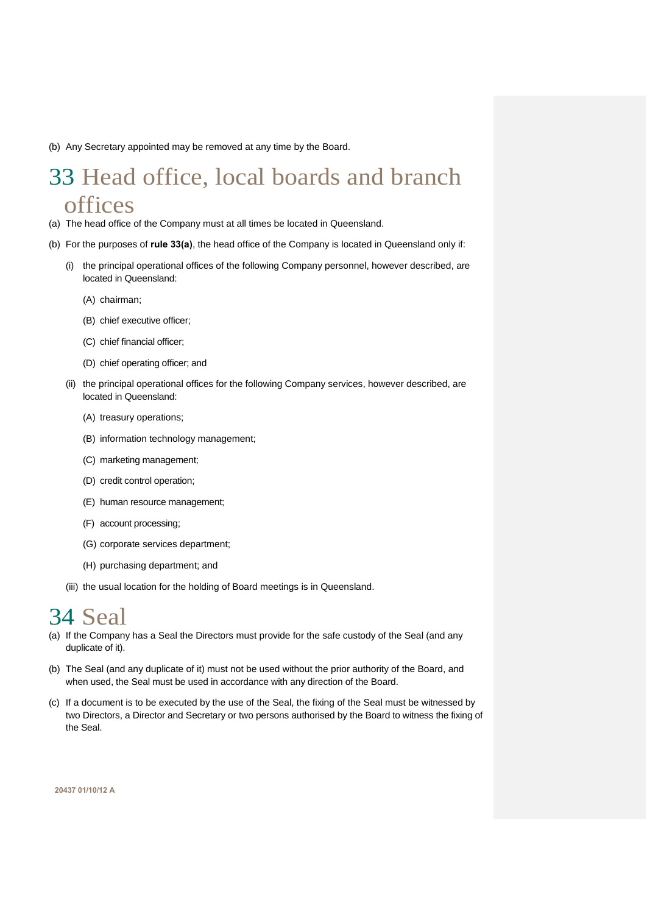(b) Any Secretary appointed may be removed at any time by the Board.

# 33 Head office, local boards and branch offices

(a) The head office of the Company must at all times be located in Queensland.

(b) For the purposes of **rule 33(a)**, the head office of the Company is located in Queensland only if:

  (i) the principal operational offices of the following Company personnel, however described, are located in Queensland:

    (A) chairman;

    (B) chief executive officer;

    (C) chief financial officer;

    (D) chief operating officer; and

  (ii) the principal operational offices for the following Company services, however described, are located in Queensland:

    (A) treasury operations;

    (B) information technology management;

    (C) marketing management;

    (D) credit control operation;

    (E) human resource management;

    (F) account processing;

    (G) corporate services department;

    (H) purchasing department; and

  (iii) the usual location for the holding of Board meetings is in Queensland.

# 34 Seal

(a) If the Company has a Seal the Directors must provide for the safe custody of the Seal (and any duplicate of it).

(b) The Seal (and any duplicate of it) must not be used without the prior authority of the Board, and when used, the Seal must be used in accordance with any direction of the Board.

(c) If a document is to be executed by the use of the Seal, the fixing of the Seal must be witnessed by two Directors, a Director and Secretary or two persons authorised by the Board to witness the fixing of the Seal.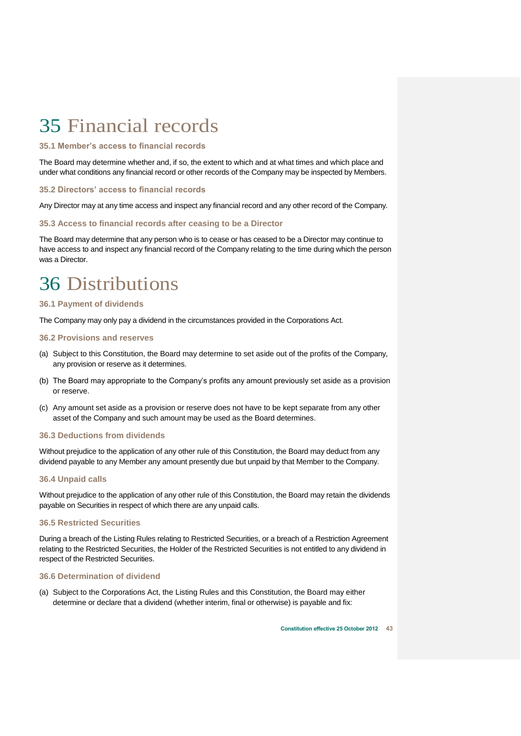# 35 Financial records

### 35.1 Member's access to financial records

The Board may determine whether and, if so, the extent to which and at what times and which place and under what conditions any financial record or other records of the Company may be inspected by Members.

### 35.2 Directors' access to financial records

Any Director may at any time access and inspect any financial record and any other record of the Company.

### 35.3 Access to financial records after ceasing to be a Director

The Board may determine that any person who is to cease or has ceased to be a Director may continue to have access to and inspect any financial record of the Company relating to the time during which the person was a Director.

# 36 Distributions

### 36.1 Payment of dividends

The Company may only pay a dividend in the circumstances provided in the Corporations Act.

### 36.2 Provisions and reserves

(a) Subject to this Constitution, the Board may determine to set aside out of the profits of the Company, any provision or reserve as it determines.

(b) The Board may appropriate to the Company's profits any amount previously set aside as a provision or reserve.

(c) Any amount set aside as a provision or reserve does not have to be kept separate from any other asset of the Company and such amount may be used as the Board determines.

### 36.3 Deductions from dividends

Without prejudice to the application of any other rule of this Constitution, the Board may deduct from any dividend payable to any Member any amount presently due but unpaid by that Member to the Company.

### 36.4 Unpaid calls

Without prejudice to the application of any other rule of this Constitution, the Board may retain the dividends payable on Securities in respect of which there are any unpaid calls.

### 36.5 Restricted Securities

During a breach of the Listing Rules relating to Restricted Securities, or a breach of a Restriction Agreement relating to the Restricted Securities, the Holder of the Restricted Securities is not entitled to any dividend in respect of the Restricted Securities.

### 36.6 Determination of dividend

(a) Subject to the Corporations Act, the Listing Rules and this Constitution, the Board may either determine or declare that a dividend (whether interim, final or otherwise) is payable and fix: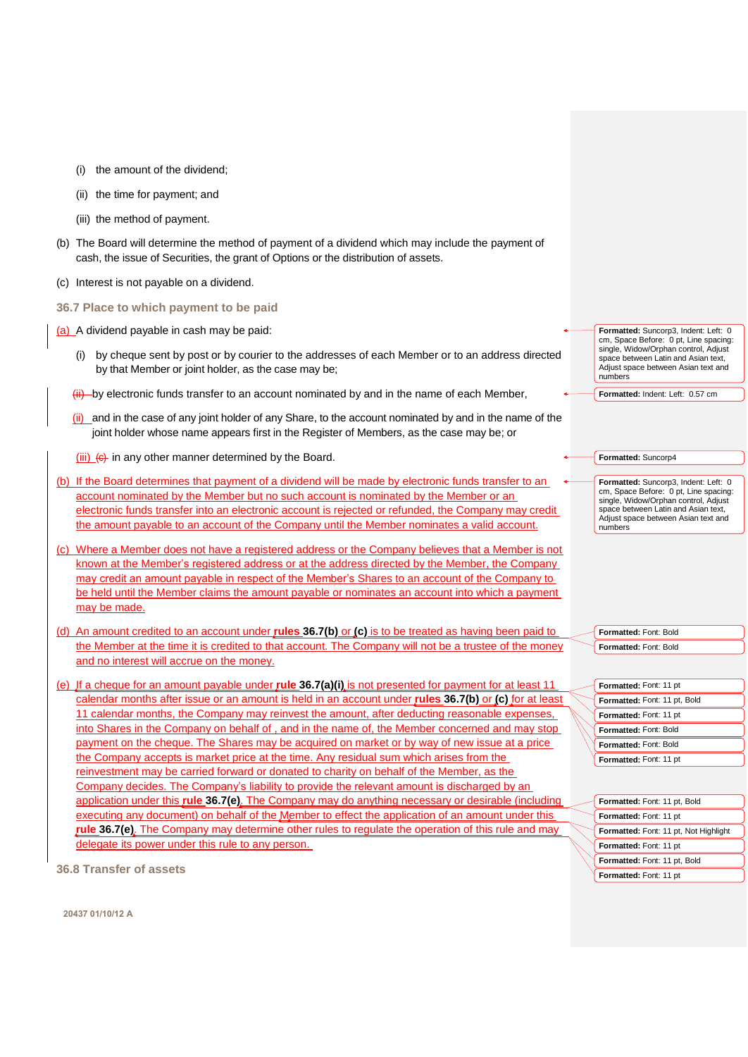(i) the amount of the dividend;

(ii) the time for payment; and

(iii) the method of payment.

(b) The Board will determine the method of payment of a dividend which may include the payment of cash, the issue of Securities, the grant of Options or the distribution of assets.

(c) Interest is not payable on a dividend.

### 36.7 Place to which payment to be paid

(a) A dividend payable in cash may be paid:

(i) by cheque sent by post or by courier to the addresses of each Member or to an address directed by that Member or joint holder, as the case may be;

~~(ii)~~ by electronic funds transfer to an account nominated by and in the name of each Member,

(ii) and in the case of any joint holder of any Share, to the account nominated by and in the name of the joint holder whose name appears first in the Register of Members, as the case may be; or

(iii) ~~(c)~~ in any other manner determined by the Board.

(b) If the Board determines that payment of a dividend will be made by electronic funds transfer to an account nominated by the Member but no such account is nominated by the Member or an electronic funds transfer into an electronic account is rejected or refunded, the Company may credit the amount payable to an account of the Company until the Member nominates a valid account.

(c) Where a Member does not have a registered address or the Company believes that a Member is not known at the Member's registered address or at the address directed by the Member, the Company may credit an amount payable in respect of the Member's Shares to an account of the Company to be held until the Member claims the amount payable or nominates an account into which a payment may be made.

(d) An amount credited to an account under **rules 36.7(b)** or **(c)** is to be treated as having been paid to the Member at the time it is credited to that account. The Company will not be a trustee of the money and no interest will accrue on the money.

(e) If a cheque for an amount payable under **rule 36.7(a)(i)** is not presented for payment for at least 11 calendar months after issue or an amount is held in an account under **rules 36.7(b)** or **(c)** for at least 11 calendar months, the Company may reinvest the amount, after deducting reasonable expenses, into Shares in the Company on behalf of , and in the name of, the Member concerned and may stop payment on the cheque. The Shares may be acquired on market or by way of new issue at a price the Company accepts is market price at the time. Any residual sum which arises from the reinvestment may be carried forward or donated to charity on behalf of the Member, as the Company decides. The Company's liability to provide the relevant amount is discharged by an application under this **rule 36.7(e)**. The Company may do anything necessary or desirable (including executing any document) on behalf of the Member to effect the application of an amount under this **rule 36.7(e)**. The Company may determine other rules to regulate the operation of this rule and may delegate its power under this rule to any person.

### 36.8 Transfer of assets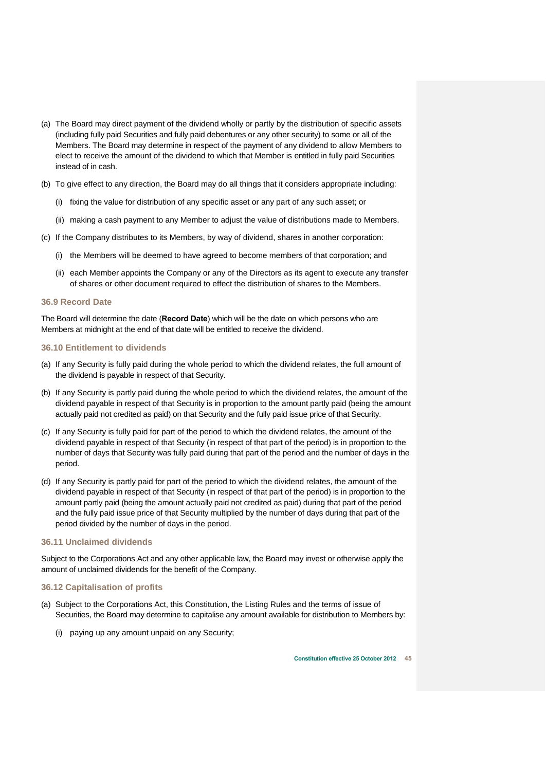(a) The Board may direct payment of the dividend wholly or partly by the distribution of specific assets (including fully paid Securities and fully paid debentures or any other security) to some or all of the Members. The Board may determine in respect of the payment of any dividend to allow Members to elect to receive the amount of the dividend to which that Member is entitled in fully paid Securities instead of in cash.

(b) To give effect to any direction, the Board may do all things that it considers appropriate including:

   (i) fixing the value for distribution of any specific asset or any part of any such asset; or

   (ii) making a cash payment to any Member to adjust the value of distributions made to Members.

(c) If the Company distributes to its Members, by way of dividend, shares in another corporation:

   (i) the Members will be deemed to have agreed to become members of that corporation; and

   (ii) each Member appoints the Company or any of the Directors as its agent to execute any transfer of shares or other document required to effect the distribution of shares to the Members.

### 36.9 Record Date

The Board will determine the date (**Record Date**) which will be the date on which persons who are Members at midnight at the end of that date will be entitled to receive the dividend.

### 36.10 Entitlement to dividends

(a) If any Security is fully paid during the whole period to which the dividend relates, the full amount of the dividend is payable in respect of that Security.

(b) If any Security is partly paid during the whole period to which the dividend relates, the amount of the dividend payable in respect of that Security is in proportion to the amount partly paid (being the amount actually paid not credited as paid) on that Security and the fully paid issue price of that Security.

(c) If any Security is fully paid for part of the period to which the dividend relates, the amount of the dividend payable in respect of that Security (in respect of that part of the period) is in proportion to the number of days that Security was fully paid during that part of the period and the number of days in the period.

(d) If any Security is partly paid for part of the period to which the dividend relates, the amount of the dividend payable in respect of that Security (in respect of that part of the period) is in proportion to the amount partly paid (being the amount actually paid not credited as paid) during that part of the period and the fully paid issue price of that Security multiplied by the number of days during that part of the period divided by the number of days in the period.

### 36.11 Unclaimed dividends

Subject to the Corporations Act and any other applicable law, the Board may invest or otherwise apply the amount of unclaimed dividends for the benefit of the Company.

### 36.12 Capitalisation of profits

(a) Subject to the Corporations Act, this Constitution, the Listing Rules and the terms of issue of Securities, the Board may determine to capitalise any amount available for distribution to Members by:

   (i) paying up any amount unpaid on any Security;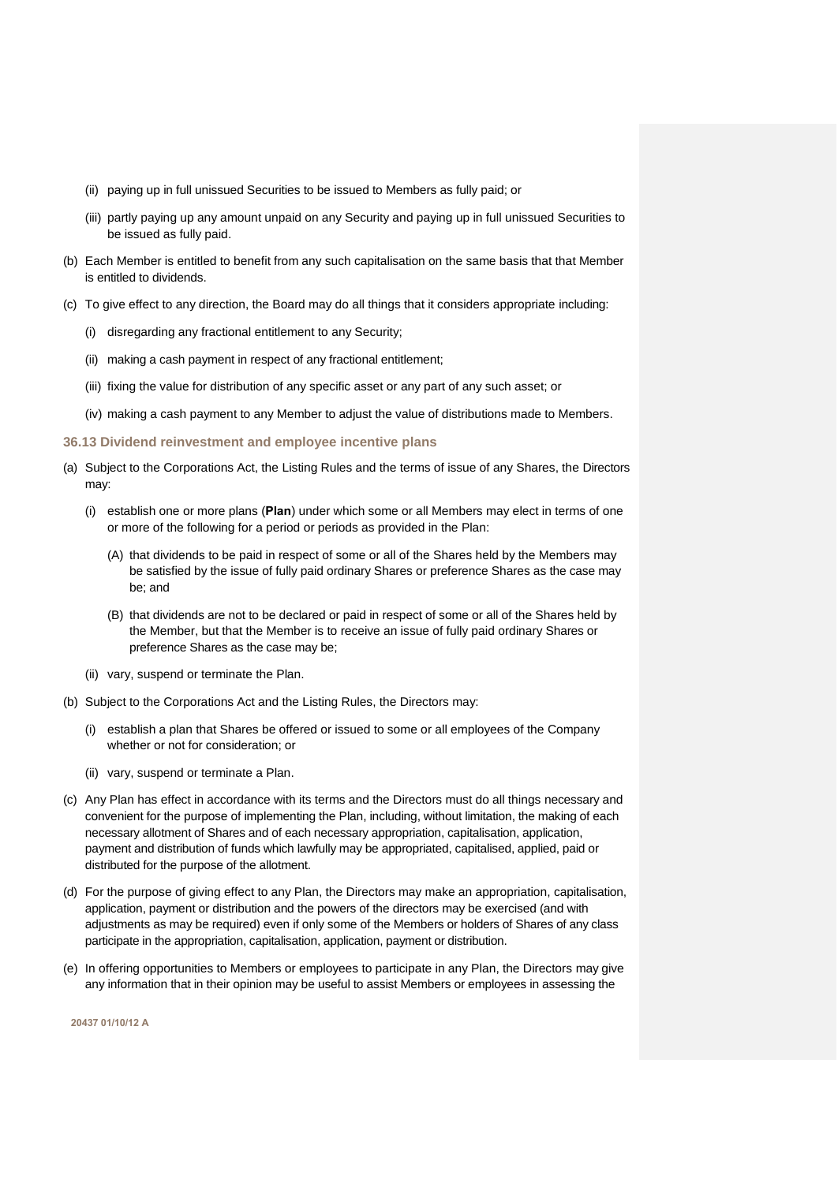(ii) paying up in full unissued Securities to be issued to Members as fully paid; or

(iii) partly paying up any amount unpaid on any Security and paying up in full unissued Securities to be issued as fully paid.

(b) Each Member is entitled to benefit from any such capitalisation on the same basis that that Member is entitled to dividends.

(c) To give effect to any direction, the Board may do all things that it considers appropriate including:

(i) disregarding any fractional entitlement to any Security;

(ii) making a cash payment in respect of any fractional entitlement;

(iii) fixing the value for distribution of any specific asset or any part of any such asset; or

(iv) making a cash payment to any Member to adjust the value of distributions made to Members.

### 36.13 Dividend reinvestment and employee incentive plans

(a) Subject to the Corporations Act, the Listing Rules and the terms of issue of any Shares, the Directors may:

(i) establish one or more plans (**Plan**) under which some or all Members may elect in terms of one or more of the following for a period or periods as provided in the Plan:

(A) that dividends to be paid in respect of some or all of the Shares held by the Members may be satisfied by the issue of fully paid ordinary Shares or preference Shares as the case may be; and

(B) that dividends are not to be declared or paid in respect of some or all of the Shares held by the Member, but that the Member is to receive an issue of fully paid ordinary Shares or preference Shares as the case may be;

(ii) vary, suspend or terminate the Plan.

(b) Subject to the Corporations Act and the Listing Rules, the Directors may:

(i) establish a plan that Shares be offered or issued to some or all employees of the Company whether or not for consideration; or

(ii) vary, suspend or terminate a Plan.

(c) Any Plan has effect in accordance with its terms and the Directors must do all things necessary and convenient for the purpose of implementing the Plan, including, without limitation, the making of each necessary allotment of Shares and of each necessary appropriation, capitalisation, application, payment and distribution of funds which lawfully may be appropriated, capitalised, applied, paid or distributed for the purpose of the allotment.

(d) For the purpose of giving effect to any Plan, the Directors may make an appropriation, capitalisation, application, payment or distribution and the powers of the directors may be exercised (and with adjustments as may be required) even if only some of the Members or holders of Shares of any class participate in the appropriation, capitalisation, application, payment or distribution.

(e) In offering opportunities to Members or employees to participate in any Plan, the Directors may give any information that in their opinion may be useful to assist Members or employees in assessing the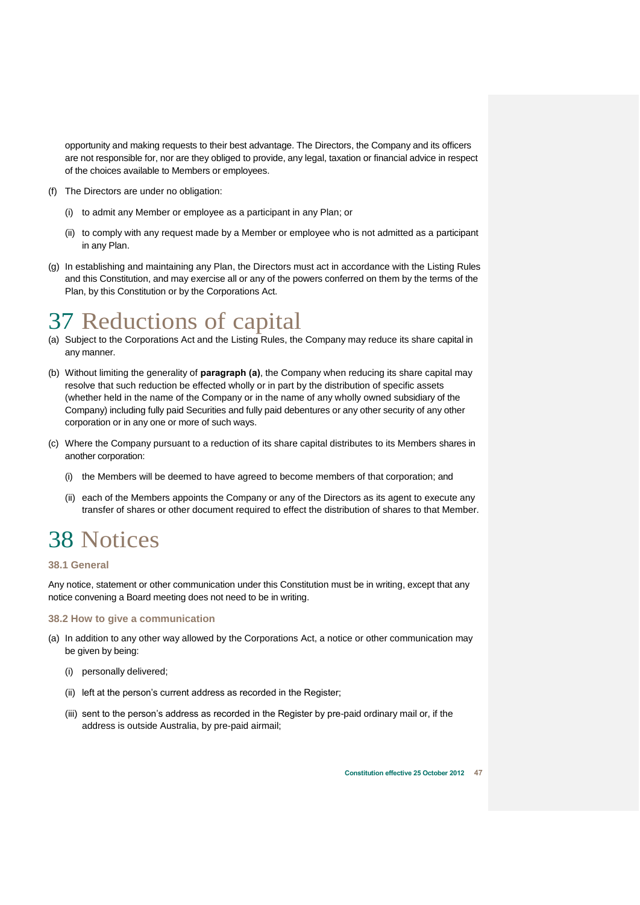opportunity and making requests to their best advantage. The Directors, the Company and its officers are not responsible for, nor are they obliged to provide, any legal, taxation or financial advice in respect of the choices available to Members or employees.

(f) The Directors are under no obligation:

  (i) to admit any Member or employee as a participant in any Plan; or

  (ii) to comply with any request made by a Member or employee who is not admitted as a participant in any Plan.

(g) In establishing and maintaining any Plan, the Directors must act in accordance with the Listing Rules and this Constitution, and may exercise all or any of the powers conferred on them by the terms of the Plan, by this Constitution or by the Corporations Act.

# 37 Reductions of capital

(a) Subject to the Corporations Act and the Listing Rules, the Company may reduce its share capital in any manner.

(b) Without limiting the generality of **paragraph (a)**, the Company when reducing its share capital may resolve that such reduction be effected wholly or in part by the distribution of specific assets (whether held in the name of the Company or in the name of any wholly owned subsidiary of the Company) including fully paid Securities and fully paid debentures or any other security of any other corporation or in any one or more of such ways.

(c) Where the Company pursuant to a reduction of its share capital distributes to its Members shares in another corporation:

  (i) the Members will be deemed to have agreed to become members of that corporation; and

  (ii) each of the Members appoints the Company or any of the Directors as its agent to execute any transfer of shares or other document required to effect the distribution of shares to that Member.

# 38 Notices

### 38.1 General

Any notice, statement or other communication under this Constitution must be in writing, except that any notice convening a Board meeting does not need to be in writing.

### 38.2 How to give a communication

(a) In addition to any other way allowed by the Corporations Act, a notice or other communication may be given by being:

  (i) personally delivered;

  (ii) left at the person's current address as recorded in the Register;

  (iii) sent to the person's address as recorded in the Register by pre-paid ordinary mail or, if the address is outside Australia, by pre-paid airmail;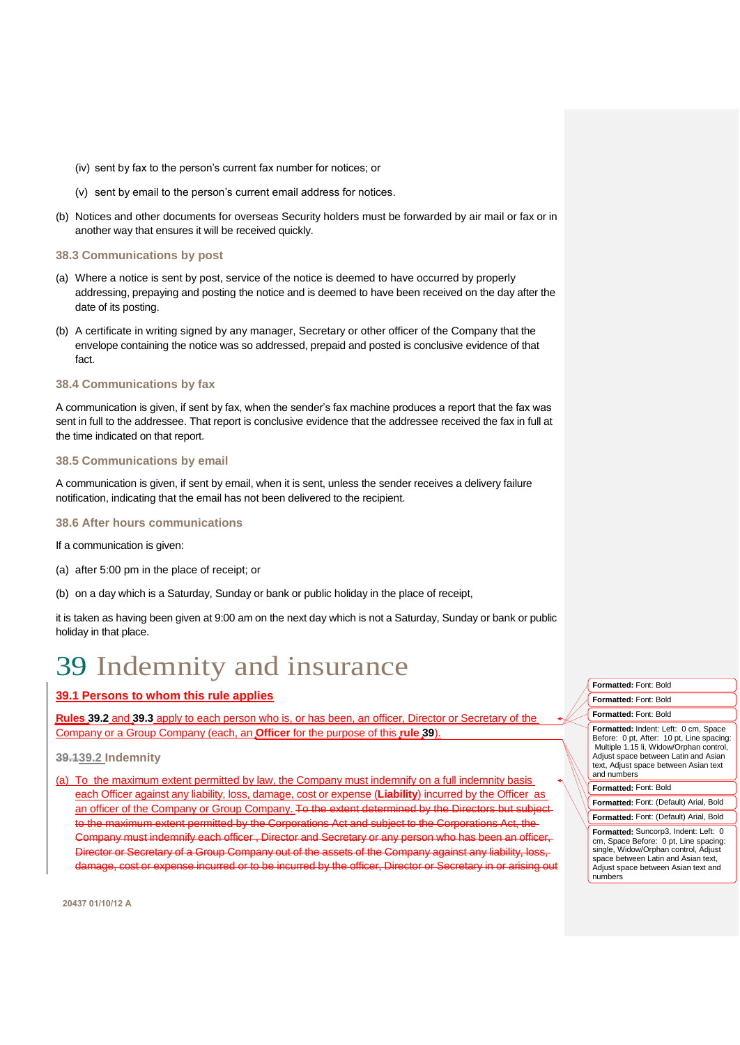(iv) sent by fax to the person's current fax number for notices; or

(v) sent by email to the person's current email address for notices.

(b) Notices and other documents for overseas Security holders must be forwarded by air mail or fax or in another way that ensures it will be received quickly.

### 38.3 Communications by post

(a) Where a notice is sent by post, service of the notice is deemed to have occurred by properly addressing, prepaying and posting the notice and is deemed to have been received on the day after the date of its posting.

(b) A certificate in writing signed by any manager, Secretary or other officer of the Company that the envelope containing the notice was so addressed, prepaid and posted is conclusive evidence of that fact.

### 38.4 Communications by fax

A communication is given, if sent by fax, when the sender's fax machine produces a report that the fax was sent in full to the addressee. That report is conclusive evidence that the addressee received the fax in full at the time indicated on that report.

### 38.5 Communications by email

A communication is given, if sent by email, when it is sent, unless the sender receives a delivery failure notification, indicating that the email has not been delivered to the recipient.

### 38.6 After hours communications

If a communication is given:

(a) after 5:00 pm in the place of receipt; or

(b) on a day which is a Saturday, Sunday or bank or public holiday in the place of receipt,

it is taken as having been given at 9:00 am on the next day which is not a Saturday, Sunday or bank or public holiday in that place.

# 39 Indemnity and insurance

### 39.1 Persons to whom this rule applies

**Rules 39.2** and **39.3** apply to each person who is, or has been, an officer, Director or Secretary of the Company or a Group Company (each, an **Officer** for the purpose of this **rule 39**).

### ~~39.1~~39.2 Indemnity

(a) To the maximum extent permitted by law, the Company must indemnify on a full indemnity basis each Officer against any liability, loss, damage, cost or expense (**Liability**) incurred by the Officer as an officer of the Company or Group Company. ~~To the extent determined by the Directors but subject to the maximum extent permitted by the Corporations Act and subject to the Corporations Act, the Company must indemnify each officer , Director and Secretary or any person who has been an officer, Director or Secretary of a Group Company out of the assets of the Company against any liability, loss, damage, cost or expense incurred or to be incurred by the officer, Director or Secretary in or arising out~~

Formatted: Font: Bold

Formatted: Font: Bold

Formatted: Font: Bold

Formatted: Indent: Left: 0 cm, Space Before: 0 pt, After: 10 pt, Line spacing: Multiple 1.15 li, Widow/Orphan control, Adjust space between Latin and Asian text, Adjust space between Asian text and numbers

Formatted: Font: Bold

Formatted: Font: (Default) Arial, Bold

Formatted: Font: (Default) Arial, Bold

Formatted: Suncorp3, Indent: Left: 0 cm, Space Before: 0 pt, Line spacing: single, Widow/Orphan control, Adjust space between Latin and Asian text, Adjust space between Asian text and numbers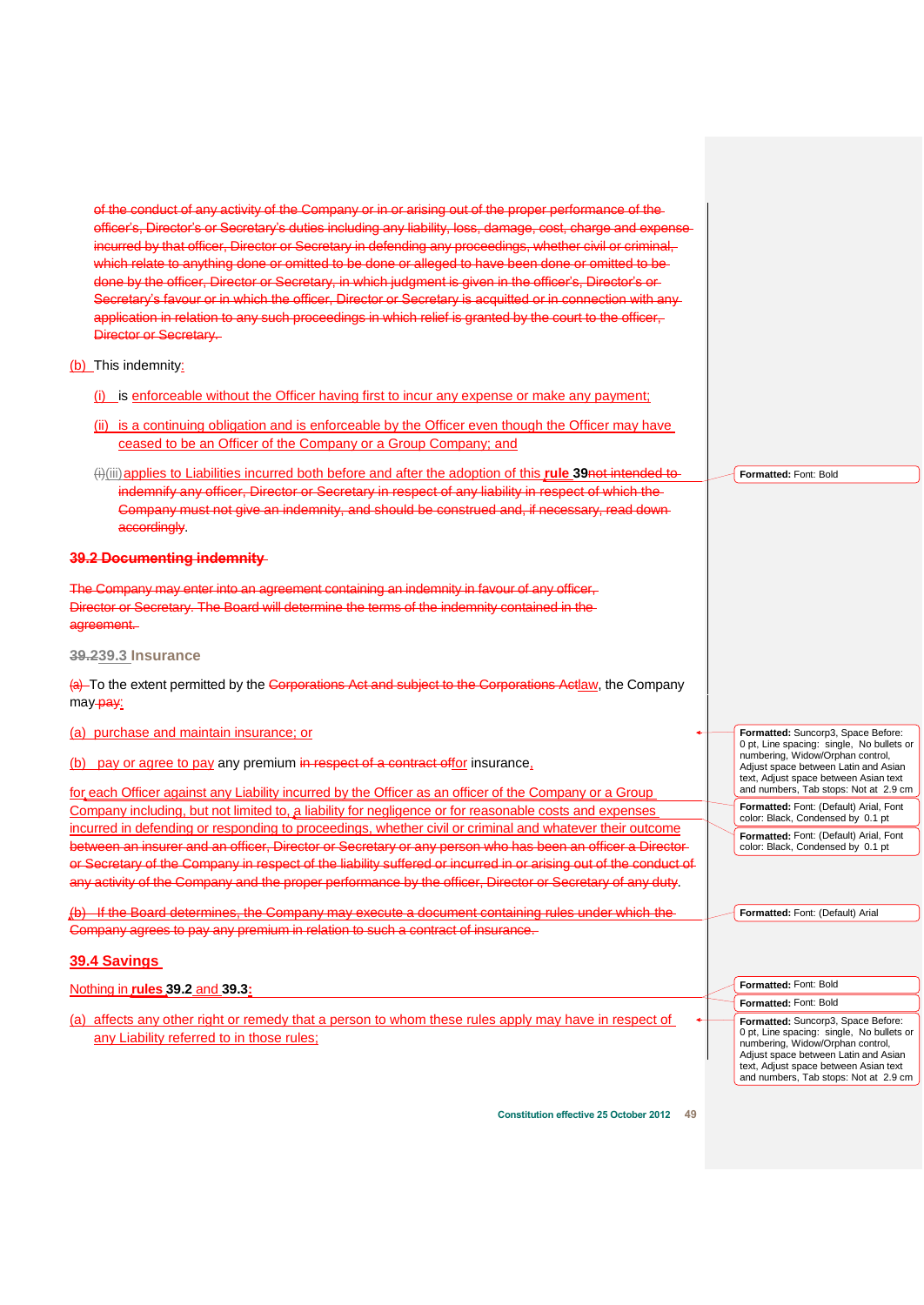of the conduct of any activity of the Company or in or arising out of the proper performance of the officer's, Director's or Secretary's duties including any liability, loss, damage, cost, charge and expense incurred by that officer, Director or Secretary in defending any proceedings, whether civil or criminal, which relate to anything done or omitted to be done or alleged to have been done or omitted to be done by the officer, Director or Secretary, in which judgment is given in the officer's, Director's or Secretary's favour or in which the officer, Director or Secretary is acquitted or in connection with any application in relation to any such proceedings in which relief is granted by the court to the officer, Director or Secretary.

(b) This indemnity:

(i) is enforceable without the Officer having first to incur any expense or make any payment;

(ii) is a continuing obligation and is enforceable by the Officer even though the Officer may have ceased to be an Officer of the Company or a Group Company; and

(i)(iii) applies to Liabilities incurred both before and after the adoption of this **rule 39**not intended to indemnify any officer, Director or Secretary in respect of any liability in respect of which the Company must not give an indemnity, and should be construed and, if necessary, read down accordingly.

**39.2 Documenting indemnity**

The Company may enter into an agreement containing an indemnity in favour of any officer, Director or Secretary. The Board will determine the terms of the indemnity contained in the agreement.

**39.239.3 Insurance**

(a) To the extent permitted by the Corporations Act and subject to the Corporations Actlaw, the Company may pay:

(a) purchase and maintain insurance; or

(b) pay or agree to pay any premium in respect of a contract offor insurance,

for each Officer against any Liability incurred by the Officer as an officer of the Company or a Group Company including, but not limited to, a liability for negligence or for reasonable costs and expenses incurred in defending or responding to proceedings, whether civil or criminal and whatever their outcome between an insurer and an officer, Director or Secretary or any person who has been an officer a Director or Secretary of the Company in respect of the liability suffered or incurred in or arising out of the conduct of any activity of the Company and the proper performance by the officer, Director or Secretary of any duty.

(b) If the Board determines, the Company may execute a document containing rules under which the Company agrees to pay any premium in relation to such a contract of insurance.

**39.4 Savings**

Nothing in **rules 39.2** and **39.3**:

(a) affects any other right or remedy that a person to whom these rules apply may have in respect of any Liability referred to in those rules;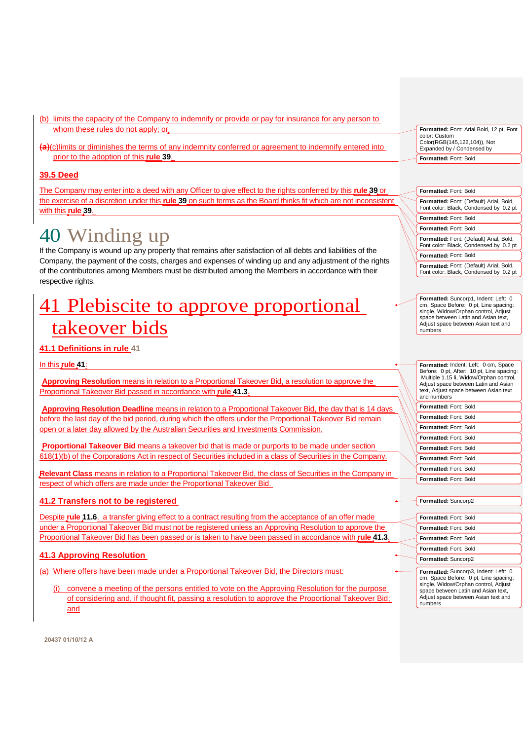(b) limits the capacity of the Company to indemnify or provide or pay for insurance for any person to whom these rules do not apply; or

~~(a)~~(c) limits or diminishes the terms of any indemnity conferred or agreement to indemnify entered into prior to the adoption of this **rule 39**.

### 39.5 Deed

The Company may enter into a deed with any Officer to give effect to the rights conferred by this **rule 39** or the exercise of a discretion under this **rule 39** on such terms as the Board thinks fit which are not inconsistent with this **rule 39**.

# 40 Winding up

If the Company is wound up any property that remains after satisfaction of all debts and liabilities of the Company, the payment of the costs, charges and expenses of winding up and any adjustment of the rights of the contributories among Members must be distributed among the Members in accordance with their respective rights.

# 41 Plebiscite to approve proportional takeover bids

### 41.1 Definitions in rule 41

In this **rule 41**:

**Approving Resolution** means in relation to a Proportional Takeover Bid, a resolution to approve the Proportional Takeover Bid passed in accordance with **rule 41.3**.

**Approving Resolution Deadline** means in relation to a Proportional Takeover Bid, the day that is 14 days before the last day of the bid period, during which the offers under the Proportional Takeover Bid remain open or a later day allowed by the Australian Securities and Investments Commission.

**Proportional Takeover Bid** means a takeover bid that is made or purports to be made under section 618(1)(b) of the Corporations Act in respect of Securities included in a class of Securities in the Company.

**Relevant Class** means in relation to a Proportional Takeover Bid, the class of Securities in the Company in respect of which offers are made under the Proportional Takeover Bid.

### 41.2 Transfers not to be registered

Despite **rule 11.6**, a transfer giving effect to a contract resulting from the acceptance of an offer made under a Proportional Takeover Bid must not be registered unless an Approving Resolution to approve the Proportional Takeover Bid has been passed or is taken to have been passed in accordance with **rule 41.3**.

### 41.3 Approving Resolution

(a) Where offers have been made under a Proportional Takeover Bid, the Directors must:

(i) convene a meeting of the persons entitled to vote on the Approving Resolution for the purpose of considering and, if thought fit, passing a resolution to approve the Proportional Takeover Bid; and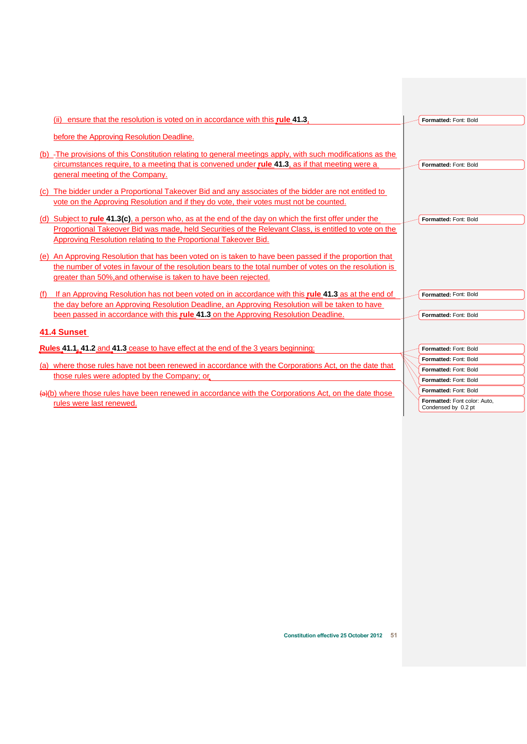(ii) ensure that the resolution is voted on in accordance with this **rule 41.3**,

before the Approving Resolution Deadline.

(b) The provisions of this Constitution relating to general meetings apply, with such modifications as the circumstances require, to a meeting that is convened under **rule 41.3**, as if that meeting were a general meeting of the Company.

(c) The bidder under a Proportional Takeover Bid and any associates of the bidder are not entitled to vote on the Approving Resolution and if they do vote, their votes must not be counted.

(d) Subject to **rule 41.3(c)**, a person who, as at the end of the day on which the first offer under the Proportional Takeover Bid was made, held Securities of the Relevant Class, is entitled to vote on the Approving Resolution relating to the Proportional Takeover Bid.

(e) An Approving Resolution that has been voted on is taken to have been passed if the proportion that the number of votes in favour of the resolution bears to the total number of votes on the resolution is greater than 50%,and otherwise is taken to have been rejected.

(f) If an Approving Resolution has not been voted on in accordance with this **rule 41.3** as at the end of the day before an Approving Resolution Deadline, an Approving Resolution will be taken to have been passed in accordance with this **rule 41.3** on the Approving Resolution Deadline.

## 41.4 Sunset

**Rules 41.1**, **41.2** and **41.3** cease to have effect at the end of the 3 years beginning:

(a) where those rules have not been renewed in accordance with the Corporations Act, on the date that those rules were adopted by the Company; or

(b) where those rules have been renewed in accordance with the Corporations Act, on the date those rules were last renewed.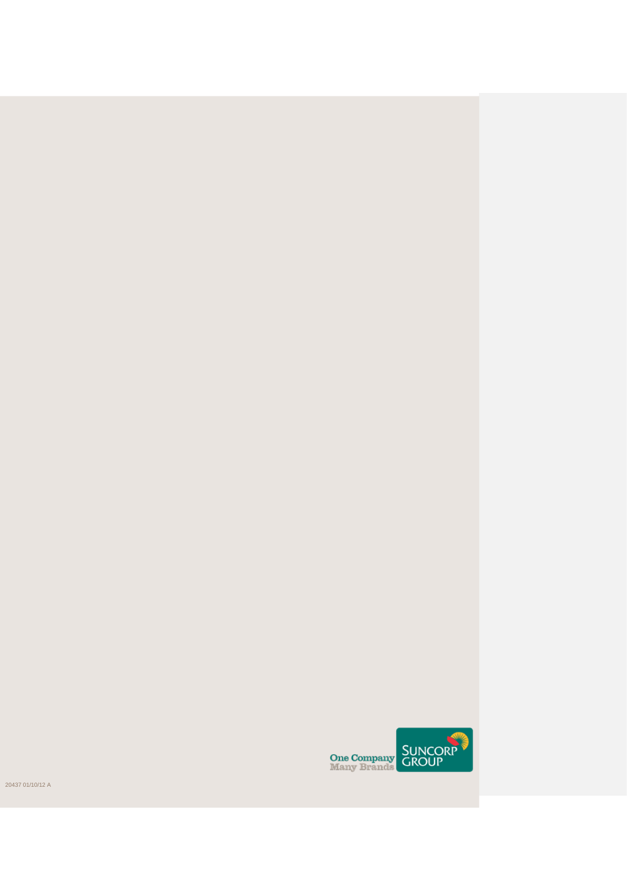One Company
Many Brands

SUNCORP GROUP

20437 01/10/12 A